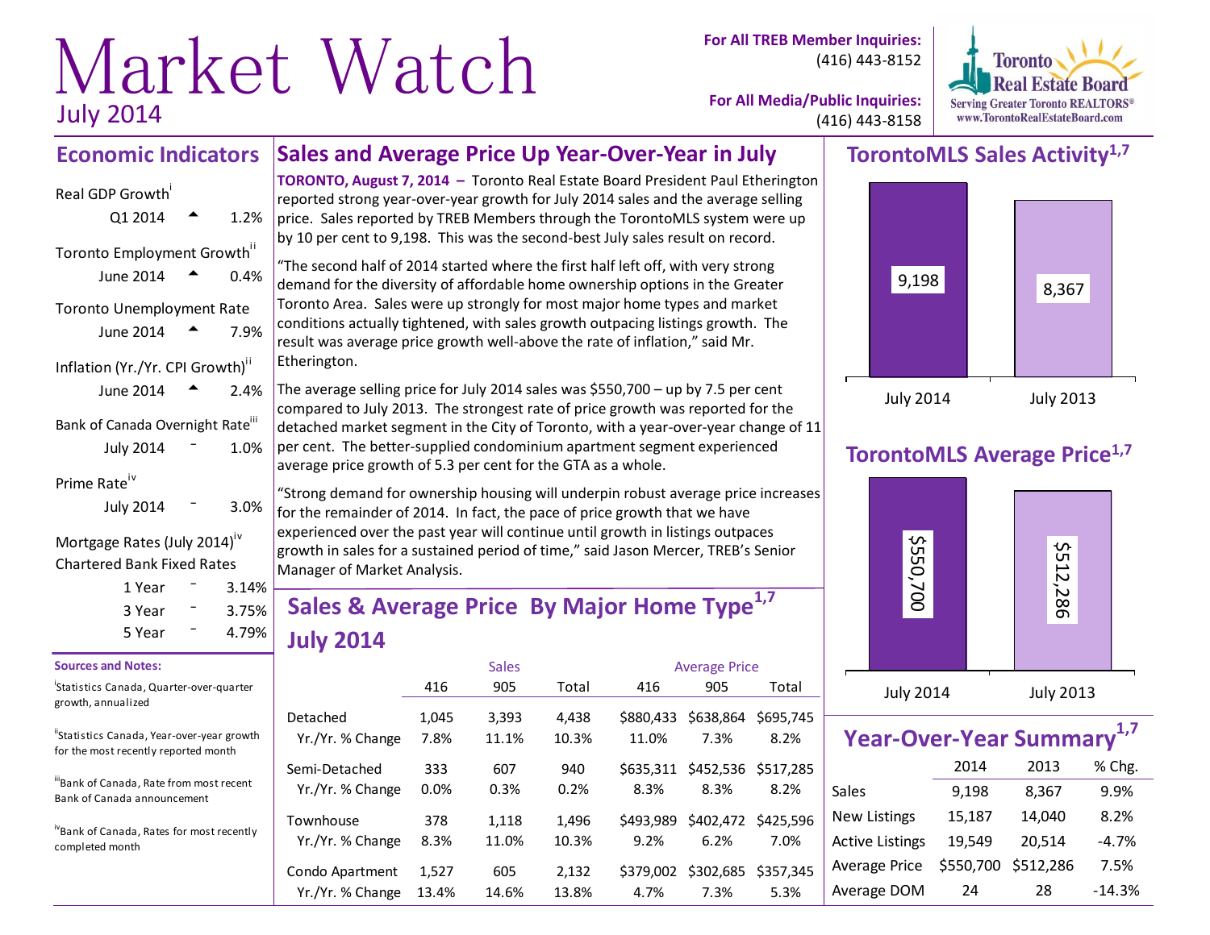# Market Watch

July 2014

**For All TREB Member Inquiries:** (416) 443-8152

**For All Media/Public Inquiries:** (416) 443-8158

Toronto Real Estate Board
Serving Greater Toronto REALTORS®
www.TorontoRealEstateBoard.com

## Economic Indicators

Real GDP Growth[i]

| | | |
|---|---|---|
| Q1 2014 | ▲ | 1.2% |

Toronto Employment Growth[ii]

| | | |
|---|---|---|
| June 2014 | ▲ | 0.4% |

Toronto Unemployment Rate

| | | |
|---|---|---|
| June 2014 | ▲ | 7.9% |

Inflation (Yr./Yr. CPI Growth)[ii]

| | | |
|---|---|---|
| June 2014 | ▲ | 2.4% |

Bank of Canada Overnight Rate[iii]

| | | |
|---|---|---|
| July 2014 | – | 1.0% |

Prime Rate[iv]

| | | |
|---|---|---|
| July 2014 | – | 3.0% |

Mortgage Rates (July 2014)[iv]
Chartered Bank Fixed Rates

| | | |
|---|---|---|
| 1 Year | – | 3.14% |
| 3 Year | – | 3.75% |
| 5 Year | – | 4.79% |

**Sources and Notes:**

[i]Statistics Canada, Quarter-over-quarter growth, annualized

[ii]Statistics Canada, Year-over-year growth for the most recently reported month

[iii]Bank of Canada, Rate from most recent Bank of Canada announcement

[iv]Bank of Canada, Rates for most recently completed month

## Sales and Average Price Up Year-Over-Year in July

**TORONTO, August 7, 2014 –** Toronto Real Estate Board President Paul Etherington reported strong year-over-year growth for July 2014 sales and the average selling price. Sales reported by TREB Members through the TorontoMLS system were up by 10 per cent to 9,198. This was the second-best July sales result on record.

"The second half of 2014 started where the first half left off, with very strong demand for the diversity of affordable home ownership options in the Greater Toronto Area. Sales were up strongly for most major home types and market conditions actually tightened, with sales growth outpacing listings growth. The result was average price growth well-above the rate of inflation," said Mr. Etherington.

The average selling price for July 2014 sales was $550,700 – up by 7.5 per cent compared to July 2013. The strongest rate of price growth was reported for the detached market segment in the City of Toronto, with a year-over-year change of 11 per cent. The better-supplied condominium apartment segment experienced average price growth of 5.3 per cent for the GTA as a whole.

"Strong demand for ownership housing will underpin robust average price increases for the remainder of 2014. In fact, the pace of price growth that we have experienced over the past year will continue until growth in listings outpaces growth in sales for a sustained period of time," said Jason Mercer, TREB's Senior Manager of Market Analysis.

## Sales & Average Price By Major Home Type[1,7] July 2014

| | Sales | | | Average Price | | |
|---|---|---|---|---|---|---|
| | 416 | 905 | Total | 416 | 905 | Total |
| Detached | 1,045 | 3,393 | 4,438 | $880,433 | $638,864 | $695,745 |
| Yr./Yr. % Change | 7.8% | 11.1% | 10.3% | 11.0% | 7.3% | 8.2% |
| Semi-Detached | 333 | 607 | 940 | $635,311 | $452,536 | $517,285 |
| Yr./Yr. % Change | 0.0% | 0.3% | 0.2% | 8.3% | 8.3% | 8.2% |
| Townhouse | 378 | 1,118 | 1,496 | $493,989 | $402,472 | $425,596 |
| Yr./Yr. % Change | 8.3% | 11.0% | 10.3% | 9.2% | 6.2% | 7.0% |
| Condo Apartment | 1,527 | 605 | 2,132 | $379,002 | $302,685 | $357,345 |
| Yr./Yr. % Change | 13.4% | 14.6% | 13.8% | 4.7% | 7.3% | 5.3% |

## TorontoMLS Sales Activity[1,7]

| July 2014 | July 2013 |
|---|---|
| 9,198 | 8,367 |

## TorontoMLS Average Price[1,7]

| July 2014 | July 2013 |
|---|---|
| $550,700 | $512,286 |

## Year-Over-Year Summary[1,7]

| | 2014 | 2013 | % Chg. |
|---|---|---|---|
| Sales | 9,198 | 8,367 | 9.9% |
| New Listings | 15,187 | 14,040 | 8.2% |
| Active Listings | 19,549 | 20,514 | -4.7% |
| Average Price | $550,700 | $512,286 | 7.5% |
| Average DOM | 24 | 28 | -14.3% |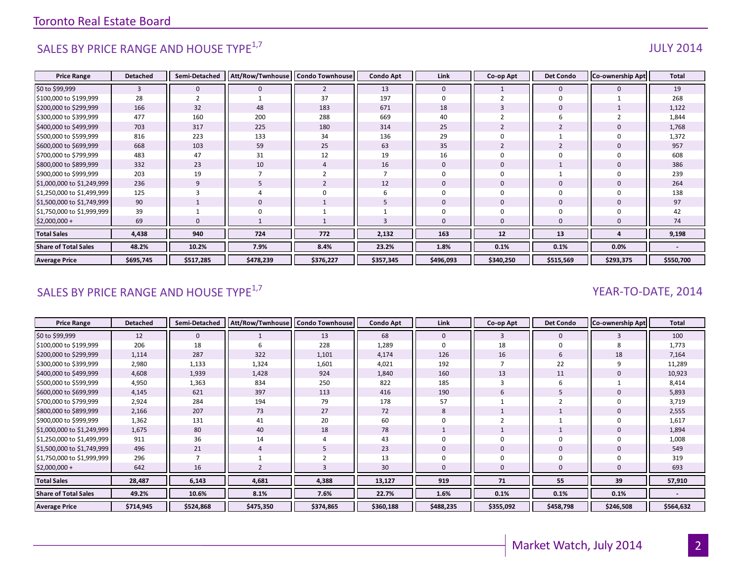## SALES BY PRICE RANGE AND HOUSE TYPE[1,7]

JULY 2014

| Price Range | Detached | Semi-Detached | Att/Row/Twnhouse | Condo Townhouse | Condo Apt | Link | Co-op Apt | Det Condo | Co-ownership Apt | Total |
|---|---|---|---|---|---|---|---|---|---|---|
| $0 to $99,999 | 3 | 0 | 0 | 2 | 13 | 0 | 1 | 0 | 0 | 19 |
| $100,000 to $199,999 | 28 | 2 | 1 | 37 | 197 | 0 | 2 | 0 | 1 | 268 |
| $200,000 to $299,999 | 166 | 32 | 48 | 183 | 671 | 18 | 3 | 0 | 1 | 1,122 |
| $300,000 to $399,999 | 477 | 160 | 200 | 288 | 669 | 40 | 2 | 6 | 2 | 1,844 |
| $400,000 to $499,999 | 703 | 317 | 225 | 180 | 314 | 25 | 2 | 2 | 0 | 1,768 |
| $500,000 to $599,999 | 816 | 223 | 133 | 34 | 136 | 29 | 0 | 1 | 0 | 1,372 |
| $600,000 to $699,999 | 668 | 103 | 59 | 25 | 63 | 35 | 2 | 2 | 0 | 957 |
| $700,000 to $799,999 | 483 | 47 | 31 | 12 | 19 | 16 | 0 | 0 | 0 | 608 |
| $800,000 to $899,999 | 332 | 23 | 10 | 4 | 16 | 0 | 0 | 1 | 0 | 386 |
| $900,000 to $999,999 | 203 | 19 | 7 | 2 | 7 | 0 | 0 | 1 | 0 | 239 |
| $1,000,000 to $1,249,999 | 236 | 9 | 5 | 2 | 12 | 0 | 0 | 0 | 0 | 264 |
| $1,250,000 to $1,499,999 | 125 | 3 | 4 | 0 | 6 | 0 | 0 | 0 | 0 | 138 |
| $1,500,000 to $1,749,999 | 90 | 1 | 0 | 1 | 5 | 0 | 0 | 0 | 0 | 97 |
| $1,750,000 to $1,999,999 | 39 | 1 | 0 | 1 | 1 | 0 | 0 | 0 | 0 | 42 |
| $2,000,000 + | 69 | 0 | 1 | 1 | 3 | 0 | 0 | 0 | 0 | 74 |
| **Total Sales** | **4,438** | **940** | **724** | **772** | **2,132** | **163** | **12** | **13** | **4** | **9,198** |
| **Share of Total Sales** | **48.2%** | **10.2%** | **7.9%** | **8.4%** | **23.2%** | **1.8%** | **0.1%** | **0.1%** | **0.0%** | **-** |
| **Average Price** | **$695,745** | **$517,285** | **$478,239** | **$376,227** | **$357,345** | **$496,093** | **$340,250** | **$515,569** | **$293,375** | **$550,700** |

## SALES BY PRICE RANGE AND HOUSE TYPE[1,7]

YEAR-TO-DATE, 2014

| Price Range | Detached | Semi-Detached | Att/Row/Twnhouse | Condo Townhouse | Condo Apt | Link | Co-op Apt | Det Condo | Co-ownership Apt | Total |
|---|---|---|---|---|---|---|---|---|---|---|
| $0 to $99,999 | 12 | 0 | 1 | 13 | 68 | 0 | 3 | 0 | 3 | 100 |
| $100,000 to $199,999 | 206 | 18 | 6 | 228 | 1,289 | 0 | 18 | 0 | 8 | 1,773 |
| $200,000 to $299,999 | 1,114 | 287 | 322 | 1,101 | 4,174 | 126 | 16 | 6 | 18 | 7,164 |
| $300,000 to $399,999 | 2,980 | 1,133 | 1,324 | 1,601 | 4,021 | 192 | 7 | 22 | 9 | 11,289 |
| $400,000 to $499,999 | 4,608 | 1,939 | 1,428 | 924 | 1,840 | 160 | 13 | 11 | 0 | 10,923 |
| $500,000 to $599,999 | 4,950 | 1,363 | 834 | 250 | 822 | 185 | 3 | 6 | 1 | 8,414 |
| $600,000 to $699,999 | 4,145 | 621 | 397 | 113 | 416 | 190 | 6 | 5 | 0 | 5,893 |
| $700,000 to $799,999 | 2,924 | 284 | 194 | 79 | 178 | 57 | 1 | 2 | 0 | 3,719 |
| $800,000 to $899,999 | 2,166 | 207 | 73 | 27 | 72 | 8 | 1 | 1 | 0 | 2,555 |
| $900,000 to $999,999 | 1,362 | 131 | 41 | 20 | 60 | 0 | 2 | 1 | 0 | 1,617 |
| $1,000,000 to $1,249,999 | 1,675 | 80 | 40 | 18 | 78 | 1 | 1 | 1 | 0 | 1,894 |
| $1,250,000 to $1,499,999 | 911 | 36 | 14 | 4 | 43 | 0 | 0 | 0 | 0 | 1,008 |
| $1,500,000 to $1,749,999 | 496 | 21 | 4 | 5 | 23 | 0 | 0 | 0 | 0 | 549 |
| $1,750,000 to $1,999,999 | 296 | 7 | 1 | 2 | 13 | 0 | 0 | 0 | 0 | 319 |
| $2,000,000 + | 642 | 16 | 2 | 3 | 30 | 0 | 0 | 0 | 0 | 693 |
| **Total Sales** | **28,487** | **6,143** | **4,681** | **4,388** | **13,127** | **919** | **71** | **55** | **39** | **57,910** |
| **Share of Total Sales** | **49.2%** | **10.6%** | **8.1%** | **7.6%** | **22.7%** | **1.6%** | **0.1%** | **0.1%** | **0.1%** | **-** |
| **Average Price** | **$714,945** | **$524,868** | **$475,350** | **$374,865** | **$360,188** | **$488,235** | **$355,092** | **$458,798** | **$246,508** | **$564,632** |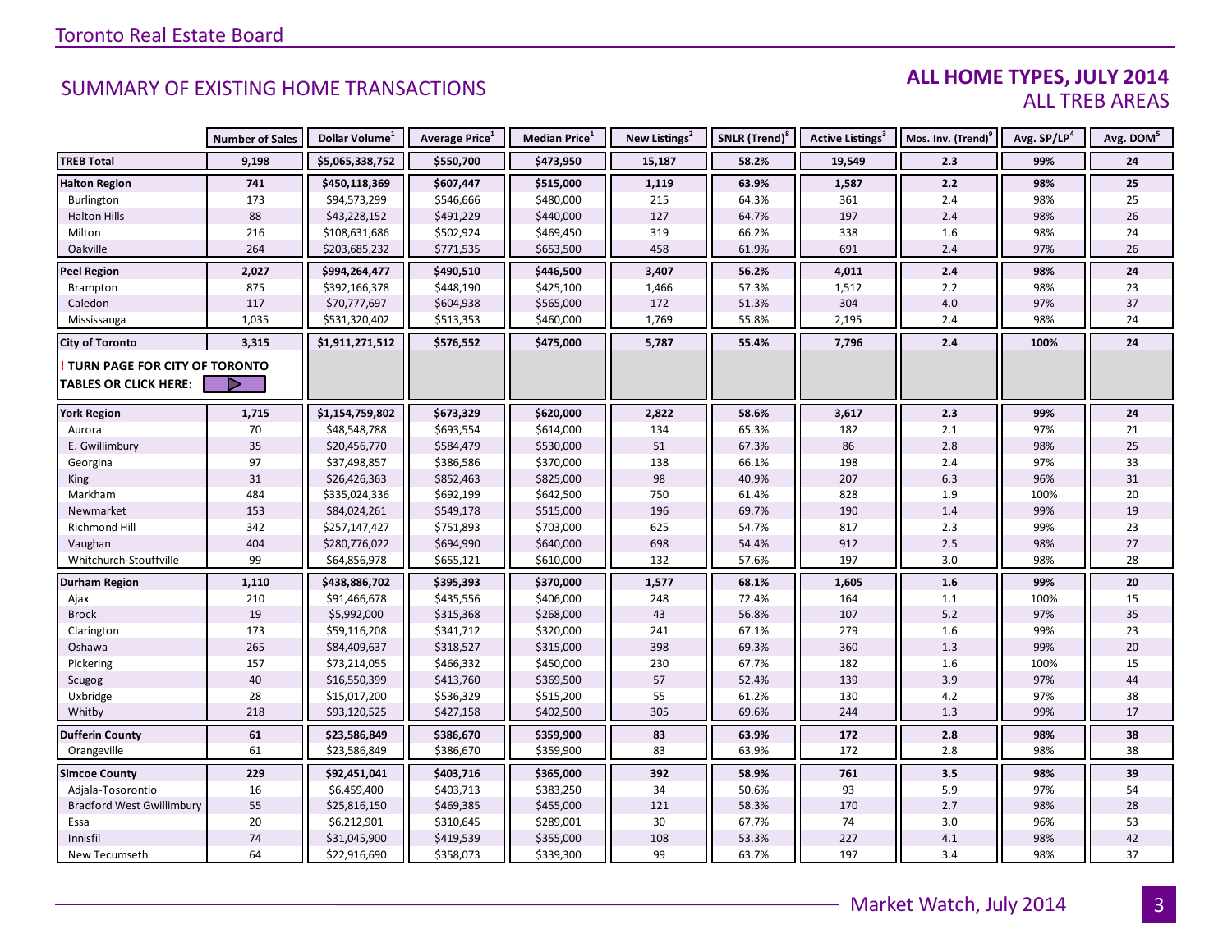## SUMMARY OF EXISTING HOME TRANSACTIONS

### ALL HOME TYPES, JULY 2014
ALL TREB AREAS

| | Number of Sales | Dollar Volume[1] | Average Price[1] | Median Price[1] | New Listings[2] | SNLR (Trend)[8] | Active Listings[3] | Mos. Inv. (Trend)[9] | Avg. SP/LP[4] | Avg. DOM[5] |
|---|---|---|---|---|---|---|---|---|---|---|
| **TREB Total** | **9,198** | **$5,065,338,752** | **$550,700** | **$473,950** | **15,187** | **58.2%** | **19,549** | **2.3** | **99%** | **24** |
| **Halton Region** | **741** | **$450,118,369** | **$607,447** | **$515,000** | **1,119** | **63.9%** | **1,587** | **2.2** | **98%** | **25** |
| Burlington | 173 | $94,573,299 | $546,666 | $480,000 | 215 | 64.3% | 361 | 2.4 | 98% | 25 |
| Halton Hills | 88 | $43,228,152 | $491,229 | $440,000 | 127 | 64.7% | 197 | 2.4 | 98% | 26 |
| Milton | 216 | $108,631,686 | $502,924 | $469,450 | 319 | 66.2% | 338 | 1.6 | 98% | 24 |
| Oakville | 264 | $203,685,232 | $771,535 | $653,500 | 458 | 61.9% | 691 | 2.4 | 97% | 26 |
| **Peel Region** | **2,027** | **$994,264,477** | **$490,510** | **$446,500** | **3,407** | **56.2%** | **4,011** | **2.4** | **98%** | **24** |
| Brampton | 875 | $392,166,378 | $448,190 | $425,100 | 1,466 | 57.3% | 1,512 | 2.2 | 98% | 23 |
| Caledon | 117 | $70,777,697 | $604,938 | $565,000 | 172 | 51.3% | 304 | 4.0 | 97% | 37 |
| Mississauga | 1,035 | $531,320,402 | $513,353 | $460,000 | 1,769 | 55.8% | 2,195 | 2.4 | 98% | 24 |
| **City of Toronto** | **3,315** | **$1,911,271,512** | **$576,552** | **$475,000** | **5,787** | **55.4%** | **7,796** | **2.4** | **100%** | **24** |
| **! TURN PAGE FOR CITY OF TORONTO TABLES OR CLICK HERE:** | | | | | | | | | | |
| **York Region** | **1,715** | **$1,154,759,802** | **$673,329** | **$620,000** | **2,822** | **58.6%** | **3,617** | **2.3** | **99%** | **24** |
| Aurora | 70 | $48,548,788 | $693,554 | $614,000 | 134 | 65.3% | 182 | 2.1 | 97% | 21 |
| E. Gwillimbury | 35 | $20,456,770 | $584,479 | $530,000 | 51 | 67.3% | 86 | 2.8 | 98% | 25 |
| Georgina | 97 | $37,498,857 | $386,586 | $370,000 | 138 | 66.1% | 198 | 2.4 | 97% | 33 |
| King | 31 | $26,426,363 | $852,463 | $825,000 | 98 | 40.9% | 207 | 6.3 | 96% | 31 |
| Markham | 484 | $335,024,336 | $692,199 | $642,500 | 750 | 61.4% | 828 | 1.9 | 100% | 20 |
| Newmarket | 153 | $84,024,261 | $549,178 | $515,000 | 196 | 69.7% | 190 | 1.4 | 99% | 19 |
| Richmond Hill | 342 | $257,147,427 | $751,893 | $703,000 | 625 | 54.7% | 817 | 2.3 | 99% | 23 |
| Vaughan | 404 | $280,776,022 | $694,990 | $640,000 | 698 | 54.4% | 912 | 2.5 | 98% | 27 |
| Whitchurch-Stouffville | 99 | $64,856,978 | $655,121 | $610,000 | 132 | 57.6% | 197 | 3.0 | 98% | 28 |
| **Durham Region** | **1,110** | **$438,886,702** | **$395,393** | **$370,000** | **1,577** | **68.1%** | **1,605** | **1.6** | **99%** | **20** |
| Ajax | 210 | $91,466,678 | $435,556 | $406,000 | 248 | 72.4% | 164 | 1.1 | 100% | 15 |
| Brock | 19 | $5,992,000 | $315,368 | $268,000 | 43 | 56.8% | 107 | 5.2 | 97% | 35 |
| Clarington | 173 | $59,116,208 | $341,712 | $320,000 | 241 | 67.1% | 279 | 1.6 | 99% | 23 |
| Oshawa | 265 | $84,409,637 | $318,527 | $315,000 | 398 | 69.3% | 360 | 1.3 | 99% | 20 |
| Pickering | 157 | $73,214,055 | $466,332 | $450,000 | 230 | 67.7% | 182 | 1.6 | 100% | 15 |
| Scugog | 40 | $16,550,399 | $413,760 | $369,500 | 57 | 52.4% | 139 | 3.9 | 97% | 44 |
| Uxbridge | 28 | $15,017,200 | $536,329 | $515,200 | 55 | 61.2% | 130 | 4.2 | 97% | 38 |
| Whitby | 218 | $93,120,525 | $427,158 | $402,500 | 305 | 69.6% | 244 | 1.3 | 99% | 17 |
| **Dufferin County** | **61** | **$23,586,849** | **$386,670** | **$359,900** | **83** | **63.9%** | **172** | **2.8** | **98%** | **38** |
| Orangeville | 61 | $23,586,849 | $386,670 | $359,900 | 83 | 63.9% | 172 | 2.8 | 98% | 38 |
| **Simcoe County** | **229** | **$92,451,041** | **$403,716** | **$365,000** | **392** | **58.9%** | **761** | **3.5** | **98%** | **39** |
| Adjala-Tosorontio | 16 | $6,459,400 | $403,713 | $383,250 | 34 | 50.6% | 93 | 5.9 | 97% | 54 |
| Bradford West Gwillimbury | 55 | $25,816,150 | $469,385 | $455,000 | 121 | 58.3% | 170 | 2.7 | 98% | 28 |
| Essa | 20 | $6,212,901 | $310,645 | $289,001 | 30 | 67.7% | 74 | 3.0 | 96% | 53 |
| Innisfil | 74 | $31,045,900 | $419,539 | $355,000 | 108 | 53.3% | 227 | 4.1 | 98% | 42 |
| New Tecumseth | 64 | $22,916,690 | $358,073 | $339,300 | 99 | 63.7% | 197 | 3.4 | 98% | 37 |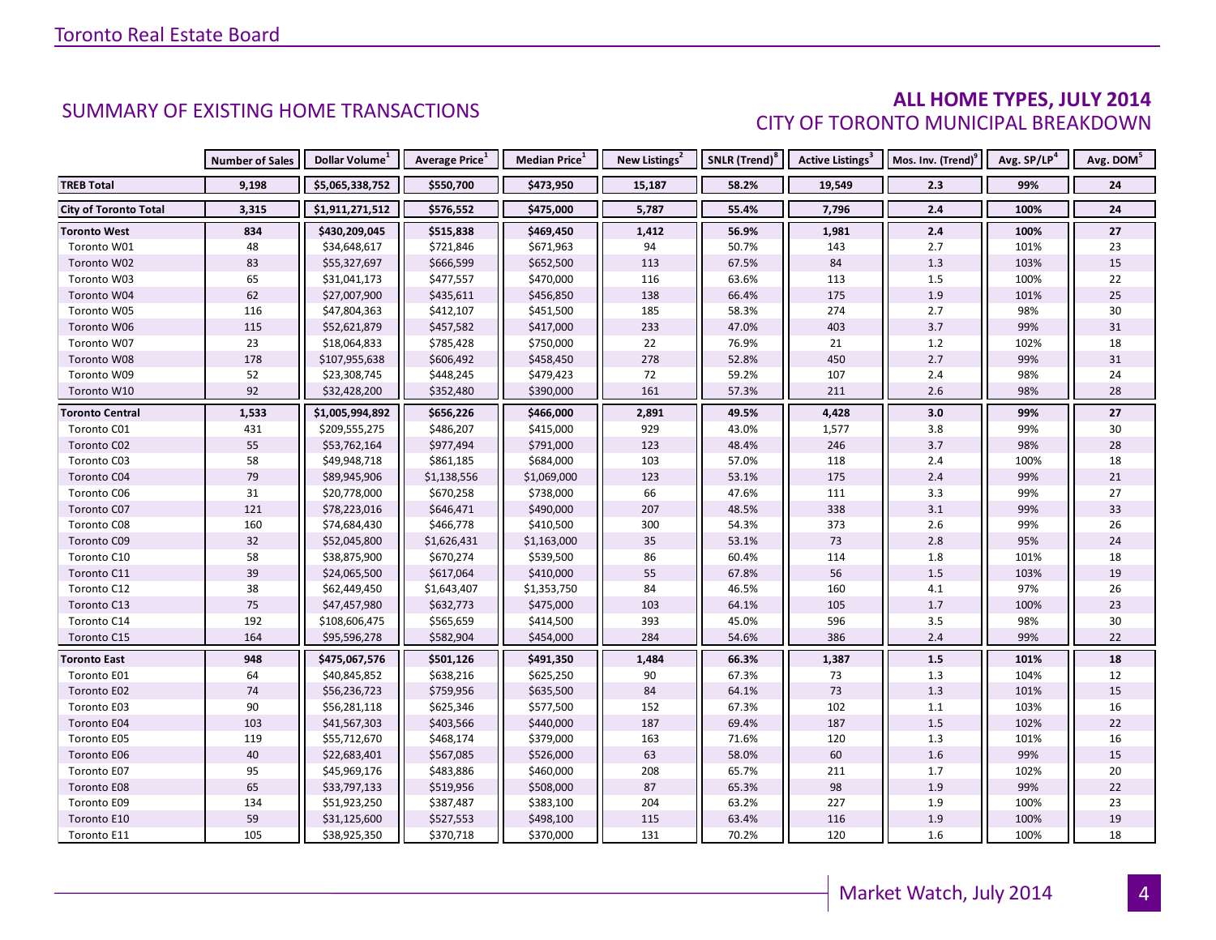## SUMMARY OF EXISTING HOME TRANSACTIONS

### ALL HOME TYPES, JULY 2014
### CITY OF TORONTO MUNICIPAL BREAKDOWN

| | Number of Sales | Dollar Volume[1] | Average Price[1] | Median Price[1] | New Listings[2] | SNLR (Trend)[8] | Active Listings[3] | Mos. Inv. (Trend)[9] | Avg. SP/LP[4] | Avg. DOM[5] |
|---|---|---|---|---|---|---|---|---|---|---|
| **TREB Total** | **9,198** | **$5,065,338,752** | **$550,700** | **$473,950** | **15,187** | **58.2%** | **19,549** | **2.3** | **99%** | **24** |
| **City of Toronto Total** | **3,315** | **$1,911,271,512** | **$576,552** | **$475,000** | **5,787** | **55.4%** | **7,796** | **2.4** | **100%** | **24** |
| **Toronto West** | **834** | **$430,209,045** | **$515,838** | **$469,450** | **1,412** | **56.9%** | **1,981** | **2.4** | **100%** | **27** |
| Toronto W01 | 48 | $34,648,617 | $721,846 | $671,963 | 94 | 50.7% | 143 | 2.7 | 101% | 23 |
| Toronto W02 | 83 | $55,327,697 | $666,599 | $652,500 | 113 | 67.5% | 84 | 1.3 | 103% | 15 |
| Toronto W03 | 65 | $31,041,173 | $477,557 | $470,000 | 116 | 63.6% | 113 | 1.5 | 100% | 22 |
| Toronto W04 | 62 | $27,007,900 | $435,611 | $456,850 | 138 | 66.4% | 175 | 1.9 | 101% | 25 |
| Toronto W05 | 116 | $47,804,363 | $412,107 | $451,500 | 185 | 58.3% | 274 | 2.7 | 98% | 30 |
| Toronto W06 | 115 | $52,621,879 | $457,582 | $417,000 | 233 | 47.0% | 403 | 3.7 | 99% | 31 |
| Toronto W07 | 23 | $18,064,833 | $785,428 | $750,000 | 22 | 76.9% | 21 | 1.2 | 102% | 18 |
| Toronto W08 | 178 | $107,955,638 | $606,492 | $458,450 | 278 | 52.8% | 450 | 2.7 | 99% | 31 |
| Toronto W09 | 52 | $23,308,745 | $448,245 | $479,423 | 72 | 59.2% | 107 | 2.4 | 98% | 24 |
| Toronto W10 | 92 | $32,428,200 | $352,480 | $390,000 | 161 | 57.3% | 211 | 2.6 | 98% | 28 |
| **Toronto Central** | **1,533** | **$1,005,994,892** | **$656,226** | **$466,000** | **2,891** | **49.5%** | **4,428** | **3.0** | **99%** | **27** |
| Toronto C01 | 431 | $209,555,275 | $486,207 | $415,000 | 929 | 43.0% | 1,577 | 3.8 | 99% | 30 |
| Toronto C02 | 55 | $53,762,164 | $977,494 | $791,000 | 123 | 48.4% | 246 | 3.7 | 98% | 28 |
| Toronto C03 | 58 | $49,948,718 | $861,185 | $684,000 | 103 | 57.0% | 118 | 2.4 | 100% | 18 |
| Toronto C04 | 79 | $89,945,906 | $1,138,556 | $1,069,000 | 123 | 53.1% | 175 | 2.4 | 99% | 21 |
| Toronto C06 | 31 | $20,778,000 | $670,258 | $738,000 | 66 | 47.6% | 111 | 3.3 | 99% | 27 |
| Toronto C07 | 121 | $78,223,016 | $646,471 | $490,000 | 207 | 48.5% | 338 | 3.1 | 99% | 33 |
| Toronto C08 | 160 | $74,684,430 | $466,778 | $410,500 | 300 | 54.3% | 373 | 2.6 | 99% | 26 |
| Toronto C09 | 32 | $52,045,800 | $1,626,431 | $1,163,000 | 35 | 53.1% | 73 | 2.8 | 95% | 24 |
| Toronto C10 | 58 | $38,875,900 | $670,274 | $539,500 | 86 | 60.4% | 114 | 1.8 | 101% | 18 |
| Toronto C11 | 39 | $24,065,500 | $617,064 | $410,000 | 55 | 67.8% | 56 | 1.5 | 103% | 19 |
| Toronto C12 | 38 | $62,449,450 | $1,643,407 | $1,353,750 | 84 | 46.5% | 160 | 4.1 | 97% | 26 |
| Toronto C13 | 75 | $47,457,980 | $632,773 | $475,000 | 103 | 64.1% | 105 | 1.7 | 100% | 23 |
| Toronto C14 | 192 | $108,606,475 | $565,659 | $414,500 | 393 | 45.0% | 596 | 3.5 | 98% | 30 |
| Toronto C15 | 164 | $95,596,278 | $582,904 | $454,000 | 284 | 54.6% | 386 | 2.4 | 99% | 22 |
| **Toronto East** | **948** | **$475,067,576** | **$501,126** | **$491,350** | **1,484** | **66.3%** | **1,387** | **1.5** | **101%** | **18** |
| Toronto E01 | 64 | $40,845,852 | $638,216 | $625,250 | 90 | 67.3% | 73 | 1.3 | 104% | 12 |
| Toronto E02 | 74 | $56,236,723 | $759,956 | $635,500 | 84 | 64.1% | 73 | 1.3 | 101% | 15 |
| Toronto E03 | 90 | $56,281,118 | $625,346 | $577,500 | 152 | 67.3% | 102 | 1.1 | 103% | 16 |
| Toronto E04 | 103 | $41,567,303 | $403,566 | $440,000 | 187 | 69.4% | 187 | 1.5 | 102% | 22 |
| Toronto E05 | 119 | $55,712,670 | $468,174 | $379,000 | 163 | 71.6% | 120 | 1.3 | 101% | 16 |
| Toronto E06 | 40 | $22,683,401 | $567,085 | $526,000 | 63 | 58.0% | 60 | 1.6 | 99% | 15 |
| Toronto E07 | 95 | $45,969,176 | $483,886 | $460,000 | 208 | 65.7% | 211 | 1.7 | 102% | 20 |
| Toronto E08 | 65 | $33,797,133 | $519,956 | $508,000 | 87 | 65.3% | 98 | 1.9 | 99% | 22 |
| Toronto E09 | 134 | $51,923,250 | $387,487 | $383,100 | 204 | 63.2% | 227 | 1.9 | 100% | 23 |
| Toronto E10 | 59 | $31,125,600 | $527,553 | $498,100 | 115 | 63.4% | 116 | 1.9 | 100% | 19 |
| Toronto E11 | 105 | $38,925,350 | $370,718 | $370,000 | 131 | 70.2% | 120 | 1.6 | 100% | 18 |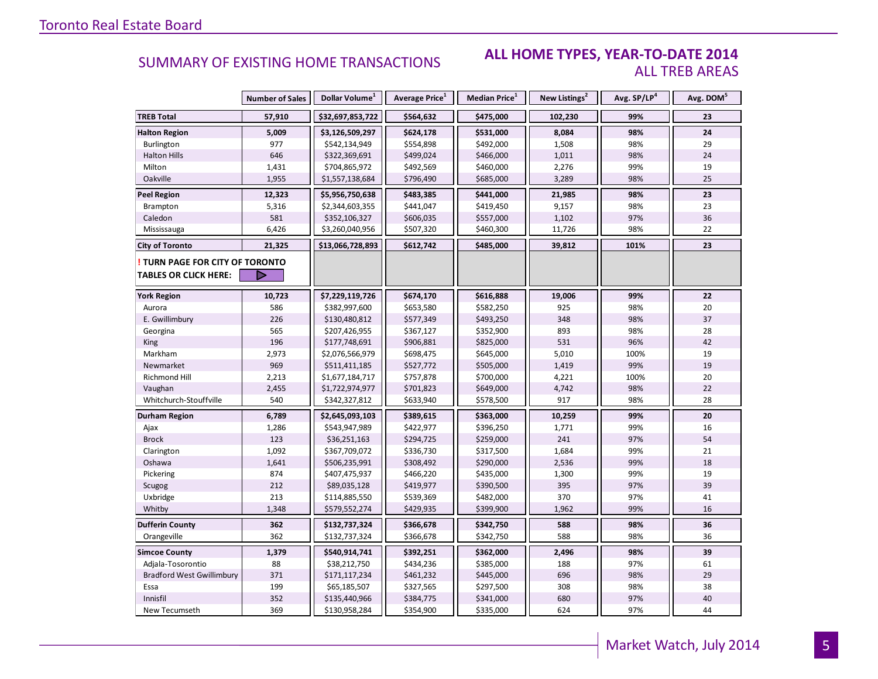## SUMMARY OF EXISTING HOME TRANSACTIONS

## ALL HOME TYPES, YEAR-TO-DATE 2014

### ALL TREB AREAS

| | Number of Sales | Dollar Volume[1] | Average Price[1] | Median Price[1] | New Listings[2] | Avg. SP/LP[4] | Avg. DOM[5] |
|---|---|---|---|---|---|---|---|
| **TREB Total** | **57,910** | **$32,697,853,722** | **$564,632** | **$475,000** | **102,230** | **99%** | **23** |
| **Halton Region** | **5,009** | **$3,126,509,297** | **$624,178** | **$531,000** | **8,084** | **98%** | **24** |
| Burlington | 977 | $542,134,949 | $554,898 | $492,000 | 1,508 | 98% | 29 |
| Halton Hills | 646 | $322,369,691 | $499,024 | $466,000 | 1,011 | 98% | 24 |
| Milton | 1,431 | $704,865,972 | $492,569 | $460,000 | 2,276 | 99% | 19 |
| Oakville | 1,955 | $1,557,138,684 | $796,490 | $685,000 | 3,289 | 98% | 25 |
| **Peel Region** | **12,323** | **$5,956,750,638** | **$483,385** | **$441,000** | **21,985** | **98%** | **23** |
| Brampton | 5,316 | $2,344,603,355 | $441,047 | $419,450 | 9,157 | 98% | 23 |
| Caledon | 581 | $352,106,327 | $606,035 | $557,000 | 1,102 | 97% | 36 |
| Mississauga | 6,426 | $3,260,040,956 | $507,320 | $460,300 | 11,726 | 98% | 22 |
| **City of Toronto** | **21,325** | **$13,066,728,893** | **$612,742** | **$485,000** | **39,812** | **101%** | **23** |
| **! TURN PAGE FOR CITY OF TORONTO TABLES OR CLICK HERE:** | | | | | | | |
| **York Region** | **10,723** | **$7,229,119,726** | **$674,170** | **$616,888** | **19,006** | **99%** | **22** |
| Aurora | 586 | $382,997,600 | $653,580 | $582,250 | 925 | 98% | 20 |
| E. Gwillimbury | 226 | $130,480,812 | $577,349 | $493,250 | 348 | 98% | 37 |
| Georgina | 565 | $207,426,955 | $367,127 | $352,900 | 893 | 98% | 28 |
| King | 196 | $177,748,691 | $906,881 | $825,000 | 531 | 96% | 42 |
| Markham | 2,973 | $2,076,566,979 | $698,475 | $645,000 | 5,010 | 100% | 19 |
| Newmarket | 969 | $511,411,185 | $527,772 | $505,000 | 1,419 | 99% | 19 |
| Richmond Hill | 2,213 | $1,677,184,717 | $757,878 | $700,000 | 4,221 | 100% | 20 |
| Vaughan | 2,455 | $1,722,974,977 | $701,823 | $649,000 | 4,742 | 98% | 22 |
| Whitchurch-Stouffville | 540 | $342,327,812 | $633,940 | $578,500 | 917 | 98% | 28 |
| **Durham Region** | **6,789** | **$2,645,093,103** | **$389,615** | **$363,000** | **10,259** | **99%** | **20** |
| Ajax | 1,286 | $543,947,989 | $422,977 | $396,250 | 1,771 | 99% | 16 |
| Brock | 123 | $36,251,163 | $294,725 | $259,000 | 241 | 97% | 54 |
| Clarington | 1,092 | $367,709,072 | $336,730 | $317,500 | 1,684 | 99% | 21 |
| Oshawa | 1,641 | $506,235,991 | $308,492 | $290,000 | 2,536 | 99% | 18 |
| Pickering | 874 | $407,475,937 | $466,220 | $435,000 | 1,300 | 99% | 19 |
| Scugog | 212 | $89,035,128 | $419,977 | $390,500 | 395 | 97% | 39 |
| Uxbridge | 213 | $114,885,550 | $539,369 | $482,000 | 370 | 97% | 41 |
| Whitby | 1,348 | $579,552,274 | $429,935 | $399,900 | 1,962 | 99% | 16 |
| **Dufferin County** | **362** | **$132,737,324** | **$366,678** | **$342,750** | **588** | **98%** | **36** |
| Orangeville | 362 | $132,737,324 | $366,678 | $342,750 | 588 | 98% | 36 |
| **Simcoe County** | **1,379** | **$540,914,741** | **$392,251** | **$362,000** | **2,496** | **98%** | **39** |
| Adjala-Tosorontio | 88 | $38,212,750 | $434,236 | $385,000 | 188 | 97% | 61 |
| Bradford West Gwillimbury | 371 | $171,117,234 | $461,232 | $445,000 | 696 | 98% | 29 |
| Essa | 199 | $65,185,507 | $327,565 | $297,500 | 308 | 98% | 38 |
| Innisfil | 352 | $135,440,966 | $384,775 | $341,000 | 680 | 97% | 40 |
| New Tecumseth | 369 | $130,958,284 | $354,900 | $335,000 | 624 | 97% | 44 |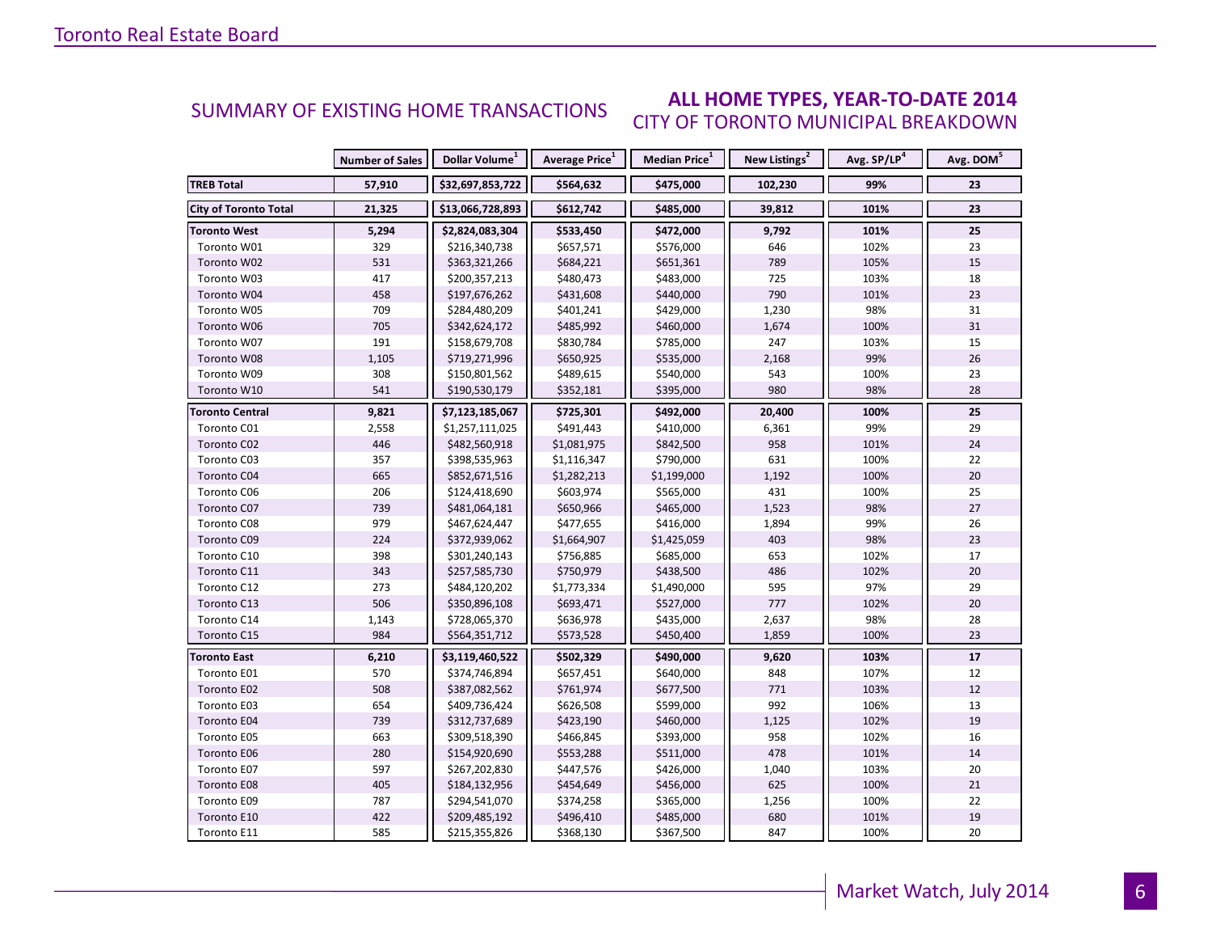## SUMMARY OF EXISTING HOME TRANSACTIONS

## ALL HOME TYPES, YEAR-TO-DATE 2014

### CITY OF TORONTO MUNICIPAL BREAKDOWN

| | Number of Sales | Dollar Volume[1] | Average Price[1] | Median Price[1] | New Listings[2] | Avg. SP/LP[4] | Avg. DOM[5] |
|---|---|---|---|---|---|---|---|
| **TREB Total** | **57,910** | **$32,697,853,722** | **$564,632** | **$475,000** | **102,230** | **99%** | **23** |
| **City of Toronto Total** | **21,325** | **$13,066,728,893** | **$612,742** | **$485,000** | **39,812** | **101%** | **23** |
| **Toronto West** | **5,294** | **$2,824,083,304** | **$533,450** | **$472,000** | **9,792** | **101%** | **25** |
| Toronto W01 | 329 | $216,340,738 | $657,571 | $576,000 | 646 | 102% | 23 |
| Toronto W02 | 531 | $363,321,266 | $684,221 | $651,361 | 789 | 105% | 15 |
| Toronto W03 | 417 | $200,357,213 | $480,473 | $483,000 | 725 | 103% | 18 |
| Toronto W04 | 458 | $197,676,262 | $431,608 | $440,000 | 790 | 101% | 23 |
| Toronto W05 | 709 | $284,480,209 | $401,241 | $429,000 | 1,230 | 98% | 31 |
| Toronto W06 | 705 | $342,624,172 | $485,992 | $460,000 | 1,674 | 100% | 31 |
| Toronto W07 | 191 | $158,679,708 | $830,784 | $785,000 | 247 | 103% | 15 |
| Toronto W08 | 1,105 | $719,271,996 | $650,925 | $535,000 | 2,168 | 99% | 26 |
| Toronto W09 | 308 | $150,801,562 | $489,615 | $540,000 | 543 | 100% | 23 |
| Toronto W10 | 541 | $190,530,179 | $352,181 | $395,000 | 980 | 98% | 28 |
| **Toronto Central** | **9,821** | **$7,123,185,067** | **$725,301** | **$492,000** | **20,400** | **100%** | **25** |
| Toronto C01 | 2,558 | $1,257,111,025 | $491,443 | $410,000 | 6,361 | 99% | 29 |
| Toronto C02 | 446 | $482,560,918 | $1,081,975 | $842,500 | 958 | 101% | 24 |
| Toronto C03 | 357 | $398,535,963 | $1,116,347 | $790,000 | 631 | 100% | 22 |
| Toronto C04 | 665 | $852,671,516 | $1,282,213 | $1,199,000 | 1,192 | 100% | 20 |
| Toronto C06 | 206 | $124,418,690 | $603,974 | $565,000 | 431 | 100% | 25 |
| Toronto C07 | 739 | $481,064,181 | $650,966 | $465,000 | 1,523 | 98% | 27 |
| Toronto C08 | 979 | $467,624,447 | $477,655 | $416,000 | 1,894 | 99% | 26 |
| Toronto C09 | 224 | $372,939,062 | $1,664,907 | $1,425,059 | 403 | 98% | 23 |
| Toronto C10 | 398 | $301,240,143 | $756,885 | $685,000 | 653 | 102% | 17 |
| Toronto C11 | 343 | $257,585,730 | $750,979 | $438,500 | 486 | 102% | 20 |
| Toronto C12 | 273 | $484,120,202 | $1,773,334 | $1,490,000 | 595 | 97% | 29 |
| Toronto C13 | 506 | $350,896,108 | $693,471 | $527,000 | 777 | 102% | 20 |
| Toronto C14 | 1,143 | $728,065,370 | $636,978 | $435,000 | 2,637 | 98% | 28 |
| Toronto C15 | 984 | $564,351,712 | $573,528 | $450,400 | 1,859 | 100% | 23 |
| **Toronto East** | **6,210** | **$3,119,460,522** | **$502,329** | **$490,000** | **9,620** | **103%** | **17** |
| Toronto E01 | 570 | $374,746,894 | $657,451 | $640,000 | 848 | 107% | 12 |
| Toronto E02 | 508 | $387,082,562 | $761,974 | $677,500 | 771 | 103% | 12 |
| Toronto E03 | 654 | $409,736,424 | $626,508 | $599,000 | 992 | 106% | 13 |
| Toronto E04 | 739 | $312,737,689 | $423,190 | $460,000 | 1,125 | 102% | 19 |
| Toronto E05 | 663 | $309,518,390 | $466,845 | $393,000 | 958 | 102% | 16 |
| Toronto E06 | 280 | $154,920,690 | $553,288 | $511,000 | 478 | 101% | 14 |
| Toronto E07 | 597 | $267,202,830 | $447,576 | $426,000 | 1,040 | 103% | 20 |
| Toronto E08 | 405 | $184,132,956 | $454,649 | $456,000 | 625 | 100% | 21 |
| Toronto E09 | 787 | $294,541,070 | $374,258 | $365,000 | 1,256 | 100% | 22 |
| Toronto E10 | 422 | $209,485,192 | $496,410 | $485,000 | 680 | 101% | 19 |
| Toronto E11 | 585 | $215,355,826 | $368,130 | $367,500 | 847 | 100% | 20 |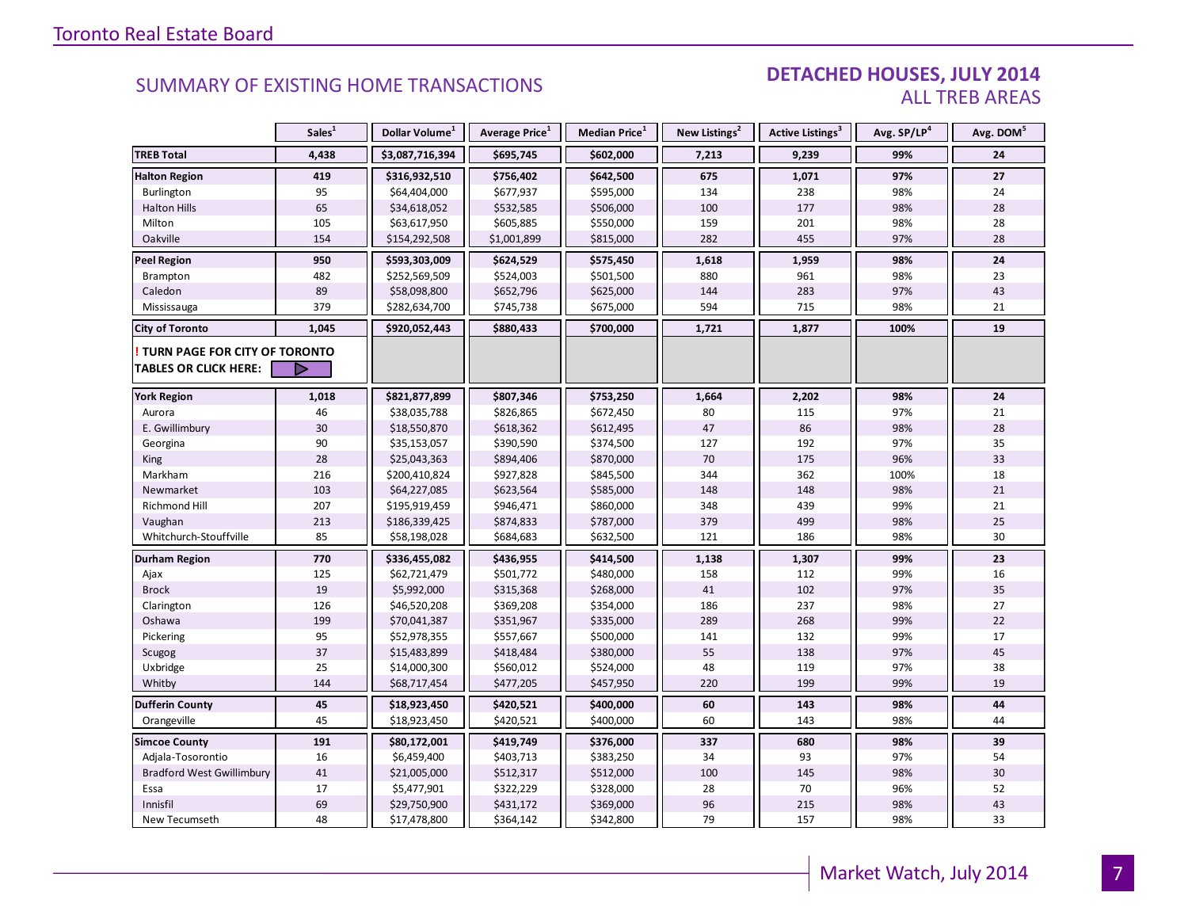## SUMMARY OF EXISTING HOME TRANSACTIONS

### DETACHED HOUSES, JULY 2014
### ALL TREB AREAS

| | Sales[1] | Dollar Volume[1] | Average Price[1] | Median Price[1] | New Listings[2] | Active Listings[3] | Avg. SP/LP[4] | Avg. DOM[5] |
|---|---|---|---|---|---|---|---|---|
| **TREB Total** | **4,438** | **$3,087,716,394** | **$695,745** | **$602,000** | **7,213** | **9,239** | **99%** | **24** |
| **Halton Region** | **419** | **$316,932,510** | **$756,402** | **$642,500** | **675** | **1,071** | **97%** | **27** |
| Burlington | 95 | $64,404,000 | $677,937 | $595,000 | 134 | 238 | 98% | 24 |
| Halton Hills | 65 | $34,618,052 | $532,585 | $506,000 | 100 | 177 | 98% | 28 |
| Milton | 105 | $63,617,950 | $605,885 | $550,000 | 159 | 201 | 98% | 28 |
| Oakville | 154 | $154,292,508 | $1,001,899 | $815,000 | 282 | 455 | 97% | 28 |
| **Peel Region** | **950** | **$593,303,009** | **$624,529** | **$575,450** | **1,618** | **1,959** | **98%** | **24** |
| Brampton | 482 | $252,569,509 | $524,003 | $501,500 | 880 | 961 | 98% | 23 |
| Caledon | 89 | $58,098,800 | $652,796 | $625,000 | 144 | 283 | 97% | 43 |
| Mississauga | 379 | $282,634,700 | $745,738 | $675,000 | 594 | 715 | 98% | 21 |
| **City of Toronto** | **1,045** | **$920,052,443** | **$880,433** | **$700,000** | **1,721** | **1,877** | **100%** | **19** |
| **! TURN PAGE FOR CITY OF TORONTO TABLES OR CLICK HERE:** | | | | | | | | |
| **York Region** | **1,018** | **$821,877,899** | **$807,346** | **$753,250** | **1,664** | **2,202** | **98%** | **24** |
| Aurora | 46 | $38,035,788 | $826,865 | $672,450 | 80 | 115 | 97% | 21 |
| E. Gwillimbury | 30 | $18,550,870 | $618,362 | $612,495 | 47 | 86 | 98% | 28 |
| Georgina | 90 | $35,153,057 | $390,590 | $374,500 | 127 | 192 | 97% | 35 |
| King | 28 | $25,043,363 | $894,406 | $870,000 | 70 | 175 | 96% | 33 |
| Markham | 216 | $200,410,824 | $927,828 | $845,500 | 344 | 362 | 100% | 18 |
| Newmarket | 103 | $64,227,085 | $623,564 | $585,000 | 148 | 148 | 98% | 21 |
| Richmond Hill | 207 | $195,919,459 | $946,471 | $860,000 | 348 | 439 | 99% | 21 |
| Vaughan | 213 | $186,339,425 | $874,833 | $787,000 | 379 | 499 | 98% | 25 |
| Whitchurch-Stouffville | 85 | $58,198,028 | $684,683 | $632,500 | 121 | 186 | 98% | 30 |
| **Durham Region** | **770** | **$336,455,082** | **$436,955** | **$414,500** | **1,138** | **1,307** | **99%** | **23** |
| Ajax | 125 | $62,721,479 | $501,772 | $480,000 | 158 | 112 | 99% | 16 |
| Brock | 19 | $5,992,000 | $315,368 | $268,000 | 41 | 102 | 97% | 35 |
| Clarington | 126 | $46,520,208 | $369,208 | $354,000 | 186 | 237 | 98% | 27 |
| Oshawa | 199 | $70,041,387 | $351,967 | $335,000 | 289 | 268 | 99% | 22 |
| Pickering | 95 | $52,978,355 | $557,667 | $500,000 | 141 | 132 | 99% | 17 |
| Scugog | 37 | $15,483,899 | $418,484 | $380,000 | 55 | 138 | 97% | 45 |
| Uxbridge | 25 | $14,000,300 | $560,012 | $524,000 | 48 | 119 | 97% | 38 |
| Whitby | 144 | $68,717,454 | $477,205 | $457,950 | 220 | 199 | 99% | 19 |
| **Dufferin County** | **45** | **$18,923,450** | **$420,521** | **$400,000** | **60** | **143** | **98%** | **44** |
| Orangeville | 45 | $18,923,450 | $420,521 | $400,000 | 60 | 143 | 98% | 44 |
| **Simcoe County** | **191** | **$80,172,001** | **$419,749** | **$376,000** | **337** | **680** | **98%** | **39** |
| Adjala-Tosorontio | 16 | $6,459,400 | $403,713 | $383,250 | 34 | 93 | 97% | 54 |
| Bradford West Gwillimbury | 41 | $21,005,000 | $512,317 | $512,000 | 100 | 145 | 98% | 30 |
| Essa | 17 | $5,477,901 | $322,229 | $328,000 | 28 | 70 | 96% | 52 |
| Innisfil | 69 | $29,750,900 | $431,172 | $369,000 | 96 | 215 | 98% | 43 |
| New Tecumseth | 48 | $17,478,800 | $364,142 | $342,800 | 79 | 157 | 98% | 33 |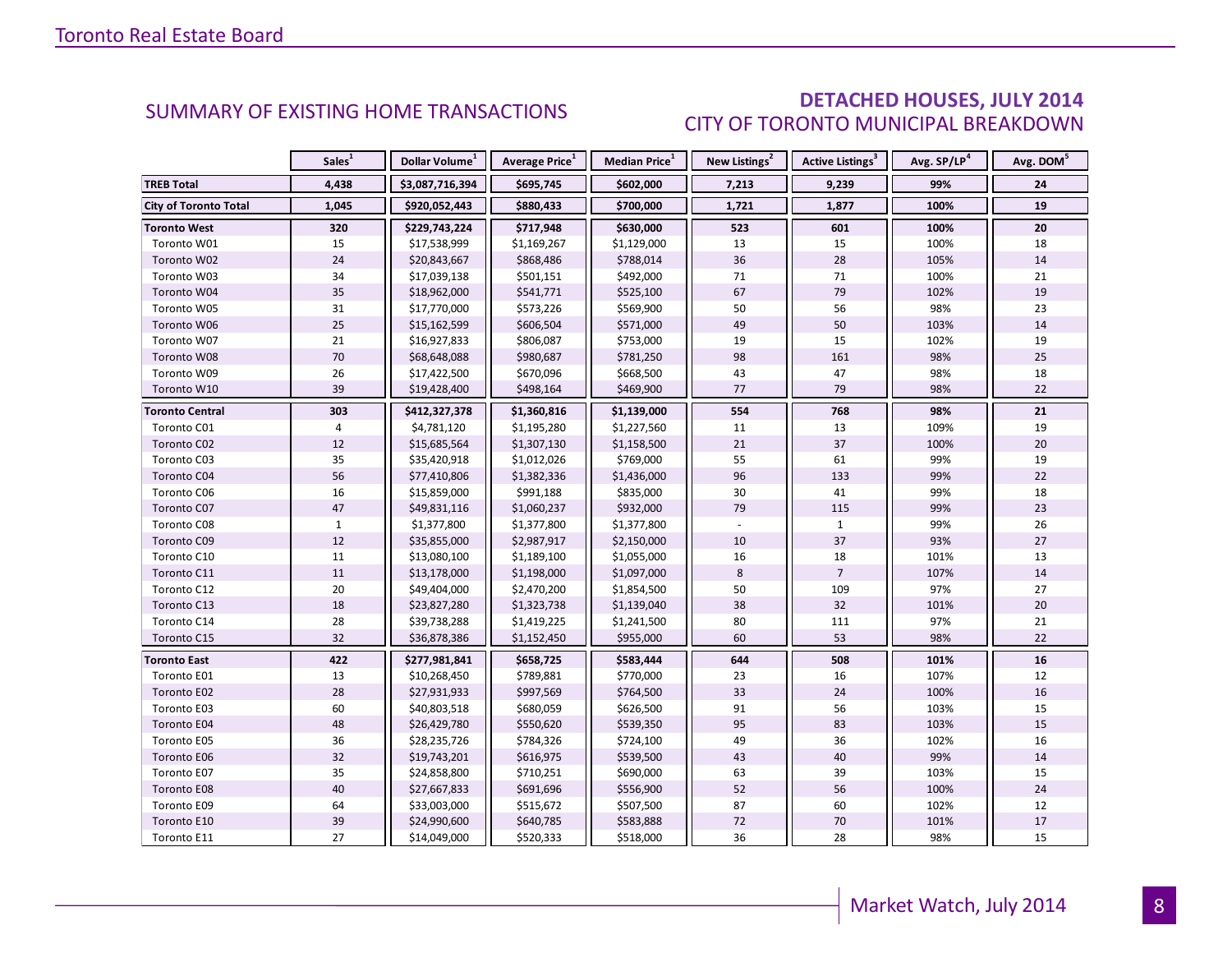## SUMMARY OF EXISTING HOME TRANSACTIONS

### DETACHED HOUSES, JULY 2014
### CITY OF TORONTO MUNICIPAL BREAKDOWN

| | Sales[1] | Dollar Volume[1] | Average Price[1] | Median Price[1] | New Listings[2] | Active Listings[3] | Avg. SP/LP[4] | Avg. DOM[5] |
|---|---|---|---|---|---|---|---|---|
| **TREB Total** | **4,438** | **$3,087,716,394** | **$695,745** | **$602,000** | **7,213** | **9,239** | **99%** | **24** |
| **City of Toronto Total** | **1,045** | **$920,052,443** | **$880,433** | **$700,000** | **1,721** | **1,877** | **100%** | **19** |
| **Toronto West** | **320** | **$229,743,224** | **$717,948** | **$630,000** | **523** | **601** | **100%** | **20** |
| Toronto W01 | 15 | $17,538,999 | $1,169,267 | $1,129,000 | 13 | 15 | 100% | 18 |
| Toronto W02 | 24 | $20,843,667 | $868,486 | $788,014 | 36 | 28 | 105% | 14 |
| Toronto W03 | 34 | $17,039,138 | $501,151 | $492,000 | 71 | 71 | 100% | 21 |
| Toronto W04 | 35 | $18,962,000 | $541,771 | $525,100 | 67 | 79 | 102% | 19 |
| Toronto W05 | 31 | $17,770,000 | $573,226 | $569,900 | 50 | 56 | 98% | 23 |
| Toronto W06 | 25 | $15,162,599 | $606,504 | $571,000 | 49 | 50 | 103% | 14 |
| Toronto W07 | 21 | $16,927,833 | $806,087 | $753,000 | 19 | 15 | 102% | 19 |
| Toronto W08 | 70 | $68,648,088 | $980,687 | $781,250 | 98 | 161 | 98% | 25 |
| Toronto W09 | 26 | $17,422,500 | $670,096 | $668,500 | 43 | 47 | 98% | 18 |
| Toronto W10 | 39 | $19,428,400 | $498,164 | $469,900 | 77 | 79 | 98% | 22 |
| **Toronto Central** | **303** | **$412,327,378** | **$1,360,816** | **$1,139,000** | **554** | **768** | **98%** | **21** |
| Toronto C01 | 4 | $4,781,120 | $1,195,280 | $1,227,560 | 11 | 13 | 109% | 19 |
| Toronto C02 | 12 | $15,685,564 | $1,307,130 | $1,158,500 | 21 | 37 | 100% | 20 |
| Toronto C03 | 35 | $35,420,918 | $1,012,026 | $769,000 | 55 | 61 | 99% | 19 |
| Toronto C04 | 56 | $77,410,806 | $1,382,336 | $1,436,000 | 96 | 133 | 99% | 22 |
| Toronto C06 | 16 | $15,859,000 | $991,188 | $835,000 | 30 | 41 | 99% | 18 |
| Toronto C07 | 47 | $49,831,116 | $1,060,237 | $932,000 | 79 | 115 | 99% | 23 |
| Toronto C08 | 1 | $1,377,800 | $1,377,800 | $1,377,800 | - | 1 | 99% | 26 |
| Toronto C09 | 12 | $35,855,000 | $2,987,917 | $2,150,000 | 10 | 37 | 93% | 27 |
| Toronto C10 | 11 | $13,080,100 | $1,189,100 | $1,055,000 | 16 | 18 | 101% | 13 |
| Toronto C11 | 11 | $13,178,000 | $1,198,000 | $1,097,000 | 8 | 7 | 107% | 14 |
| Toronto C12 | 20 | $49,404,000 | $2,470,200 | $1,854,500 | 50 | 109 | 97% | 27 |
| Toronto C13 | 18 | $23,827,280 | $1,323,738 | $1,139,040 | 38 | 32 | 101% | 20 |
| Toronto C14 | 28 | $39,738,288 | $1,419,225 | $1,241,500 | 80 | 111 | 97% | 21 |
| Toronto C15 | 32 | $36,878,386 | $1,152,450 | $955,000 | 60 | 53 | 98% | 22 |
| **Toronto East** | **422** | **$277,981,841** | **$658,725** | **$583,444** | **644** | **508** | **101%** | **16** |
| Toronto E01 | 13 | $10,268,450 | $789,881 | $770,000 | 23 | 16 | 107% | 12 |
| Toronto E02 | 28 | $27,931,933 | $997,569 | $764,500 | 33 | 24 | 100% | 16 |
| Toronto E03 | 60 | $40,803,518 | $680,059 | $626,500 | 91 | 56 | 103% | 15 |
| Toronto E04 | 48 | $26,429,780 | $550,620 | $539,350 | 95 | 83 | 103% | 15 |
| Toronto E05 | 36 | $28,235,726 | $784,326 | $724,100 | 49 | 36 | 102% | 16 |
| Toronto E06 | 32 | $19,743,201 | $616,975 | $539,500 | 43 | 40 | 99% | 14 |
| Toronto E07 | 35 | $24,858,800 | $710,251 | $690,000 | 63 | 39 | 103% | 15 |
| Toronto E08 | 40 | $27,667,833 | $691,696 | $556,900 | 52 | 56 | 100% | 24 |
| Toronto E09 | 64 | $33,003,000 | $515,672 | $507,500 | 87 | 60 | 102% | 12 |
| Toronto E10 | 39 | $24,990,600 | $640,785 | $583,888 | 72 | 70 | 101% | 17 |
| Toronto E11 | 27 | $14,049,000 | $520,333 | $518,000 | 36 | 28 | 98% | 15 |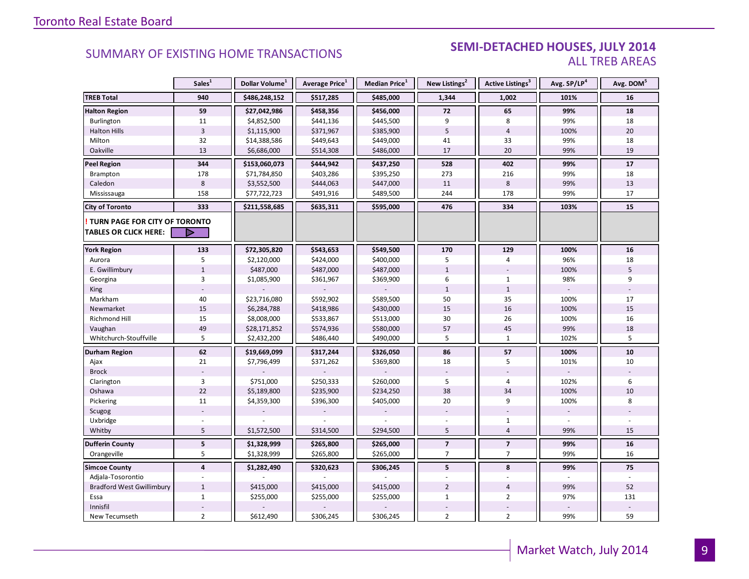Toronto Real Estate Board

## SUMMARY OF EXISTING HOME TRANSACTIONS

## SEMI-DETACHED HOUSES, JULY 2014
### ALL TREB AREAS

| | Sales[1] | Dollar Volume[1] | Average Price[1] | Median Price[1] | New Listings[2] | Active Listings[3] | Avg. SP/LP[4] | Avg. DOM[5] |
|---|---|---|---|---|---|---|---|---|
| **TREB Total** | **940** | **$486,248,152** | **$517,285** | **$485,000** | **1,344** | **1,002** | **101%** | **16** |
| **Halton Region** | **59** | **$27,042,986** | **$458,356** | **$456,000** | **72** | **65** | **99%** | **18** |
| Burlington | 11 | $4,852,500 | $441,136 | $445,500 | 9 | 8 | 99% | 18 |
| Halton Hills | 3 | $1,115,900 | $371,967 | $385,900 | 5 | 4 | 100% | 20 |
| Milton | 32 | $14,388,586 | $449,643 | $449,000 | 41 | 33 | 99% | 18 |
| Oakville | 13 | $6,686,000 | $514,308 | $486,000 | 17 | 20 | 99% | 19 |
| **Peel Region** | **344** | **$153,060,073** | **$444,942** | **$437,250** | **528** | **402** | **99%** | **17** |
| Brampton | 178 | $71,784,850 | $403,286 | $395,250 | 273 | 216 | 99% | 18 |
| Caledon | 8 | $3,552,500 | $444,063 | $447,000 | 11 | 8 | 99% | 13 |
| Mississauga | 158 | $77,722,723 | $491,916 | $489,500 | 244 | 178 | 99% | 17 |
| **City of Toronto** | **333** | **$211,558,685** | **$635,311** | **$595,000** | **476** | **334** | **103%** | **15** |
| **! TURN PAGE FOR CITY OF TORONTO TABLES OR CLICK HERE:** | | | | | | | | |
| **York Region** | **133** | **$72,305,820** | **$543,653** | **$549,500** | **170** | **129** | **100%** | **16** |
| Aurora | 5 | $2,120,000 | $424,000 | $400,000 | 5 | 4 | 96% | 18 |
| E. Gwillimbury | 1 | $487,000 | $487,000 | $487,000 | 1 | - | 100% | 5 |
| Georgina | 3 | $1,085,900 | $361,967 | $369,900 | 6 | 1 | 98% | 9 |
| King | - | - | - | - | 1 | 1 | - | - |
| Markham | 40 | $23,716,080 | $592,902 | $589,500 | 50 | 35 | 100% | 17 |
| Newmarket | 15 | $6,284,788 | $418,986 | $430,000 | 15 | 16 | 100% | 15 |
| Richmond Hill | 15 | $8,008,000 | $533,867 | $513,000 | 30 | 26 | 100% | 16 |
| Vaughan | 49 | $28,171,852 | $574,936 | $580,000 | 57 | 45 | 99% | 18 |
| Whitchurch-Stouffville | 5 | $2,432,200 | $486,440 | $490,000 | 5 | 1 | 102% | 5 |
| **Durham Region** | **62** | **$19,669,099** | **$317,244** | **$326,050** | **86** | **57** | **100%** | **10** |
| Ajax | 21 | $7,796,499 | $371,262 | $369,800 | 18 | 5 | 101% | 10 |
| Brock | - | - | - | - | - | - | - | - |
| Clarington | 3 | $751,000 | $250,333 | $260,000 | 5 | 4 | 102% | 6 |
| Oshawa | 22 | $5,189,800 | $235,900 | $234,250 | 38 | 34 | 100% | 10 |
| Pickering | 11 | $4,359,300 | $396,300 | $405,000 | 20 | 9 | 100% | 8 |
| Scugog | - | - | - | - | - | - | - | - |
| Uxbridge | - | - | - | - | - | 1 | - | - |
| Whitby | 5 | $1,572,500 | $314,500 | $294,500 | 5 | 4 | 99% | 15 |
| **Dufferin County** | **5** | **$1,328,999** | **$265,800** | **$265,000** | **7** | **7** | **99%** | **16** |
| Orangeville | 5 | $1,328,999 | $265,800 | $265,000 | 7 | 7 | 99% | 16 |
| **Simcoe County** | **4** | **$1,282,490** | **$320,623** | **$306,245** | **5** | **8** | **99%** | **75** |
| Adjala-Tosorontio | - | - | - | - | - | - | - | - |
| Bradford West Gwillimbury | 1 | $415,000 | $415,000 | $415,000 | 2 | 4 | 99% | 52 |
| Essa | 1 | $255,000 | $255,000 | $255,000 | 1 | 2 | 97% | 131 |
| Innisfil | - | - | - | - | - | - | - | - |
| New Tecumseth | 2 | $612,490 | $306,245 | $306,245 | 2 | 2 | 99% | 59 |

Market Watch, July 2014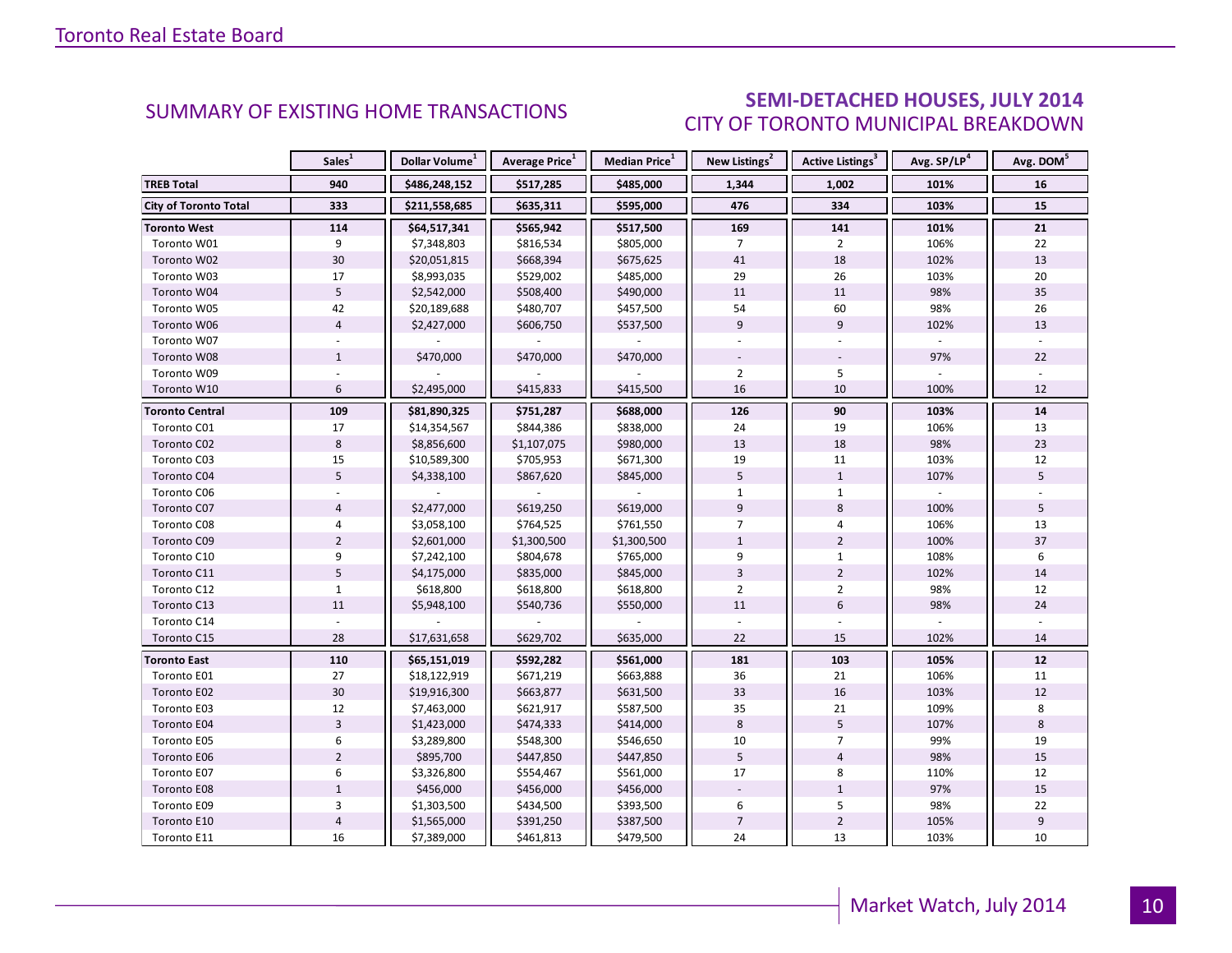## SUMMARY OF EXISTING HOME TRANSACTIONS

## SEMI-DETACHED HOUSES, JULY 2014
CITY OF TORONTO MUNICIPAL BREAKDOWN

| | Sales[1] | Dollar Volume[1] | Average Price[1] | Median Price[1] | New Listings[2] | Active Listings[3] | Avg. SP/LP[4] | Avg. DOM[5] |
|---|---|---|---|---|---|---|---|---|
| **TREB Total** | **940** | **$486,248,152** | **$517,285** | **$485,000** | **1,344** | **1,002** | **101%** | **16** |
| **City of Toronto Total** | **333** | **$211,558,685** | **$635,311** | **$595,000** | **476** | **334** | **103%** | **15** |
| **Toronto West** | **114** | **$64,517,341** | **$565,942** | **$517,500** | **169** | **141** | **101%** | **21** |
| Toronto W01 | 9 | $7,348,803 | $816,534 | $805,000 | 7 | 2 | 106% | 22 |
| Toronto W02 | 30 | $20,051,815 | $668,394 | $675,625 | 41 | 18 | 102% | 13 |
| Toronto W03 | 17 | $8,993,035 | $529,002 | $485,000 | 29 | 26 | 103% | 20 |
| Toronto W04 | 5 | $2,542,000 | $508,400 | $490,000 | 11 | 11 | 98% | 35 |
| Toronto W05 | 42 | $20,189,688 | $480,707 | $457,500 | 54 | 60 | 98% | 26 |
| Toronto W06 | 4 | $2,427,000 | $606,750 | $537,500 | 9 | 9 | 102% | 13 |
| Toronto W07 | - | - | - | - | - | - | - | - |
| Toronto W08 | 1 | $470,000 | $470,000 | $470,000 | - | - | 97% | 22 |
| Toronto W09 | - | - | - | - | 2 | 5 | - | - |
| Toronto W10 | 6 | $2,495,000 | $415,833 | $415,500 | 16 | 10 | 100% | 12 |
| **Toronto Central** | **109** | **$81,890,325** | **$751,287** | **$688,000** | **126** | **90** | **103%** | **14** |
| Toronto C01 | 17 | $14,354,567 | $844,386 | $838,000 | 24 | 19 | 106% | 13 |
| Toronto C02 | 8 | $8,856,600 | $1,107,075 | $980,000 | 13 | 18 | 98% | 23 |
| Toronto C03 | 15 | $10,589,300 | $705,953 | $671,300 | 19 | 11 | 103% | 12 |
| Toronto C04 | 5 | $4,338,100 | $867,620 | $845,000 | 5 | 1 | 107% | 5 |
| Toronto C06 | - | - | - | - | 1 | 1 | - | - |
| Toronto C07 | 4 | $2,477,000 | $619,250 | $619,000 | 9 | 8 | 100% | 5 |
| Toronto C08 | 4 | $3,058,100 | $764,525 | $761,550 | 7 | 4 | 106% | 13 |
| Toronto C09 | 2 | $2,601,000 | $1,300,500 | $1,300,500 | 1 | 2 | 100% | 37 |
| Toronto C10 | 9 | $7,242,100 | $804,678 | $765,000 | 9 | 1 | 108% | 6 |
| Toronto C11 | 5 | $4,175,000 | $835,000 | $845,000 | 3 | 2 | 102% | 14 |
| Toronto C12 | 1 | $618,800 | $618,800 | $618,800 | 2 | 2 | 98% | 12 |
| Toronto C13 | 11 | $5,948,100 | $540,736 | $550,000 | 11 | 6 | 98% | 24 |
| Toronto C14 | - | - | - | - | - | - | - | - |
| Toronto C15 | 28 | $17,631,658 | $629,702 | $635,000 | 22 | 15 | 102% | 14 |
| **Toronto East** | **110** | **$65,151,019** | **$592,282** | **$561,000** | **181** | **103** | **105%** | **12** |
| Toronto E01 | 27 | $18,122,919 | $671,219 | $663,888 | 36 | 21 | 106% | 11 |
| Toronto E02 | 30 | $19,916,300 | $663,877 | $631,500 | 33 | 16 | 103% | 12 |
| Toronto E03 | 12 | $7,463,000 | $621,917 | $587,500 | 35 | 21 | 109% | 8 |
| Toronto E04 | 3 | $1,423,000 | $474,333 | $414,000 | 8 | 5 | 107% | 8 |
| Toronto E05 | 6 | $3,289,800 | $548,300 | $546,650 | 10 | 7 | 99% | 19 |
| Toronto E06 | 2 | $895,700 | $447,850 | $447,850 | 5 | 4 | 98% | 15 |
| Toronto E07 | 6 | $3,326,800 | $554,467 | $561,000 | 17 | 8 | 110% | 12 |
| Toronto E08 | 1 | $456,000 | $456,000 | $456,000 | - | 1 | 97% | 15 |
| Toronto E09 | 3 | $1,303,500 | $434,500 | $393,500 | 6 | 5 | 98% | 22 |
| Toronto E10 | 4 | $1,565,000 | $391,250 | $387,500 | 7 | 2 | 105% | 9 |
| Toronto E11 | 16 | $7,389,000 | $461,813 | $479,500 | 24 | 13 | 103% | 10 |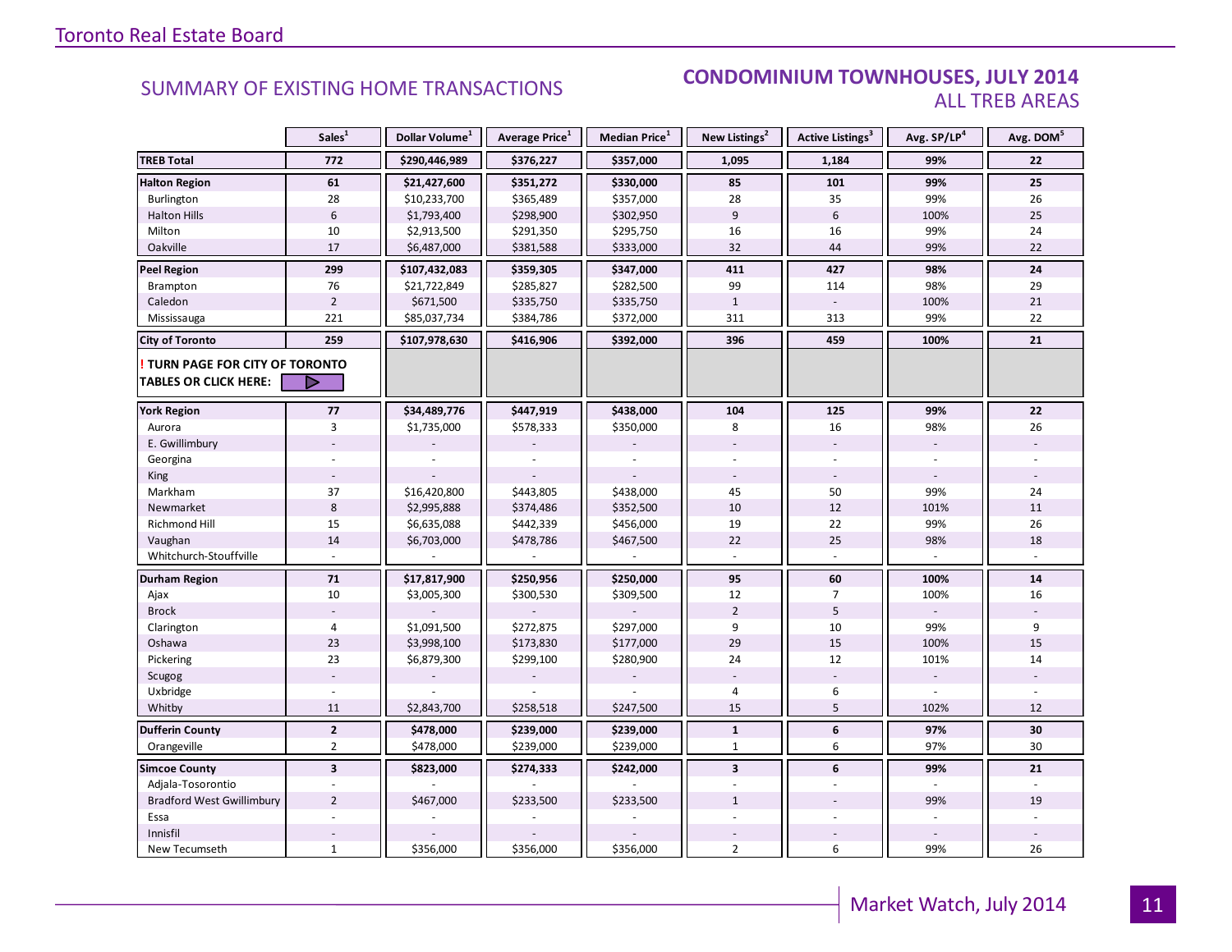## SUMMARY OF EXISTING HOME TRANSACTIONS

## CONDOMINIUM TOWNHOUSES, JULY 2014
### ALL TREB AREAS

| | Sales[1] | Dollar Volume[1] | Average Price[1] | Median Price[1] | New Listings[2] | Active Listings[3] | Avg. SP/LP[4] | Avg. DOM[5] |
|---|---|---|---|---|---|---|---|---|
| **TREB Total** | **772** | **$290,446,989** | **$376,227** | **$357,000** | **1,095** | **1,184** | **99%** | **22** |
| **Halton Region** | **61** | **$21,427,600** | **$351,272** | **$330,000** | **85** | **101** | **99%** | **25** |
| Burlington | 28 | $10,233,700 | $365,489 | $357,000 | 28 | 35 | 99% | 26 |
| Halton Hills | 6 | $1,793,400 | $298,900 | $302,950 | 9 | 6 | 100% | 25 |
| Milton | 10 | $2,913,500 | $291,350 | $295,750 | 16 | 16 | 99% | 24 |
| Oakville | 17 | $6,487,000 | $381,588 | $333,000 | 32 | 44 | 99% | 22 |
| **Peel Region** | **299** | **$107,432,083** | **$359,305** | **$347,000** | **411** | **427** | **98%** | **24** |
| Brampton | 76 | $21,722,849 | $285,827 | $282,500 | 99 | 114 | 98% | 29 |
| Caledon | 2 | $671,500 | $335,750 | $335,750 | 1 | - | 100% | 21 |
| Mississauga | 221 | $85,037,734 | $384,786 | $372,000 | 311 | 313 | 99% | 22 |
| **City of Toronto** | **259** | **$107,978,630** | **$416,906** | **$392,000** | **396** | **459** | **100%** | **21** |
| ! TURN PAGE FOR CITY OF TORONTO TABLES OR CLICK HERE: | | | | | | | | |
| **York Region** | **77** | **$34,489,776** | **$447,919** | **$438,000** | **104** | **125** | **99%** | **22** |
| Aurora | 3 | $1,735,000 | $578,333 | $350,000 | 8 | 16 | 98% | 26 |
| E. Gwillimbury | - | - | - | - | - | - | - | - |
| Georgina | - | - | - | - | - | - | - | - |
| King | - | - | - | - | - | - | - | - |
| Markham | 37 | $16,420,800 | $443,805 | $438,000 | 45 | 50 | 99% | 24 |
| Newmarket | 8 | $2,995,888 | $374,486 | $352,500 | 10 | 12 | 101% | 11 |
| Richmond Hill | 15 | $6,635,088 | $442,339 | $456,000 | 19 | 22 | 99% | 26 |
| Vaughan | 14 | $6,703,000 | $478,786 | $467,500 | 22 | 25 | 98% | 18 |
| Whitchurch-Stouffville | - | - | - | - | - | - | - | - |
| **Durham Region** | **71** | **$17,817,900** | **$250,956** | **$250,000** | **95** | **60** | **100%** | **14** |
| Ajax | 10 | $3,005,300 | $300,530 | $309,500 | 12 | 7 | 100% | 16 |
| Brock | - | - | - | - | 2 | 5 | - | - |
| Clarington | 4 | $1,091,500 | $272,875 | $297,000 | 9 | 10 | 99% | 9 |
| Oshawa | 23 | $3,998,100 | $173,830 | $177,000 | 29 | 15 | 100% | 15 |
| Pickering | 23 | $6,879,300 | $299,100 | $280,900 | 24 | 12 | 101% | 14 |
| Scugog | - | - | - | - | - | - | - | - |
| Uxbridge | - | - | - | - | 4 | 6 | - | - |
| Whitby | 11 | $2,843,700 | $258,518 | $247,500 | 15 | 5 | 102% | 12 |
| **Dufferin County** | **2** | **$478,000** | **$239,000** | **$239,000** | **1** | **6** | **97%** | **30** |
| Orangeville | 2 | $478,000 | $239,000 | $239,000 | 1 | 6 | 97% | 30 |
| **Simcoe County** | **3** | **$823,000** | **$274,333** | **$242,000** | **3** | **6** | **99%** | **21** |
| Adjala-Tosorontio | - | - | - | - | - | - | - | - |
| Bradford West Gwillimbury | 2 | $467,000 | $233,500 | $233,500 | 1 | - | 99% | 19 |
| Essa | - | - | - | - | - | - | - | - |
| Innisfil | - | - | - | - | - | - | - | - |
| New Tecumseth | 1 | $356,000 | $356,000 | $356,000 | 2 | 6 | 99% | 26 |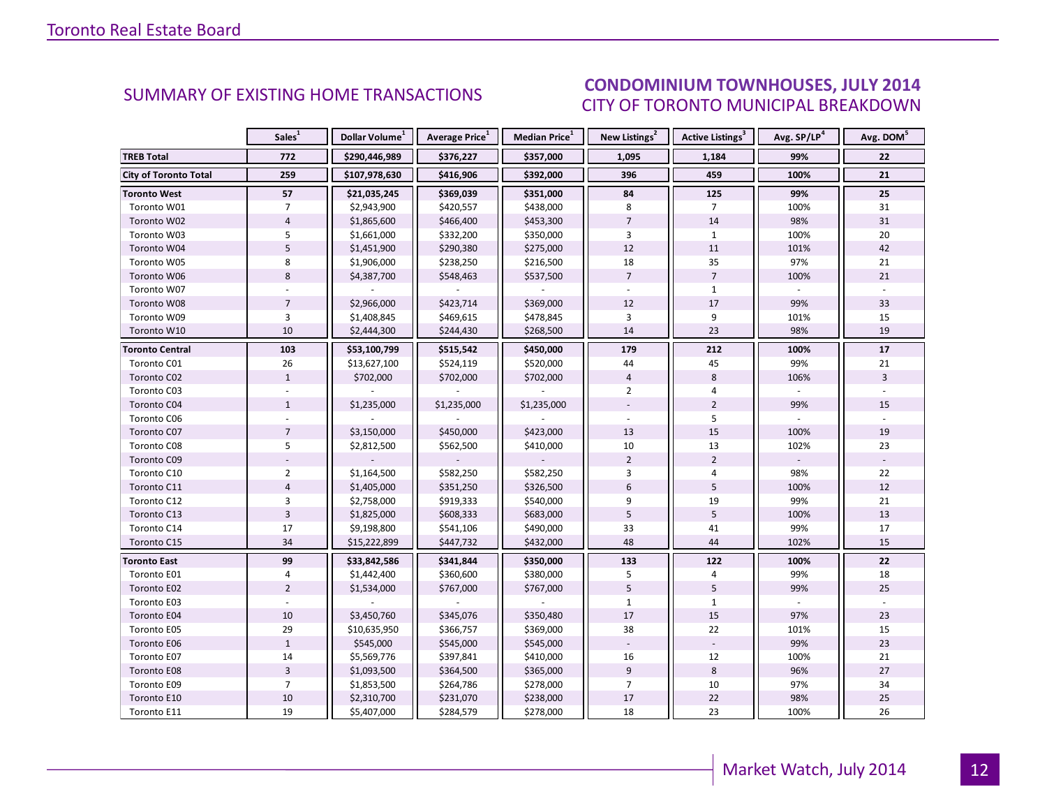SUMMARY OF EXISTING HOME TRANSACTIONS

## CONDOMINIUM TOWNHOUSES, JULY 2014
## CITY OF TORONTO MUNICIPAL BREAKDOWN

| | Sales[1] | Dollar Volume[1] | Average Price[1] | Median Price[1] | New Listings[2] | Active Listings[3] | Avg. SP/LP[4] | Avg. DOM[5] |
|---|---|---|---|---|---|---|---|---|
| **TREB Total** | **772** | **$290,446,989** | **$376,227** | **$357,000** | **1,095** | **1,184** | **99%** | **22** |
| **City of Toronto Total** | **259** | **$107,978,630** | **$416,906** | **$392,000** | **396** | **459** | **100%** | **21** |
| **Toronto West** | **57** | **$21,035,245** | **$369,039** | **$351,000** | **84** | **125** | **99%** | **25** |
| Toronto W01 | 7 | $2,943,900 | $420,557 | $438,000 | 8 | 7 | 100% | 31 |
| Toronto W02 | 4 | $1,865,600 | $466,400 | $453,300 | 7 | 14 | 98% | 31 |
| Toronto W03 | 5 | $1,661,000 | $332,200 | $350,000 | 3 | 1 | 100% | 20 |
| Toronto W04 | 5 | $1,451,900 | $290,380 | $275,000 | 12 | 11 | 101% | 42 |
| Toronto W05 | 8 | $1,906,000 | $238,250 | $216,500 | 18 | 35 | 97% | 21 |
| Toronto W06 | 8 | $4,387,700 | $548,463 | $537,500 | 7 | 7 | 100% | 21 |
| Toronto W07 | - | - | - | - | - | 1 | - | - |
| Toronto W08 | 7 | $2,966,000 | $423,714 | $369,000 | 12 | 17 | 99% | 33 |
| Toronto W09 | 3 | $1,408,845 | $469,615 | $478,845 | 3 | 9 | 101% | 15 |
| Toronto W10 | 10 | $2,444,300 | $244,430 | $268,500 | 14 | 23 | 98% | 19 |
| **Toronto Central** | **103** | **$53,100,799** | **$515,542** | **$450,000** | **179** | **212** | **100%** | **17** |
| Toronto C01 | 26 | $13,627,100 | $524,119 | $520,000 | 44 | 45 | 99% | 21 |
| Toronto C02 | 1 | $702,000 | $702,000 | $702,000 | 4 | 8 | 106% | 3 |
| Toronto C03 | - | - | - | - | 2 | 4 | - | - |
| Toronto C04 | 1 | $1,235,000 | $1,235,000 | $1,235,000 | - | 2 | 99% | 15 |
| Toronto C06 | - | - | - | - | - | 5 | - | - |
| Toronto C07 | 7 | $3,150,000 | $450,000 | $423,000 | 13 | 15 | 100% | 19 |
| Toronto C08 | 5 | $2,812,500 | $562,500 | $410,000 | 10 | 13 | 102% | 23 |
| Toronto C09 | - | - | - | - | 2 | 2 | - | - |
| Toronto C10 | 2 | $1,164,500 | $582,250 | $582,250 | 3 | 4 | 98% | 22 |
| Toronto C11 | 4 | $1,405,000 | $351,250 | $326,500 | 6 | 5 | 100% | 12 |
| Toronto C12 | 3 | $2,758,000 | $919,333 | $540,000 | 9 | 19 | 99% | 21 |
| Toronto C13 | 3 | $1,825,000 | $608,333 | $683,000 | 5 | 5 | 100% | 13 |
| Toronto C14 | 17 | $9,198,800 | $541,106 | $490,000 | 33 | 41 | 99% | 17 |
| Toronto C15 | 34 | $15,222,899 | $447,732 | $432,000 | 48 | 44 | 102% | 15 |
| **Toronto East** | **99** | **$33,842,586** | **$341,844** | **$350,000** | **133** | **122** | **100%** | **22** |
| Toronto E01 | 4 | $1,442,400 | $360,600 | $380,000 | 5 | 4 | 99% | 18 |
| Toronto E02 | 2 | $1,534,000 | $767,000 | $767,000 | 5 | 5 | 99% | 25 |
| Toronto E03 | - | - | - | - | 1 | 1 | - | - |
| Toronto E04 | 10 | $3,450,760 | $345,076 | $350,480 | 17 | 15 | 97% | 23 |
| Toronto E05 | 29 | $10,635,950 | $366,757 | $369,000 | 38 | 22 | 101% | 15 |
| Toronto E06 | 1 | $545,000 | $545,000 | $545,000 | - | - | 99% | 23 |
| Toronto E07 | 14 | $5,569,776 | $397,841 | $410,000 | 16 | 12 | 100% | 21 |
| Toronto E08 | 3 | $1,093,500 | $364,500 | $365,000 | 9 | 8 | 96% | 27 |
| Toronto E09 | 7 | $1,853,500 | $264,786 | $278,000 | 7 | 10 | 97% | 34 |
| Toronto E10 | 10 | $2,310,700 | $231,070 | $238,000 | 17 | 22 | 98% | 25 |
| Toronto E11 | 19 | $5,407,000 | $284,579 | $278,000 | 18 | 23 | 100% | 26 |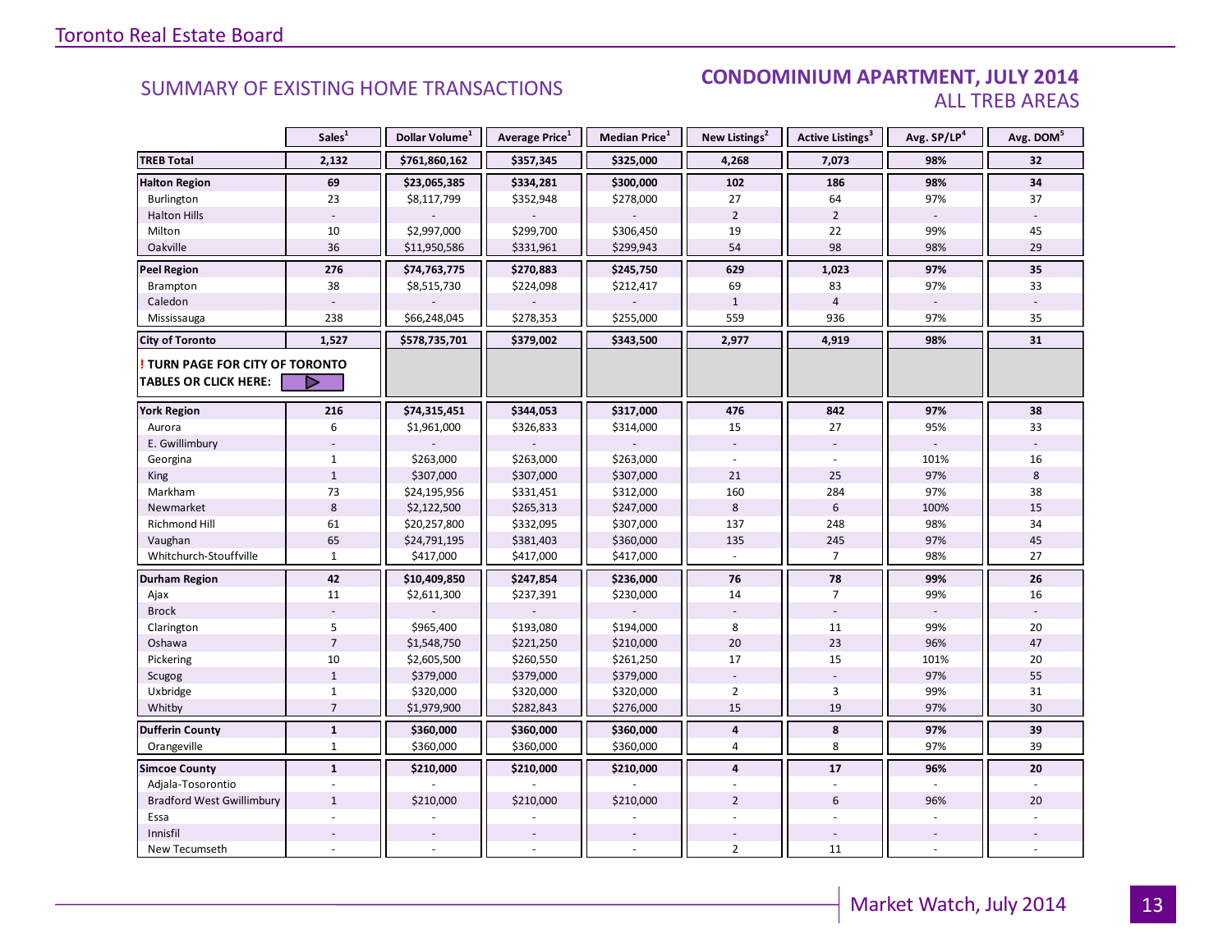## SUMMARY OF EXISTING HOME TRANSACTIONS

### CONDOMINIUM APARTMENT, JULY 2014
### ALL TREB AREAS

| | Sales[1] | Dollar Volume[1] | Average Price[1] | Median Price[1] | New Listings[2] | Active Listings[3] | Avg. SP/LP[4] | Avg. DOM[5] |
|---|---|---|---|---|---|---|---|---|
| **TREB Total** | **2,132** | **$761,860,162** | **$357,345** | **$325,000** | **4,268** | **7,073** | **98%** | **32** |
| **Halton Region** | **69** | **$23,065,385** | **$334,281** | **$300,000** | **102** | **186** | **98%** | **34** |
| Burlington | 23 | $8,117,799 | $352,948 | $278,000 | 27 | 64 | 97% | 37 |
| Halton Hills | - | - | - | - | 2 | 2 | - | - |
| Milton | 10 | $2,997,000 | $299,700 | $306,450 | 19 | 22 | 99% | 45 |
| Oakville | 36 | $11,950,586 | $331,961 | $299,943 | 54 | 98 | 98% | 29 |
| **Peel Region** | **276** | **$74,763,775** | **$270,883** | **$245,750** | **629** | **1,023** | **97%** | **35** |
| Brampton | 38 | $8,515,730 | $224,098 | $212,417 | 69 | 83 | 97% | 33 |
| Caledon | - | - | - | - | 1 | 4 | - | - |
| Mississauga | 238 | $66,248,045 | $278,353 | $255,000 | 559 | 936 | 97% | 35 |
| **City of Toronto** | **1,527** | **$578,735,701** | **$379,002** | **$343,500** | **2,977** | **4,919** | **98%** | **31** |
| **! TURN PAGE FOR CITY OF TORONTO TABLES OR CLICK HERE:** | | | | | | | | |
| **York Region** | **216** | **$74,315,451** | **$344,053** | **$317,000** | **476** | **842** | **97%** | **38** |
| Aurora | 6 | $1,961,000 | $326,833 | $314,000 | 15 | 27 | 95% | 33 |
| E. Gwillimbury | - | - | - | - | - | - | - | - |
| Georgina | 1 | $263,000 | $263,000 | $263,000 | - | - | 101% | 16 |
| King | 1 | $307,000 | $307,000 | $307,000 | 21 | 25 | 97% | 8 |
| Markham | 73 | $24,195,956 | $331,451 | $312,000 | 160 | 284 | 97% | 38 |
| Newmarket | 8 | $2,122,500 | $265,313 | $247,000 | 8 | 6 | 100% | 15 |
| Richmond Hill | 61 | $20,257,800 | $332,095 | $307,000 | 137 | 248 | 98% | 34 |
| Vaughan | 65 | $24,791,195 | $381,403 | $360,000 | 135 | 245 | 97% | 45 |
| Whitchurch-Stouffville | 1 | $417,000 | $417,000 | $417,000 | - | 7 | 98% | 27 |
| **Durham Region** | **42** | **$10,409,850** | **$247,854** | **$236,000** | **76** | **78** | **99%** | **26** |
| Ajax | 11 | $2,611,300 | $237,391 | $230,000 | 14 | 7 | 99% | 16 |
| Brock | - | - | - | - | - | - | - | - |
| Clarington | 5 | $965,400 | $193,080 | $194,000 | 8 | 11 | 99% | 20 |
| Oshawa | 7 | $1,548,750 | $221,250 | $210,000 | 20 | 23 | 96% | 47 |
| Pickering | 10 | $2,605,500 | $260,550 | $261,250 | 17 | 15 | 101% | 20 |
| Scugog | 1 | $379,000 | $379,000 | $379,000 | - | - | 97% | 55 |
| Uxbridge | 1 | $320,000 | $320,000 | $320,000 | 2 | 3 | 99% | 31 |
| Whitby | 7 | $1,979,900 | $282,843 | $276,000 | 15 | 19 | 97% | 30 |
| **Dufferin County** | **1** | **$360,000** | **$360,000** | **$360,000** | **4** | **8** | **97%** | **39** |
| Orangeville | 1 | $360,000 | $360,000 | $360,000 | 4 | 8 | 97% | 39 |
| **Simcoe County** | **1** | **$210,000** | **$210,000** | **$210,000** | **4** | **17** | **96%** | **20** |
| Adjala-Tosorontio | - | - | - | - | - | - | - | - |
| Bradford West Gwillimbury | 1 | $210,000 | $210,000 | $210,000 | 2 | 6 | 96% | 20 |
| Essa | - | - | - | - | - | - | - | - |
| Innisfil | - | - | - | - | - | - | - | - |
| New Tecumseth | - | - | - | - | 2 | 11 | - | - |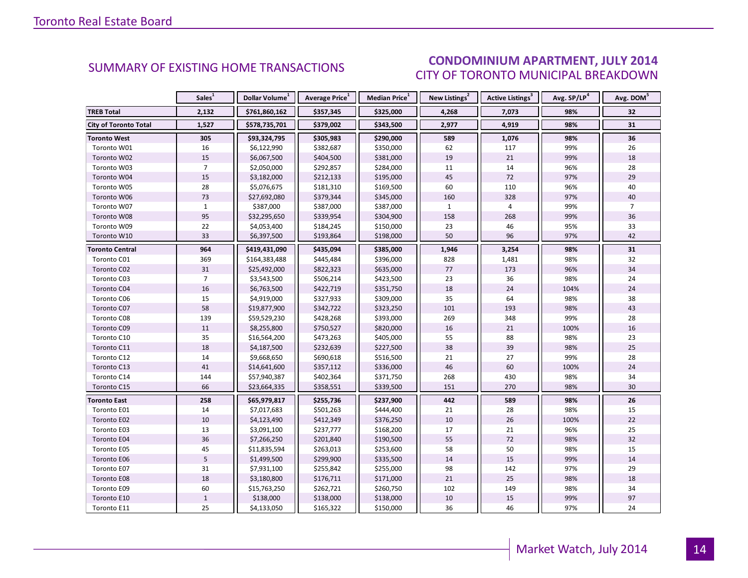## SUMMARY OF EXISTING HOME TRANSACTIONS

## CONDOMINIUM APARTMENT, JULY 2014
CITY OF TORONTO MUNICIPAL BREAKDOWN

| | Sales[1] | Dollar Volume[1] | Average Price[1] | Median Price[1] | New Listings[2] | Active Listings[3] | Avg. SP/LP[4] | Avg. DOM[5] |
|---|---|---|---|---|---|---|---|---|
| **TREB Total** | **2,132** | **$761,860,162** | **$357,345** | **$325,000** | **4,268** | **7,073** | **98%** | **32** |
| **City of Toronto Total** | **1,527** | **$578,735,701** | **$379,002** | **$343,500** | **2,977** | **4,919** | **98%** | **31** |
| **Toronto West** | **305** | **$93,324,795** | **$305,983** | **$290,000** | **589** | **1,076** | **98%** | **36** |
| Toronto W01 | 16 | $6,122,990 | $382,687 | $350,000 | 62 | 117 | 99% | 26 |
| Toronto W02 | 15 | $6,067,500 | $404,500 | $381,000 | 19 | 21 | 99% | 18 |
| Toronto W03 | 7 | $2,050,000 | $292,857 | $284,000 | 11 | 14 | 96% | 28 |
| Toronto W04 | 15 | $3,182,000 | $212,133 | $195,000 | 45 | 72 | 97% | 29 |
| Toronto W05 | 28 | $5,076,675 | $181,310 | $169,500 | 60 | 110 | 96% | 40 |
| Toronto W06 | 73 | $27,692,080 | $379,344 | $345,000 | 160 | 328 | 97% | 40 |
| Toronto W07 | 1 | $387,000 | $387,000 | $387,000 | 1 | 4 | 99% | 7 |
| Toronto W08 | 95 | $32,295,650 | $339,954 | $304,900 | 158 | 268 | 99% | 36 |
| Toronto W09 | 22 | $4,053,400 | $184,245 | $150,000 | 23 | 46 | 95% | 33 |
| Toronto W10 | 33 | $6,397,500 | $193,864 | $198,000 | 50 | 96 | 97% | 42 |
| **Toronto Central** | **964** | **$419,431,090** | **$435,094** | **$385,000** | **1,946** | **3,254** | **98%** | **31** |
| Toronto C01 | 369 | $164,383,488 | $445,484 | $396,000 | 828 | 1,481 | 98% | 32 |
| Toronto C02 | 31 | $25,492,000 | $822,323 | $635,000 | 77 | 173 | 96% | 34 |
| Toronto C03 | 7 | $3,543,500 | $506,214 | $423,500 | 23 | 36 | 98% | 24 |
| Toronto C04 | 16 | $6,763,500 | $422,719 | $351,750 | 18 | 24 | 104% | 24 |
| Toronto C06 | 15 | $4,919,000 | $327,933 | $309,000 | 35 | 64 | 98% | 38 |
| Toronto C07 | 58 | $19,877,900 | $342,722 | $323,250 | 101 | 193 | 98% | 43 |
| Toronto C08 | 139 | $59,529,230 | $428,268 | $393,000 | 269 | 348 | 99% | 28 |
| Toronto C09 | 11 | $8,255,800 | $750,527 | $820,000 | 16 | 21 | 100% | 16 |
| Toronto C10 | 35 | $16,564,200 | $473,263 | $405,000 | 55 | 88 | 98% | 23 |
| Toronto C11 | 18 | $4,187,500 | $232,639 | $227,500 | 38 | 39 | 98% | 25 |
| Toronto C12 | 14 | $9,668,650 | $690,618 | $516,500 | 21 | 27 | 99% | 28 |
| Toronto C13 | 41 | $14,641,600 | $357,112 | $336,000 | 46 | 60 | 100% | 24 |
| Toronto C14 | 144 | $57,940,387 | $402,364 | $371,750 | 268 | 430 | 98% | 34 |
| Toronto C15 | 66 | $23,664,335 | $358,551 | $339,500 | 151 | 270 | 98% | 30 |
| **Toronto East** | **258** | **$65,979,817** | **$255,736** | **$237,900** | **442** | **589** | **98%** | **26** |
| Toronto E01 | 14 | $7,017,683 | $501,263 | $444,400 | 21 | 28 | 98% | 15 |
| Toronto E02 | 10 | $4,123,490 | $412,349 | $376,250 | 10 | 26 | 100% | 22 |
| Toronto E03 | 13 | $3,091,100 | $237,777 | $168,200 | 17 | 21 | 96% | 25 |
| Toronto E04 | 36 | $7,266,250 | $201,840 | $190,500 | 55 | 72 | 98% | 32 |
| Toronto E05 | 45 | $11,835,594 | $263,013 | $253,600 | 58 | 50 | 98% | 15 |
| Toronto E06 | 5 | $1,499,500 | $299,900 | $335,500 | 14 | 15 | 99% | 14 |
| Toronto E07 | 31 | $7,931,100 | $255,842 | $255,000 | 98 | 142 | 97% | 29 |
| Toronto E08 | 18 | $3,180,800 | $176,711 | $171,000 | 21 | 25 | 98% | 18 |
| Toronto E09 | 60 | $15,763,250 | $262,721 | $260,750 | 102 | 149 | 98% | 34 |
| Toronto E10 | 1 | $138,000 | $138,000 | $138,000 | 10 | 15 | 99% | 97 |
| Toronto E11 | 25 | $4,133,050 | $165,322 | $150,000 | 36 | 46 | 97% | 24 |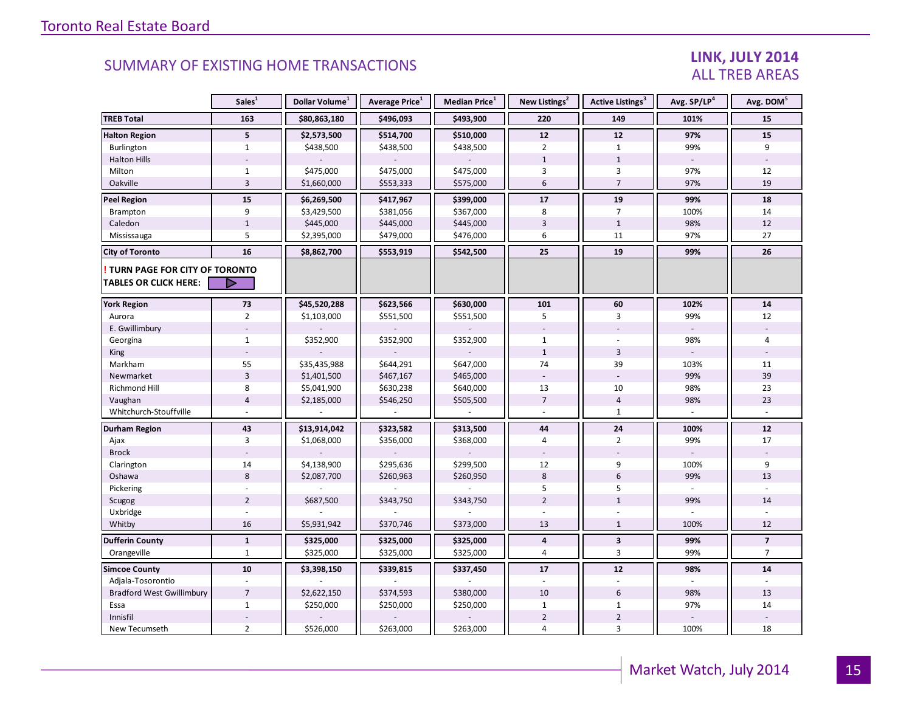## SUMMARY OF EXISTING HOME TRANSACTIONS

### LINK, JULY 2014
### ALL TREB AREAS

| | Sales[1] | Dollar Volume[1] | Average Price[1] | Median Price[1] | New Listings[2] | Active Listings[3] | Avg. SP/LP[4] | Avg. DOM[5] |
|---|---|---|---|---|---|---|---|---|
| **TREB Total** | **163** | **$80,863,180** | **$496,093** | **$493,900** | **220** | **149** | **101%** | **15** |
| **Halton Region** | **5** | **$2,573,500** | **$514,700** | **$510,000** | **12** | **12** | **97%** | **15** |
| Burlington | 1 | $438,500 | $438,500 | $438,500 | 2 | 1 | 99% | 9 |
| Halton Hills | - | - | - | - | 1 | 1 | - | - |
| Milton | 1 | $475,000 | $475,000 | $475,000 | 3 | 3 | 97% | 12 |
| Oakville | 3 | $1,660,000 | $553,333 | $575,000 | 6 | 7 | 97% | 19 |
| **Peel Region** | **15** | **$6,269,500** | **$417,967** | **$399,000** | **17** | **19** | **99%** | **18** |
| Brampton | 9 | $3,429,500 | $381,056 | $367,000 | 8 | 7 | 100% | 14 |
| Caledon | 1 | $445,000 | $445,000 | $445,000 | 3 | 1 | 98% | 12 |
| Mississauga | 5 | $2,395,000 | $479,000 | $476,000 | 6 | 11 | 97% | 27 |
| **City of Toronto** | **16** | **$8,862,700** | **$553,919** | **$542,500** | **25** | **19** | **99%** | **26** |
| **! TURN PAGE FOR CITY OF TORONTO TABLES OR CLICK HERE:** | | | | | | | | |
| **York Region** | **73** | **$45,520,288** | **$623,566** | **$630,000** | **101** | **60** | **102%** | **14** |
| Aurora | 2 | $1,103,000 | $551,500 | $551,500 | 5 | 3 | 99% | 12 |
| E. Gwillimbury | - | - | - | - | - | - | - | - |
| Georgina | 1 | $352,900 | $352,900 | $352,900 | 1 | - | 98% | 4 |
| King | - | - | - | - | 1 | 3 | - | - |
| Markham | 55 | $35,435,988 | $644,291 | $647,000 | 74 | 39 | 103% | 11 |
| Newmarket | 3 | $1,401,500 | $467,167 | $465,000 | - | - | 99% | 39 |
| Richmond Hill | 8 | $5,041,900 | $630,238 | $640,000 | 13 | 10 | 98% | 23 |
| Vaughan | 4 | $2,185,000 | $546,250 | $505,500 | 7 | 4 | 98% | 23 |
| Whitchurch-Stouffville | - | - | - | - | - | 1 | - | - |
| **Durham Region** | **43** | **$13,914,042** | **$323,582** | **$313,500** | **44** | **24** | **100%** | **12** |
| Ajax | 3 | $1,068,000 | $356,000 | $368,000 | 4 | 2 | 99% | 17 |
| Brock | - | - | - | - | - | - | - | - |
| Clarington | 14 | $4,138,900 | $295,636 | $299,500 | 12 | 9 | 100% | 9 |
| Oshawa | 8 | $2,087,700 | $260,963 | $260,950 | 8 | 6 | 99% | 13 |
| Pickering | - | - | - | - | 5 | 5 | - | - |
| Scugog | 2 | $687,500 | $343,750 | $343,750 | 2 | 1 | 99% | 14 |
| Uxbridge | - | - | - | - | - | - | - | - |
| Whitby | 16 | $5,931,942 | $370,746 | $373,000 | 13 | 1 | 100% | 12 |
| **Dufferin County** | **1** | **$325,000** | **$325,000** | **$325,000** | **4** | **3** | **99%** | **7** |
| Orangeville | 1 | $325,000 | $325,000 | $325,000 | 4 | 3 | 99% | 7 |
| **Simcoe County** | **10** | **$3,398,150** | **$339,815** | **$337,450** | **17** | **12** | **98%** | **14** |
| Adjala-Tosorontio | - | - | - | - | - | - | - | - |
| Bradford West Gwillimbury | 7 | $2,622,150 | $374,593 | $380,000 | 10 | 6 | 98% | 13 |
| Essa | 1 | $250,000 | $250,000 | $250,000 | 1 | 1 | 97% | 14 |
| Innisfil | - | - | - | - | 2 | 2 | - | - |
| New Tecumseth | 2 | $526,000 | $263,000 | $263,000 | 4 | 3 | 100% | 18 |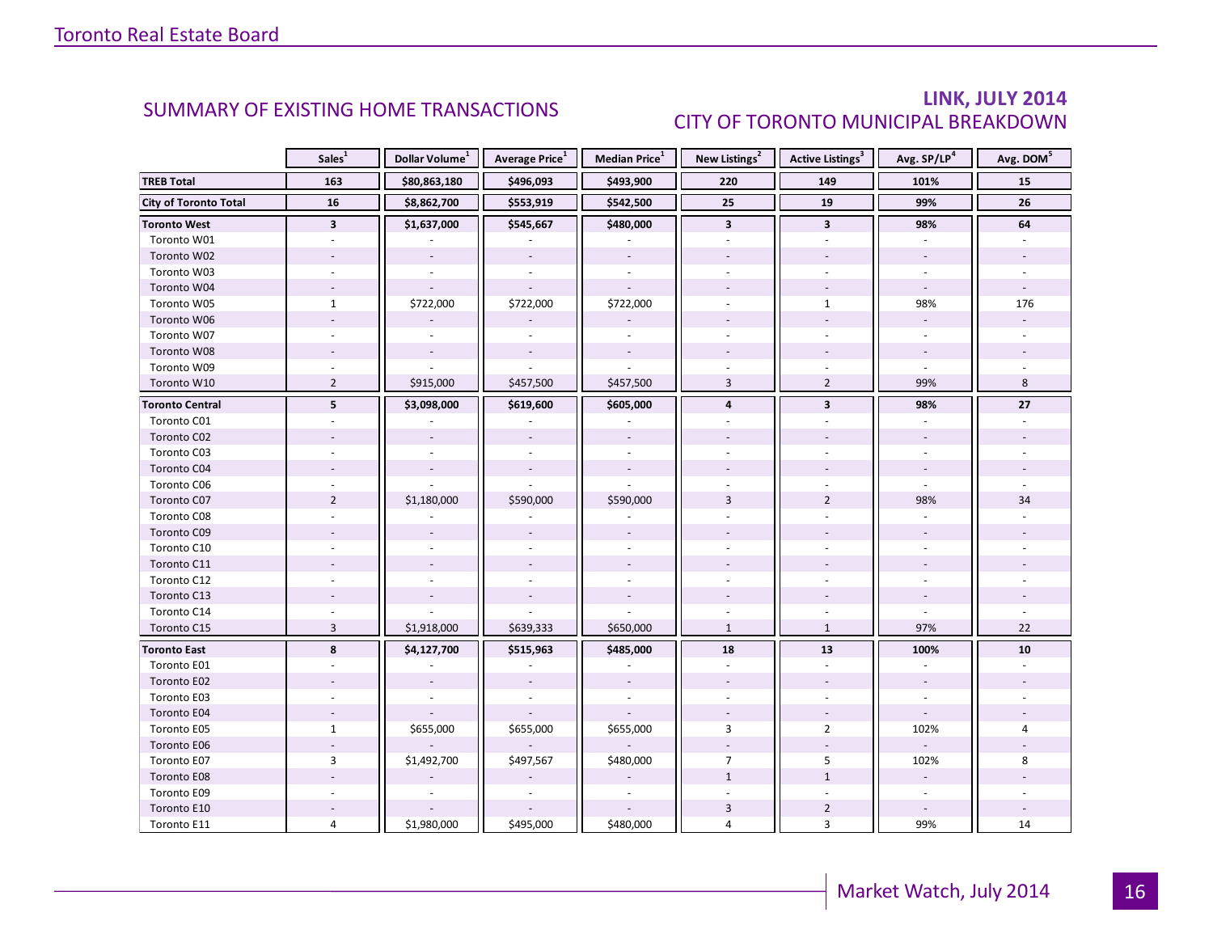## SUMMARY OF EXISTING HOME TRANSACTIONS

## LINK, JULY 2014
## CITY OF TORONTO MUNICIPAL BREAKDOWN

| | Sales[1] | Dollar Volume[1] | Average Price[1] | Median Price[1] | New Listings[2] | Active Listings[3] | Avg. SP/LP[4] | Avg. DOM[5] |
|---|---|---|---|---|---|---|---|---|
| **TREB Total** | **163** | **$80,863,180** | **$496,093** | **$493,900** | **220** | **149** | **101%** | **15** |
| **City of Toronto Total** | **16** | **$8,862,700** | **$553,919** | **$542,500** | **25** | **19** | **99%** | **26** |
| **Toronto West** | **3** | **$1,637,000** | **$545,667** | **$480,000** | **3** | **3** | **98%** | **64** |
| Toronto W01 | - | - | - | - | - | - | - | - |
| Toronto W02 | - | - | - | - | - | - | - | - |
| Toronto W03 | - | - | - | - | - | - | - | - |
| Toronto W04 | - | - | - | - | - | - | - | - |
| Toronto W05 | 1 | $722,000 | $722,000 | $722,000 | - | 1 | 98% | 176 |
| Toronto W06 | - | - | - | - | - | - | - | - |
| Toronto W07 | - | - | - | - | - | - | - | - |
| Toronto W08 | - | - | - | - | - | - | - | - |
| Toronto W09 | - | - | - | - | - | - | - | - |
| Toronto W10 | 2 | $915,000 | $457,500 | $457,500 | 3 | 2 | 99% | 8 |
| **Toronto Central** | **5** | **$3,098,000** | **$619,600** | **$605,000** | **4** | **3** | **98%** | **27** |
| Toronto C01 | - | - | - | - | - | - | - | - |
| Toronto C02 | - | - | - | - | - | - | - | - |
| Toronto C03 | - | - | - | - | - | - | - | - |
| Toronto C04 | - | - | - | - | - | - | - | - |
| Toronto C06 | - | - | - | - | - | - | - | - |
| Toronto C07 | 2 | $1,180,000 | $590,000 | $590,000 | 3 | 2 | 98% | 34 |
| Toronto C08 | - | - | - | - | - | - | - | - |
| Toronto C09 | - | - | - | - | - | - | - | - |
| Toronto C10 | - | - | - | - | - | - | - | - |
| Toronto C11 | - | - | - | - | - | - | - | - |
| Toronto C12 | - | - | - | - | - | - | - | - |
| Toronto C13 | - | - | - | - | - | - | - | - |
| Toronto C14 | - | - | - | - | - | - | - | - |
| Toronto C15 | 3 | $1,918,000 | $639,333 | $650,000 | 1 | 1 | 97% | 22 |
| **Toronto East** | **8** | **$4,127,700** | **$515,963** | **$485,000** | **18** | **13** | **100%** | **10** |
| Toronto E01 | - | - | - | - | - | - | - | - |
| Toronto E02 | - | - | - | - | - | - | - | - |
| Toronto E03 | - | - | - | - | - | - | - | - |
| Toronto E04 | - | - | - | - | - | - | - | - |
| Toronto E05 | 1 | $655,000 | $655,000 | $655,000 | 3 | 2 | 102% | 4 |
| Toronto E06 | - | - | - | - | - | - | - | - |
| Toronto E07 | 3 | $1,492,700 | $497,567 | $480,000 | 7 | 5 | 102% | 8 |
| Toronto E08 | - | - | - | - | 1 | 1 | - | - |
| Toronto E09 | - | - | - | - | - | - | - | - |
| Toronto E10 | - | - | - | - | 3 | 2 | - | - |
| Toronto E11 | 4 | $1,980,000 | $495,000 | $480,000 | 4 | 3 | 99% | 14 |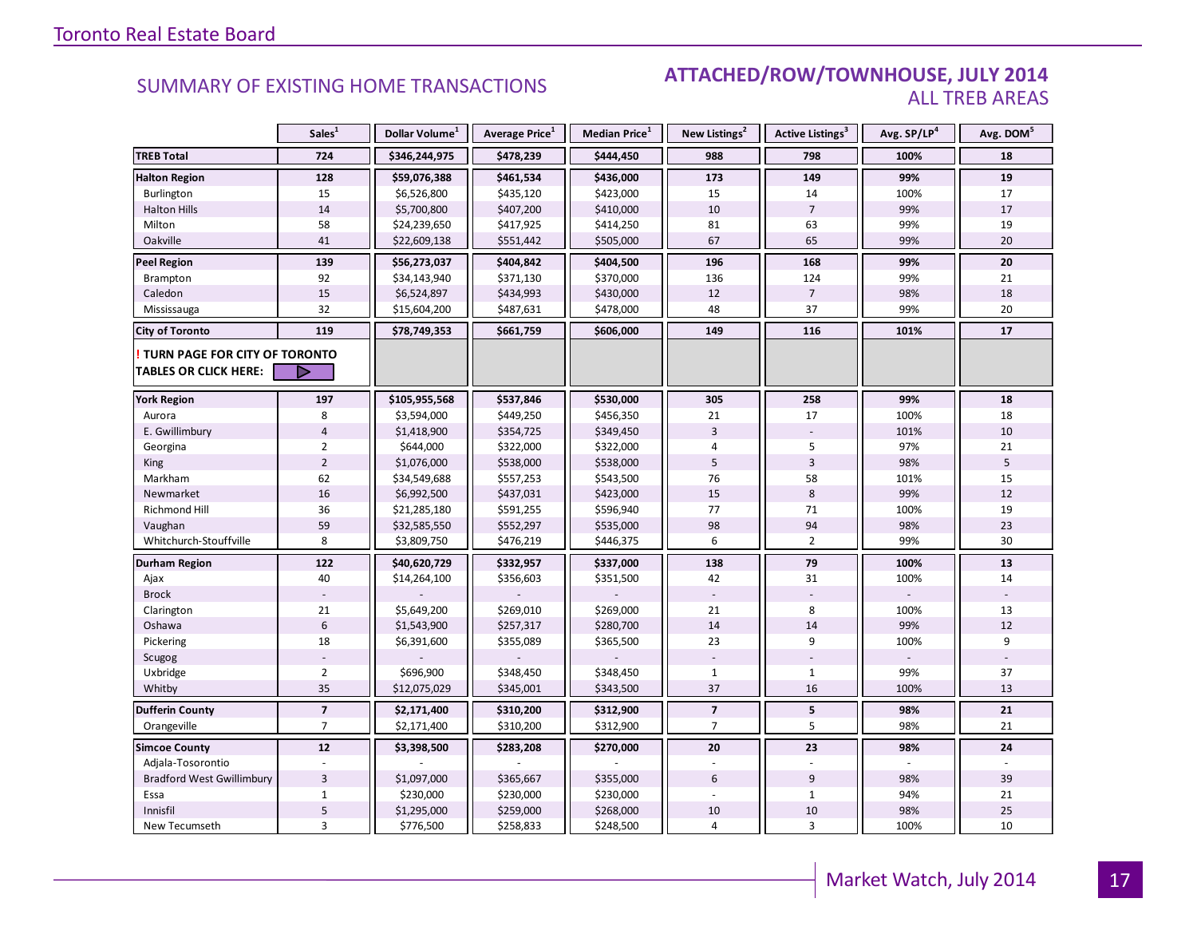Toronto Real Estate Board

## SUMMARY OF EXISTING HOME TRANSACTIONS

## ATTACHED/ROW/TOWNHOUSE, JULY 2014
### ALL TREB AREAS

| | Sales[1] | Dollar Volume[1] | Average Price[1] | Median Price[1] | New Listings[2] | Active Listings[3] | Avg. SP/LP[4] | Avg. DOM[5] |
|---|---|---|---|---|---|---|---|---|
| **TREB Total** | **724** | **$346,244,975** | **$478,239** | **$444,450** | **988** | **798** | **100%** | **18** |
| **Halton Region** | **128** | **$59,076,388** | **$461,534** | **$436,000** | **173** | **149** | **99%** | **19** |
| Burlington | 15 | $6,526,800 | $435,120 | $423,000 | 15 | 14 | 100% | 17 |
| Halton Hills | 14 | $5,700,800 | $407,200 | $410,000 | 10 | 7 | 99% | 17 |
| Milton | 58 | $24,239,650 | $417,925 | $414,250 | 81 | 63 | 99% | 19 |
| Oakville | 41 | $22,609,138 | $551,442 | $505,000 | 67 | 65 | 99% | 20 |
| **Peel Region** | **139** | **$56,273,037** | **$404,842** | **$404,500** | **196** | **168** | **99%** | **20** |
| Brampton | 92 | $34,143,940 | $371,130 | $370,000 | 136 | 124 | 99% | 21 |
| Caledon | 15 | $6,524,897 | $434,993 | $430,000 | 12 | 7 | 98% | 18 |
| Mississauga | 32 | $15,604,200 | $487,631 | $478,000 | 48 | 37 | 99% | 20 |
| **City of Toronto** | **119** | **$78,749,353** | **$661,759** | **$606,000** | **149** | **116** | **101%** | **17** |
| **! TURN PAGE FOR CITY OF TORONTO TABLES OR CLICK HERE:** | | | | | | | | |
| **York Region** | **197** | **$105,955,568** | **$537,846** | **$530,000** | **305** | **258** | **99%** | **18** |
| Aurora | 8 | $3,594,000 | $449,250 | $456,350 | 21 | 17 | 100% | 18 |
| E. Gwillimbury | 4 | $1,418,900 | $354,725 | $349,450 | 3 | - | 101% | 10 |
| Georgina | 2 | $644,000 | $322,000 | $322,000 | 4 | 5 | 97% | 21 |
| King | 2 | $1,076,000 | $538,000 | $538,000 | 5 | 3 | 98% | 5 |
| Markham | 62 | $34,549,688 | $557,253 | $543,500 | 76 | 58 | 101% | 15 |
| Newmarket | 16 | $6,992,500 | $437,031 | $423,000 | 15 | 8 | 99% | 12 |
| Richmond Hill | 36 | $21,285,180 | $591,255 | $596,940 | 77 | 71 | 100% | 19 |
| Vaughan | 59 | $32,585,550 | $552,297 | $535,000 | 98 | 94 | 98% | 23 |
| Whitchurch-Stouffville | 8 | $3,809,750 | $476,219 | $446,375 | 6 | 2 | 99% | 30 |
| **Durham Region** | **122** | **$40,620,729** | **$332,957** | **$337,000** | **138** | **79** | **100%** | **13** |
| Ajax | 40 | $14,264,100 | $356,603 | $351,500 | 42 | 31 | 100% | 14 |
| Brock | - | - | - | - | - | - | - | - |
| Clarington | 21 | $5,649,200 | $269,010 | $269,000 | 21 | 8 | 100% | 13 |
| Oshawa | 6 | $1,543,900 | $257,317 | $280,700 | 14 | 14 | 99% | 12 |
| Pickering | 18 | $6,391,600 | $355,089 | $365,500 | 23 | 9 | 100% | 9 |
| Scugog | - | - | - | - | - | - | - | - |
| Uxbridge | 2 | $696,900 | $348,450 | $348,450 | 1 | 1 | 99% | 37 |
| Whitby | 35 | $12,075,029 | $345,001 | $343,500 | 37 | 16 | 100% | 13 |
| **Dufferin County** | **7** | **$2,171,400** | **$310,200** | **$312,900** | **7** | **5** | **98%** | **21** |
| Orangeville | 7 | $2,171,400 | $310,200 | $312,900 | 7 | 5 | 98% | 21 |
| **Simcoe County** | **12** | **$3,398,500** | **$283,208** | **$270,000** | **20** | **23** | **98%** | **24** |
| Adjala-Tosorontio | - | - | - | - | - | - | - | - |
| Bradford West Gwillimbury | 3 | $1,097,000 | $365,667 | $355,000 | 6 | 9 | 98% | 39 |
| Essa | 1 | $230,000 | $230,000 | $230,000 | - | 1 | 94% | 21 |
| Innisfil | 5 | $1,295,000 | $259,000 | $268,000 | 10 | 10 | 98% | 25 |
| New Tecumseth | 3 | $776,500 | $258,833 | $248,500 | 4 | 3 | 100% | 10 |

Market Watch, July 2014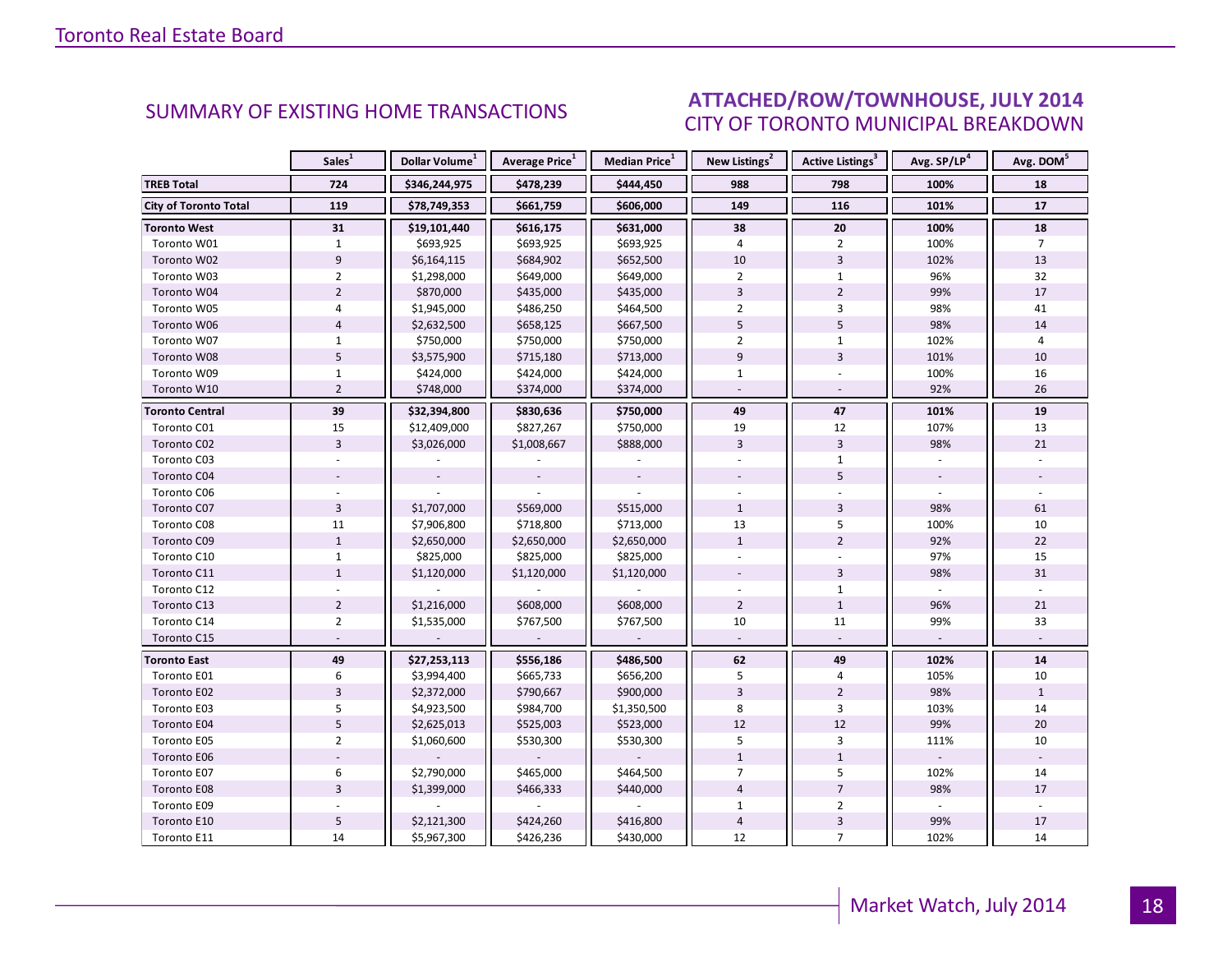## SUMMARY OF EXISTING HOME TRANSACTIONS

## ATTACHED/ROW/TOWNHOUSE, JULY 2014
## CITY OF TORONTO MUNICIPAL BREAKDOWN

| | Sales[1] | Dollar Volume[1] | Average Price[1] | Median Price[1] | New Listings[2] | Active Listings[3] | Avg. SP/LP[4] | Avg. DOM[5] |
|---|---|---|---|---|---|---|---|---|
| **TREB Total** | **724** | **$346,244,975** | **$478,239** | **$444,450** | **988** | **798** | **100%** | **18** |
| **City of Toronto Total** | **119** | **$78,749,353** | **$661,759** | **$606,000** | **149** | **116** | **101%** | **17** |
| **Toronto West** | **31** | **$19,101,440** | **$616,175** | **$631,000** | **38** | **20** | **100%** | **18** |
| Toronto W01 | 1 | $693,925 | $693,925 | $693,925 | 4 | 2 | 100% | 7 |
| Toronto W02 | 9 | $6,164,115 | $684,902 | $652,500 | 10 | 3 | 102% | 13 |
| Toronto W03 | 2 | $1,298,000 | $649,000 | $649,000 | 2 | 1 | 96% | 32 |
| Toronto W04 | 2 | $870,000 | $435,000 | $435,000 | 3 | 2 | 99% | 17 |
| Toronto W05 | 4 | $1,945,000 | $486,250 | $464,500 | 2 | 3 | 98% | 41 |
| Toronto W06 | 4 | $2,632,500 | $658,125 | $667,500 | 5 | 5 | 98% | 14 |
| Toronto W07 | 1 | $750,000 | $750,000 | $750,000 | 2 | 1 | 102% | 4 |
| Toronto W08 | 5 | $3,575,900 | $715,180 | $713,000 | 9 | 3 | 101% | 10 |
| Toronto W09 | 1 | $424,000 | $424,000 | $424,000 | 1 | - | 100% | 16 |
| Toronto W10 | 2 | $748,000 | $374,000 | $374,000 | - | - | 92% | 26 |
| **Toronto Central** | **39** | **$32,394,800** | **$830,636** | **$750,000** | **49** | **47** | **101%** | **19** |
| Toronto C01 | 15 | $12,409,000 | $827,267 | $750,000 | 19 | 12 | 107% | 13 |
| Toronto C02 | 3 | $3,026,000 | $1,008,667 | $888,000 | 3 | 3 | 98% | 21 |
| Toronto C03 | - | - | - | - | - | 1 | - | - |
| Toronto C04 | - | - | - | - | - | 5 | - | - |
| Toronto C06 | - | - | - | - | - | - | - | - |
| Toronto C07 | 3 | $1,707,000 | $569,000 | $515,000 | 1 | 3 | 98% | 61 |
| Toronto C08 | 11 | $7,906,800 | $718,800 | $713,000 | 13 | 5 | 100% | 10 |
| Toronto C09 | 1 | $2,650,000 | $2,650,000 | $2,650,000 | 1 | 2 | 92% | 22 |
| Toronto C10 | 1 | $825,000 | $825,000 | $825,000 | - | - | 97% | 15 |
| Toronto C11 | 1 | $1,120,000 | $1,120,000 | $1,120,000 | - | 3 | 98% | 31 |
| Toronto C12 | - | - | - | - | - | 1 | - | - |
| Toronto C13 | 2 | $1,216,000 | $608,000 | $608,000 | 2 | 1 | 96% | 21 |
| Toronto C14 | 2 | $1,535,000 | $767,500 | $767,500 | 10 | 11 | 99% | 33 |
| Toronto C15 | - | - | - | - | - | - | - | - |
| **Toronto East** | **49** | **$27,253,113** | **$556,186** | **$486,500** | **62** | **49** | **102%** | **14** |
| Toronto E01 | 6 | $3,994,400 | $665,733 | $656,200 | 5 | 4 | 105% | 10 |
| Toronto E02 | 3 | $2,372,000 | $790,667 | $900,000 | 3 | 2 | 98% | 1 |
| Toronto E03 | 5 | $4,923,500 | $984,700 | $1,350,500 | 8 | 3 | 103% | 14 |
| Toronto E04 | 5 | $2,625,013 | $525,003 | $523,000 | 12 | 12 | 99% | 20 |
| Toronto E05 | 2 | $1,060,600 | $530,300 | $530,300 | 5 | 3 | 111% | 10 |
| Toronto E06 | - | - | - | - | 1 | 1 | - | - |
| Toronto E07 | 6 | $2,790,000 | $465,000 | $464,500 | 7 | 5 | 102% | 14 |
| Toronto E08 | 3 | $1,399,000 | $466,333 | $440,000 | 4 | 7 | 98% | 17 |
| Toronto E09 | - | - | - | - | 1 | 2 | - | - |
| Toronto E10 | 5 | $2,121,300 | $424,260 | $416,800 | 4 | 3 | 99% | 17 |
| Toronto E11 | 14 | $5,967,300 | $426,236 | $430,000 | 12 | 7 | 102% | 14 |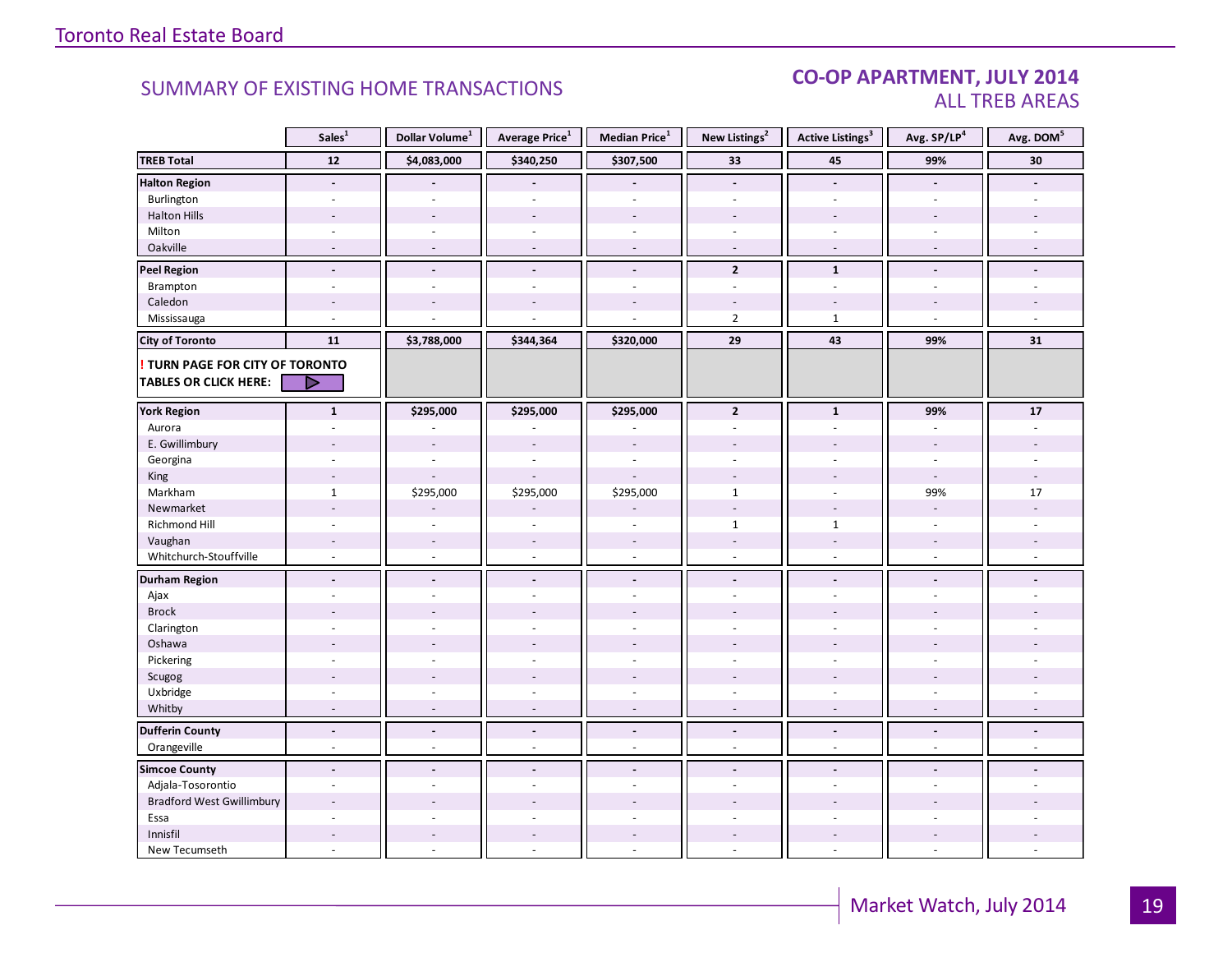## SUMMARY OF EXISTING HOME TRANSACTIONS

### CO-OP APARTMENT, JULY 2014
### ALL TREB AREAS

| | Sales[1] | Dollar Volume[1] | Average Price[1] | Median Price[1] | New Listings[2] | Active Listings[3] | Avg. SP/LP[4] | Avg. DOM[5] |
|---|---|---|---|---|---|---|---|---|
| **TREB Total** | **12** | **$4,083,000** | **$340,250** | **$307,500** | **33** | **45** | **99%** | **30** |
| **Halton Region** | **-** | **-** | **-** | **-** | **-** | **-** | **-** | **-** |
| Burlington | - | - | - | - | - | - | - | - |
| Halton Hills | - | - | - | - | - | - | - | - |
| Milton | - | - | - | - | - | - | - | - |
| Oakville | - | - | - | - | - | - | - | - |
| **Peel Region** | **-** | **-** | **-** | **-** | **2** | **1** | **-** | **-** |
| Brampton | - | - | - | - | - | - | - | - |
| Caledon | - | - | - | - | - | - | - | - |
| Mississauga | - | - | - | - | 2 | 1 | - | - |
| **City of Toronto** | **11** | **$3,788,000** | **$344,364** | **$320,000** | **29** | **43** | **99%** | **31** |
| **! TURN PAGE FOR CITY OF TORONTO TABLES OR CLICK HERE:** | | | | | | | | |
| **York Region** | **1** | **$295,000** | **$295,000** | **$295,000** | **2** | **1** | **99%** | **17** |
| Aurora | - | - | - | - | - | - | - | - |
| E. Gwillimbury | - | - | - | - | - | - | - | - |
| Georgina | - | - | - | - | - | - | - | - |
| King | - | - | - | - | - | - | - | - |
| Markham | 1 | $295,000 | $295,000 | $295,000 | 1 | - | 99% | 17 |
| Newmarket | - | - | - | - | - | - | - | - |
| Richmond Hill | - | - | - | - | 1 | 1 | - | - |
| Vaughan | - | - | - | - | - | - | - | - |
| Whitchurch-Stouffville | - | - | - | - | - | - | - | - |
| **Durham Region** | **-** | **-** | **-** | **-** | **-** | **-** | **-** | **-** |
| Ajax | - | - | - | - | - | - | - | - |
| Brock | - | - | - | - | - | - | - | - |
| Clarington | - | - | - | - | - | - | - | - |
| Oshawa | - | - | - | - | - | - | - | - |
| Pickering | - | - | - | - | - | - | - | - |
| Scugog | - | - | - | - | - | - | - | - |
| Uxbridge | - | - | - | - | - | - | - | - |
| Whitby | - | - | - | - | - | - | - | - |
| **Dufferin County** | **-** | **-** | **-** | **-** | **-** | **-** | **-** | **-** |
| Orangeville | - | - | - | - | - | - | - | - |
| **Simcoe County** | **-** | **-** | **-** | **-** | **-** | **-** | **-** | **-** |
| Adjala-Tosorontio | - | - | - | - | - | - | - | - |
| Bradford West Gwillimbury | - | - | - | - | - | - | - | - |
| Essa | - | - | - | - | - | - | - | - |
| Innisfil | - | - | - | - | - | - | - | - |
| New Tecumseth | - | - | - | - | - | - | - | - |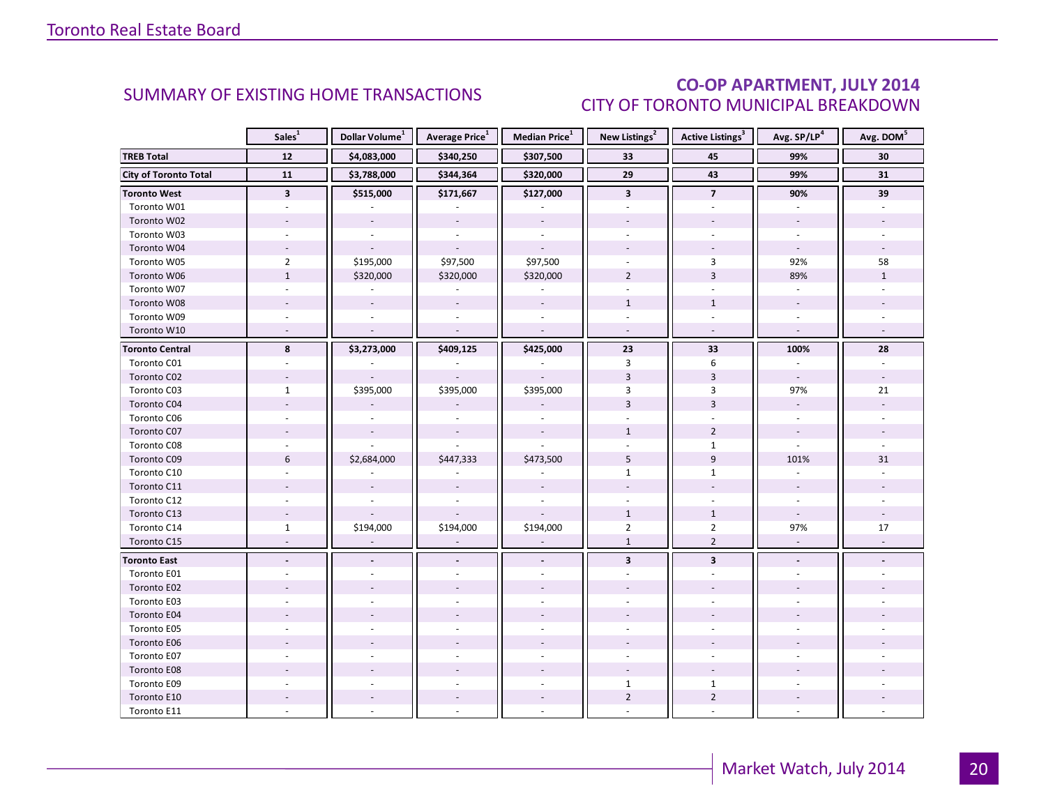## SUMMARY OF EXISTING HOME TRANSACTIONS

## CO-OP APARTMENT, JULY 2014
### CITY OF TORONTO MUNICIPAL BREAKDOWN

| | Sales[1] | Dollar Volume[1] | Average Price[1] | Median Price[1] | New Listings[2] | Active Listings[3] | Avg. SP/LP[4] | Avg. DOM[5] |
|---|---|---|---|---|---|---|---|---|
| **TREB Total** | **12** | **$4,083,000** | **$340,250** | **$307,500** | **33** | **45** | **99%** | **30** |
| **City of Toronto Total** | **11** | **$3,788,000** | **$344,364** | **$320,000** | **29** | **43** | **99%** | **31** |
| **Toronto West** | **3** | **$515,000** | **$171,667** | **$127,000** | **3** | **7** | **90%** | **39** |
| Toronto W01 | - | - | - | - | - | - | - | - |
| Toronto W02 | - | - | - | - | - | - | - | - |
| Toronto W03 | - | - | - | - | - | - | - | - |
| Toronto W04 | - | - | - | - | - | - | - | - |
| Toronto W05 | 2 | $195,000 | $97,500 | $97,500 | - | 3 | 92% | 58 |
| Toronto W06 | 1 | $320,000 | $320,000 | $320,000 | 2 | 3 | 89% | 1 |
| Toronto W07 | - | - | - | - | - | - | - | - |
| Toronto W08 | - | - | - | - | 1 | 1 | - | - |
| Toronto W09 | - | - | - | - | - | - | - | - |
| Toronto W10 | - | - | - | - | - | - | - | - |
| **Toronto Central** | **8** | **$3,273,000** | **$409,125** | **$425,000** | **23** | **33** | **100%** | **28** |
| Toronto C01 | - | - | - | - | 3 | 6 | - | - |
| Toronto C02 | - | - | - | - | 3 | 3 | - | - |
| Toronto C03 | 1 | $395,000 | $395,000 | $395,000 | 3 | 3 | 97% | 21 |
| Toronto C04 | - | - | - | - | 3 | 3 | - | - |
| Toronto C06 | - | - | - | - | - | - | - | - |
| Toronto C07 | - | - | - | - | 1 | 2 | - | - |
| Toronto C08 | - | - | - | - | - | 1 | - | - |
| Toronto C09 | 6 | $2,684,000 | $447,333 | $473,500 | 5 | 9 | 101% | 31 |
| Toronto C10 | - | - | - | - | 1 | 1 | - | - |
| Toronto C11 | - | - | - | - | - | - | - | - |
| Toronto C12 | - | - | - | - | - | - | - | - |
| Toronto C13 | - | - | - | - | 1 | 1 | - | - |
| Toronto C14 | 1 | $194,000 | $194,000 | $194,000 | 2 | 2 | 97% | 17 |
| Toronto C15 | - | - | - | - | 1 | 2 | - | - |
| **Toronto East** | **-** | **-** | **-** | **-** | **3** | **3** | **-** | **-** |
| Toronto E01 | - | - | - | - | - | - | - | - |
| Toronto E02 | - | - | - | - | - | - | - | - |
| Toronto E03 | - | - | - | - | - | - | - | - |
| Toronto E04 | - | - | - | - | - | - | - | - |
| Toronto E05 | - | - | - | - | - | - | - | - |
| Toronto E06 | - | - | - | - | - | - | - | - |
| Toronto E07 | - | - | - | - | - | - | - | - |
| Toronto E08 | - | - | - | - | - | - | - | - |
| Toronto E09 | - | - | - | - | 1 | 1 | - | - |
| Toronto E10 | - | - | - | - | 2 | 2 | - | - |
| Toronto E11 | - | - | - | - | - | - | - | - |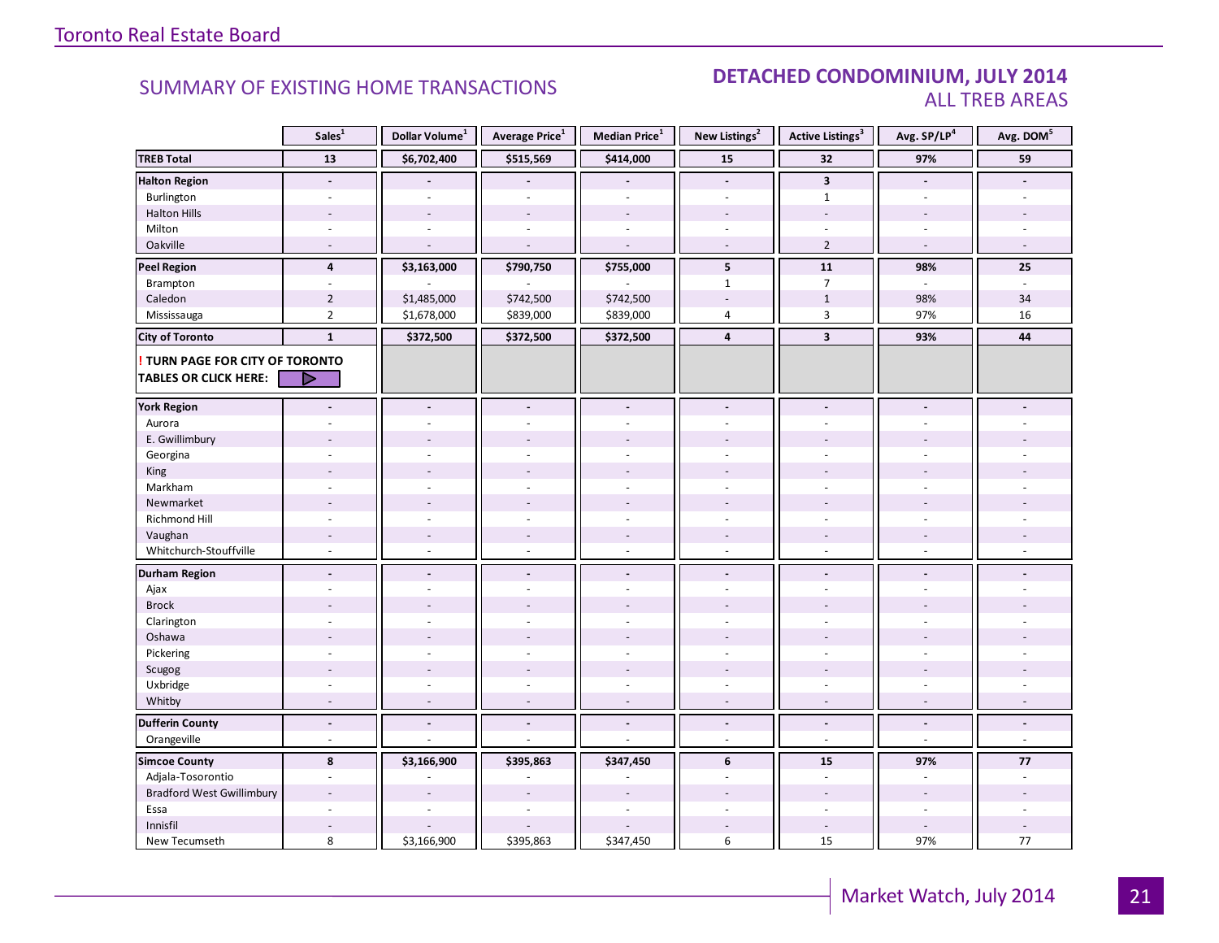Toronto Real Estate Board

## SUMMARY OF EXISTING HOME TRANSACTIONS

## DETACHED CONDOMINIUM, JULY 2014
### ALL TREB AREAS

| | Sales[1] | Dollar Volume[1] | Average Price[1] | Median Price[1] | New Listings[2] | Active Listings[3] | Avg. SP/LP[4] | Avg. DOM[5] |
|---|---|---|---|---|---|---|---|---|
| **TREB Total** | **13** | **$6,702,400** | **$515,569** | **$414,000** | **15** | **32** | **97%** | **59** |
| **Halton Region** | **-** | **-** | **-** | **-** | **-** | **3** | **-** | **-** |
| Burlington | - | - | - | - | - | 1 | - | - |
| Halton Hills | - | - | - | - | - | - | - | - |
| Milton | - | - | - | - | - | - | - | - |
| Oakville | - | - | - | - | - | 2 | - | - |
| **Peel Region** | **4** | **$3,163,000** | **$790,750** | **$755,000** | **5** | **11** | **98%** | **25** |
| Brampton | - | - | - | - | 1 | 7 | - | - |
| Caledon | 2 | $1,485,000 | $742,500 | $742,500 | - | 1 | 98% | 34 |
| Mississauga | 2 | $1,678,000 | $839,000 | $839,000 | 4 | 3 | 97% | 16 |
| **City of Toronto** | **1** | **$372,500** | **$372,500** | **$372,500** | **4** | **3** | **93%** | **44** |
| **! TURN PAGE FOR CITY OF TORONTO TABLES OR CLICK HERE:** | | | | | | | | |
| **York Region** | **-** | **-** | **-** | **-** | **-** | **-** | **-** | **-** |
| Aurora | - | - | - | - | - | - | - | - |
| E. Gwillimbury | - | - | - | - | - | - | - | - |
| Georgina | - | - | - | - | - | - | - | - |
| King | - | - | - | - | - | - | - | - |
| Markham | - | - | - | - | - | - | - | - |
| Newmarket | - | - | - | - | - | - | - | - |
| Richmond Hill | - | - | - | - | - | - | - | - |
| Vaughan | - | - | - | - | - | - | - | - |
| Whitchurch-Stouffville | - | - | - | - | - | - | - | - |
| **Durham Region** | **-** | **-** | **-** | **-** | **-** | **-** | **-** | **-** |
| Ajax | - | - | - | - | - | - | - | - |
| Brock | - | - | - | - | - | - | - | - |
| Clarington | - | - | - | - | - | - | - | - |
| Oshawa | - | - | - | - | - | - | - | - |
| Pickering | - | - | - | - | - | - | - | - |
| Scugog | - | - | - | - | - | - | - | - |
| Uxbridge | - | - | - | - | - | - | - | - |
| Whitby | - | - | - | - | - | - | - | - |
| **Dufferin County** | **-** | **-** | **-** | **-** | **-** | **-** | **-** | **-** |
| Orangeville | - | - | - | - | - | - | - | - |
| **Simcoe County** | **8** | **$3,166,900** | **$395,863** | **$347,450** | **6** | **15** | **97%** | **77** |
| Adjala-Tosorontio | - | - | - | - | - | - | - | - |
| Bradford West Gwillimbury | - | - | - | - | - | - | - | - |
| Essa | - | - | - | - | - | - | - | - |
| Innisfil | - | - | - | - | - | - | - | - |
| New Tecumseth | 8 | $3,166,900 | $395,863 | $347,450 | 6 | 15 | 97% | 77 |

Market Watch, July 2014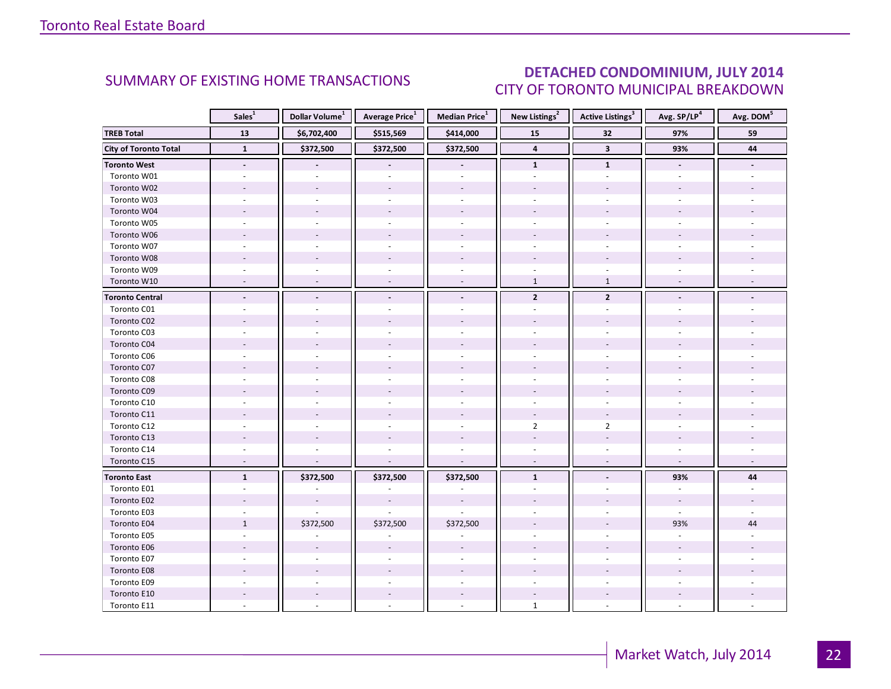## SUMMARY OF EXISTING HOME TRANSACTIONS

## DETACHED CONDOMINIUM, JULY 2014
### CITY OF TORONTO MUNICIPAL BREAKDOWN

| | Sales[1] | Dollar Volume[1] | Average Price[1] | Median Price[1] | New Listings[2] | Active Listings[3] | Avg. SP/LP[4] | Avg. DOM[5] |
|---|---|---|---|---|---|---|---|---|
| **TREB Total** | **13** | **$6,702,400** | **$515,569** | **$414,000** | **15** | **32** | **97%** | **59** |
| **City of Toronto Total** | **1** | **$372,500** | **$372,500** | **$372,500** | **4** | **3** | **93%** | **44** |
| **Toronto West** | **-** | **-** | **-** | **-** | **1** | **1** | **-** | **-** |
| Toronto W01 | - | - | - | - | - | - | - | - |
| Toronto W02 | - | - | - | - | - | - | - | - |
| Toronto W03 | - | - | - | - | - | - | - | - |
| Toronto W04 | - | - | - | - | - | - | - | - |
| Toronto W05 | - | - | - | - | - | - | - | - |
| Toronto W06 | - | - | - | - | - | - | - | - |
| Toronto W07 | - | - | - | - | - | - | - | - |
| Toronto W08 | - | - | - | - | - | - | - | - |
| Toronto W09 | - | - | - | - | - | - | - | - |
| Toronto W10 | - | - | - | - | 1 | 1 | - | - |
| **Toronto Central** | **-** | **-** | **-** | **-** | **2** | **2** | **-** | **-** |
| Toronto C01 | - | - | - | - | - | - | - | - |
| Toronto C02 | - | - | - | - | - | - | - | - |
| Toronto C03 | - | - | - | - | - | - | - | - |
| Toronto C04 | - | - | - | - | - | - | - | - |
| Toronto C06 | - | - | - | - | - | - | - | - |
| Toronto C07 | - | - | - | - | - | - | - | - |
| Toronto C08 | - | - | - | - | - | - | - | - |
| Toronto C09 | - | - | - | - | - | - | - | - |
| Toronto C10 | - | - | - | - | - | - | - | - |
| Toronto C11 | - | - | - | - | - | - | - | - |
| Toronto C12 | - | - | - | - | 2 | 2 | - | - |
| Toronto C13 | - | - | - | - | - | - | - | - |
| Toronto C14 | - | - | - | - | - | - | - | - |
| Toronto C15 | - | - | - | - | - | - | - | - |
| **Toronto East** | **1** | **$372,500** | **$372,500** | **$372,500** | **1** | **-** | **93%** | **44** |
| Toronto E01 | - | - | - | - | - | - | - | - |
| Toronto E02 | - | - | - | - | - | - | - | - |
| Toronto E03 | - | - | - | - | - | - | - | - |
| Toronto E04 | 1 | $372,500 | $372,500 | $372,500 | - | - | 93% | 44 |
| Toronto E05 | - | - | - | - | - | - | - | - |
| Toronto E06 | - | - | - | - | - | - | - | - |
| Toronto E07 | - | - | - | - | - | - | - | - |
| Toronto E08 | - | - | - | - | - | - | - | - |
| Toronto E09 | - | - | - | - | - | - | - | - |
| Toronto E10 | - | - | - | - | - | - | - | - |
| Toronto E11 | - | - | - | - | 1 | - | - | - |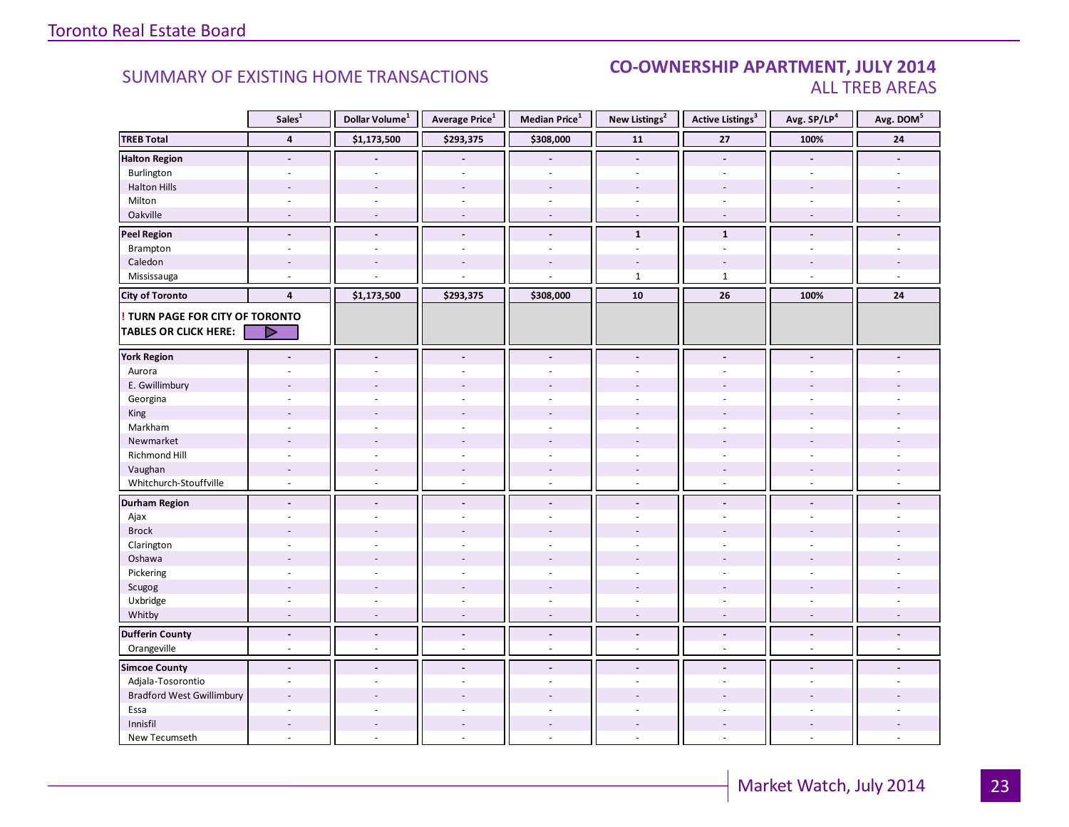## SUMMARY OF EXISTING HOME TRANSACTIONS

## CO-OWNERSHIP APARTMENT, JULY 2014
### ALL TREB AREAS

| | Sales[1] | Dollar Volume[1] | Average Price[1] | Median Price[1] | New Listings[2] | Active Listings[3] | Avg. SP/LP[4] | Avg. DOM[5] |
|---|---|---|---|---|---|---|---|---|
| **TREB Total** | **4** | **$1,173,500** | **$293,375** | **$308,000** | **11** | **27** | **100%** | **24** |
| **Halton Region** | **-** | **-** | **-** | **-** | **-** | **-** | **-** | **-** |
| Burlington | - | - | - | - | - | - | - | - |
| Halton Hills | - | - | - | - | - | - | - | - |
| Milton | - | - | - | - | - | - | - | - |
| Oakville | - | - | - | - | - | - | - | - |
| **Peel Region** | **-** | **-** | **-** | **-** | **1** | **1** | **-** | **-** |
| Brampton | - | - | - | - | - | - | - | - |
| Caledon | - | - | - | - | - | - | - | - |
| Mississauga | - | - | - | - | 1 | 1 | - | - |
| **City of Toronto** | **4** | **$1,173,500** | **$293,375** | **$308,000** | **10** | **26** | **100%** | **24** |
| **! TURN PAGE FOR CITY OF TORONTO TABLES OR CLICK HERE:** | | | | | | | | |
| **York Region** | **-** | **-** | **-** | **-** | **-** | **-** | **-** | **-** |
| Aurora | - | - | - | - | - | - | - | - |
| E. Gwillimbury | - | - | - | - | - | - | - | - |
| Georgina | - | - | - | - | - | - | - | - |
| King | - | - | - | - | - | - | - | - |
| Markham | - | - | - | - | - | - | - | - |
| Newmarket | - | - | - | - | - | - | - | - |
| Richmond Hill | - | - | - | - | - | - | - | - |
| Vaughan | - | - | - | - | - | - | - | - |
| Whitchurch-Stouffville | - | - | - | - | - | - | - | - |
| **Durham Region** | **-** | **-** | **-** | **-** | **-** | **-** | **-** | **-** |
| Ajax | - | - | - | - | - | - | - | - |
| Brock | - | - | - | - | - | - | - | - |
| Clarington | - | - | - | - | - | - | - | - |
| Oshawa | - | - | - | - | - | - | - | - |
| Pickering | - | - | - | - | - | - | - | - |
| Scugog | - | - | - | - | - | - | - | - |
| Uxbridge | - | - | - | - | - | - | - | - |
| Whitby | - | - | - | - | - | - | - | - |
| **Dufferin County** | **-** | **-** | **-** | **-** | **-** | **-** | **-** | **-** |
| Orangeville | - | - | - | - | - | - | - | - |
| **Simcoe County** | **-** | **-** | **-** | **-** | **-** | **-** | **-** | **-** |
| Adjala-Tosorontio | - | - | - | - | - | - | - | - |
| Bradford West Gwillimbury | - | - | - | - | - | - | - | - |
| Essa | - | - | - | - | - | - | - | - |
| Innisfil | - | - | - | - | - | - | - | - |
| New Tecumseth | - | - | - | - | - | - | - | - |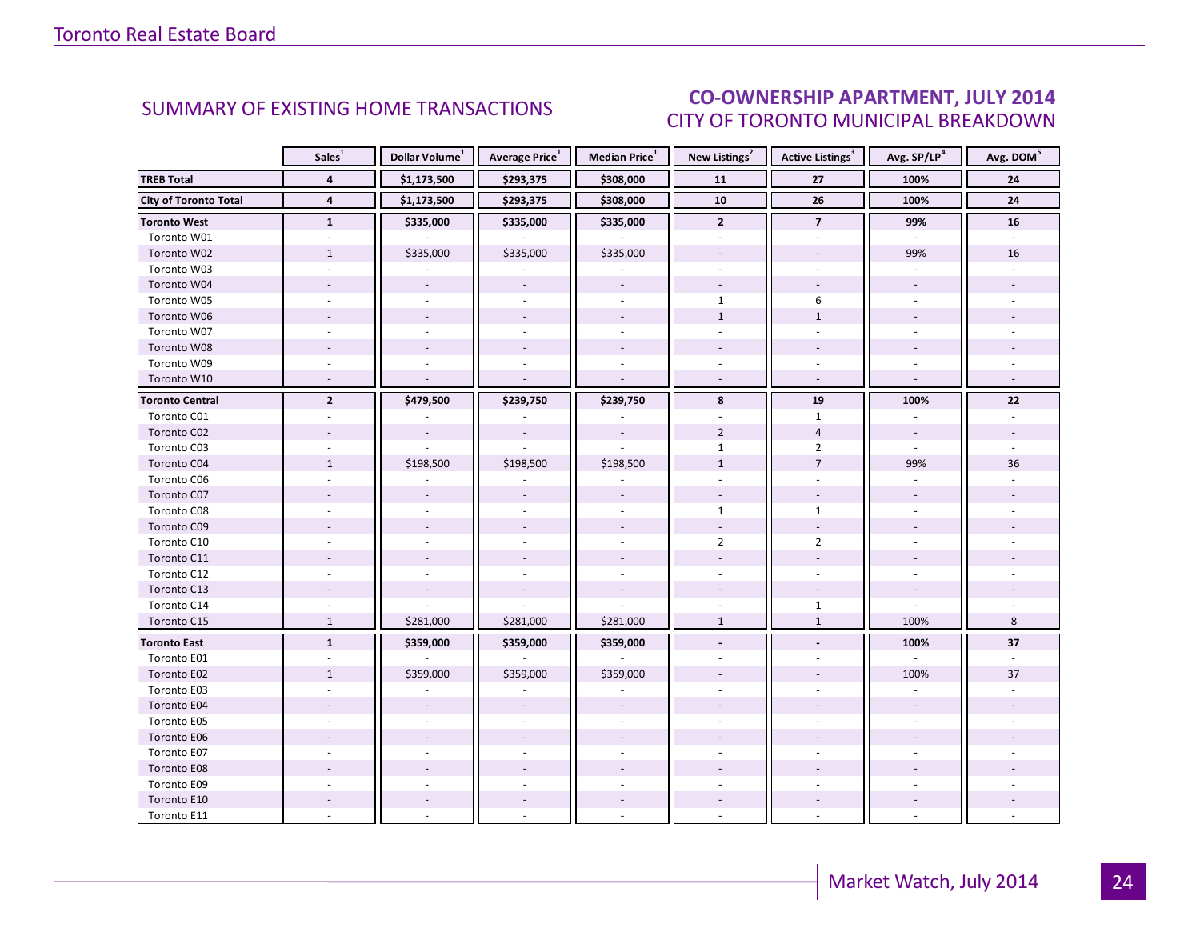## SUMMARY OF EXISTING HOME TRANSACTIONS

## CO-OWNERSHIP APARTMENT, JULY 2014
### CITY OF TORONTO MUNICIPAL BREAKDOWN

| | Sales[1] | Dollar Volume[1] | Average Price[1] | Median Price[1] | New Listings[2] | Active Listings[3] | Avg. SP/LP[4] | Avg. DOM[5] |
|---|---|---|---|---|---|---|---|---|
| **TREB Total** | **4** | **$1,173,500** | **$293,375** | **$308,000** | **11** | **27** | **100%** | **24** |
| **City of Toronto Total** | **4** | **$1,173,500** | **$293,375** | **$308,000** | **10** | **26** | **100%** | **24** |
| **Toronto West** | **1** | **$335,000** | **$335,000** | **$335,000** | **2** | **7** | **99%** | **16** |
| Toronto W01 | - | - | - | - | - | - | - | - |
| Toronto W02 | 1 | $335,000 | $335,000 | $335,000 | - | - | 99% | 16 |
| Toronto W03 | - | - | - | - | - | - | - | - |
| Toronto W04 | - | - | - | - | - | - | - | - |
| Toronto W05 | - | - | - | - | 1 | 6 | - | - |
| Toronto W06 | - | - | - | - | 1 | 1 | - | - |
| Toronto W07 | - | - | - | - | - | - | - | - |
| Toronto W08 | - | - | - | - | - | - | - | - |
| Toronto W09 | - | - | - | - | - | - | - | - |
| Toronto W10 | - | - | - | - | - | - | - | - |
| **Toronto Central** | **2** | **$479,500** | **$239,750** | **$239,750** | **8** | **19** | **100%** | **22** |
| Toronto C01 | - | - | - | - | - | 1 | - | - |
| Toronto C02 | - | - | - | - | 2 | 4 | - | - |
| Toronto C03 | - | - | - | - | 1 | 2 | - | - |
| Toronto C04 | 1 | $198,500 | $198,500 | $198,500 | 1 | 7 | 99% | 36 |
| Toronto C06 | - | - | - | - | - | - | - | - |
| Toronto C07 | - | - | - | - | - | - | - | - |
| Toronto C08 | - | - | - | - | 1 | 1 | - | - |
| Toronto C09 | - | - | - | - | - | - | - | - |
| Toronto C10 | - | - | - | - | 2 | 2 | - | - |
| Toronto C11 | - | - | - | - | - | - | - | - |
| Toronto C12 | - | - | - | - | - | - | - | - |
| Toronto C13 | - | - | - | - | - | - | - | - |
| Toronto C14 | - | - | - | - | - | 1 | - | - |
| Toronto C15 | 1 | $281,000 | $281,000 | $281,000 | 1 | 1 | 100% | 8 |
| **Toronto East** | **1** | **$359,000** | **$359,000** | **$359,000** | **-** | **-** | **100%** | **37** |
| Toronto E01 | - | - | - | - | - | - | - | - |
| Toronto E02 | 1 | $359,000 | $359,000 | $359,000 | - | - | 100% | 37 |
| Toronto E03 | - | - | - | - | - | - | - | - |
| Toronto E04 | - | - | - | - | - | - | - | - |
| Toronto E05 | - | - | - | - | - | - | - | - |
| Toronto E06 | - | - | - | - | - | - | - | - |
| Toronto E07 | - | - | - | - | - | - | - | - |
| Toronto E08 | - | - | - | - | - | - | - | - |
| Toronto E09 | - | - | - | - | - | - | - | - |
| Toronto E10 | - | - | - | - | - | - | - | - |
| Toronto E11 | - | - | - | - | - | - | - | - |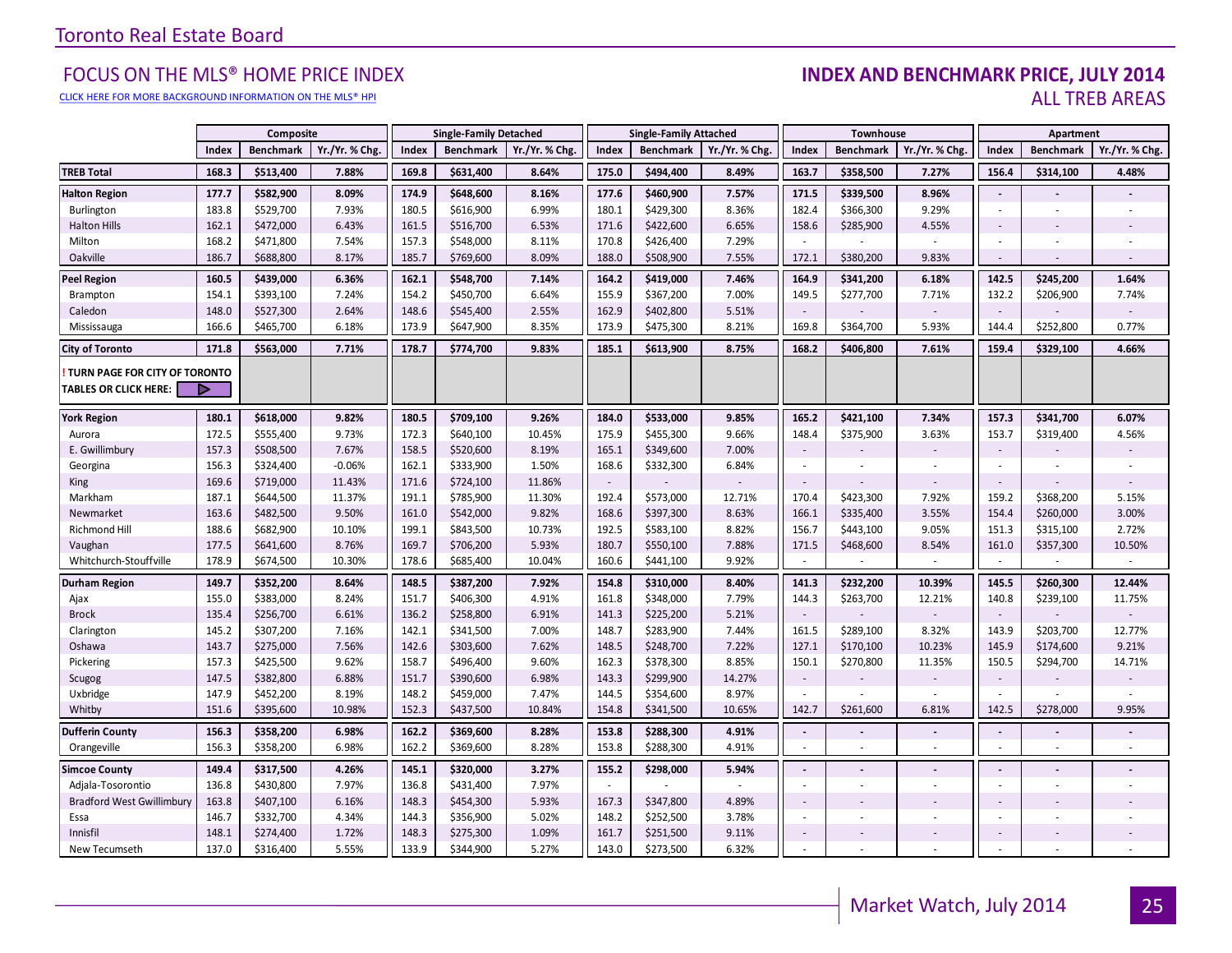# Toronto Real Estate Board

## FOCUS ON THE MLS® HOME PRICE INDEX

CLICK HERE FOR MORE BACKGROUND INFORMATION ON THE MLS® HPI

## INDEX AND BENCHMARK PRICE, JULY 2014

### ALL TREB AREAS

| | Composite | | | Single-Family Detached | | | Single-Family Attached | | | Townhouse | | | Apartment | | |
|---|---|---|---|---|---|---|---|---|---|---|---|---|---|---|---|
| | Index | Benchmark | Yr./Yr. % Chg. | Index | Benchmark | Yr./Yr. % Chg. | Index | Benchmark | Yr./Yr. % Chg. | Index | Benchmark | Yr./Yr. % Chg. | Index | Benchmark | Yr./Yr. % Chg. |
| **TREB Total** | **168.3** | **$513,400** | **7.88%** | **169.8** | **$631,400** | **8.64%** | **175.0** | **$494,400** | **8.49%** | **163.7** | **$358,500** | **7.27%** | **156.4** | **$314,100** | **4.48%** |
| **Halton Region** | **177.7** | **$582,900** | **8.09%** | **174.9** | **$648,600** | **8.16%** | **177.6** | **$460,900** | **7.57%** | **171.5** | **$339,500** | **8.96%** | **-** | **-** | **-** |
| Burlington | 183.8 | $529,700 | 7.93% | 180.5 | $616,900 | 6.99% | 180.1 | $429,300 | 8.36% | 182.4 | $366,300 | 9.29% | - | - | - |
| Halton Hills | 162.1 | $472,000 | 6.43% | 161.5 | $516,700 | 6.53% | 171.6 | $422,600 | 6.65% | 158.6 | $285,900 | 4.55% | - | - | - |
| Milton | 168.2 | $471,800 | 7.54% | 157.3 | $548,000 | 8.11% | 170.8 | $426,400 | 7.29% | - | - | - | - | - | - |
| Oakville | 186.7 | $688,800 | 8.17% | 185.7 | $769,600 | 8.09% | 188.0 | $508,900 | 7.55% | 172.1 | $380,200 | 9.83% | - | - | - |
| **Peel Region** | **160.5** | **$439,000** | **6.36%** | **162.1** | **$548,700** | **7.14%** | **164.2** | **$419,000** | **7.46%** | **164.9** | **$341,200** | **6.18%** | **142.5** | **$245,200** | **1.64%** |
| Brampton | 154.1 | $393,100 | 7.24% | 154.2 | $450,700 | 6.64% | 155.9 | $367,200 | 7.00% | 149.5 | $277,700 | 7.71% | 132.2 | $206,900 | 7.74% |
| Caledon | 148.0 | $527,300 | 2.64% | 148.6 | $545,400 | 2.55% | 162.9 | $402,800 | 5.51% | - | - | - | - | - | - |
| Mississauga | 166.6 | $465,700 | 6.18% | 173.9 | $647,900 | 8.35% | 173.9 | $475,300 | 8.21% | 169.8 | $364,700 | 5.93% | 144.4 | $252,800 | 0.77% |
| **City of Toronto** | **171.8** | **$563,000** | **7.71%** | **178.7** | **$774,700** | **9.83%** | **185.1** | **$613,900** | **8.75%** | **168.2** | **$406,800** | **7.61%** | **159.4** | **$329,100** | **4.66%** |
| **! TURN PAGE FOR CITY OF TORONTO TABLES OR CLICK HERE:** | | | | | | | | | | | | | | | |
| **York Region** | **180.1** | **$618,000** | **9.82%** | **180.5** | **$709,100** | **9.26%** | **184.0** | **$533,000** | **9.85%** | **165.2** | **$421,100** | **7.34%** | **157.3** | **$341,700** | **6.07%** |
| Aurora | 172.5 | $555,400 | 9.73% | 172.3 | $640,100 | 10.45% | 175.9 | $455,300 | 9.66% | 148.4 | $375,900 | 3.63% | 153.7 | $319,400 | 4.56% |
| E. Gwillimbury | 157.3 | $508,500 | 7.67% | 158.5 | $520,600 | 8.19% | 165.1 | $349,600 | 7.00% | - | - | - | - | - | - |
| Georgina | 156.3 | $324,400 | -0.06% | 162.1 | $333,900 | 1.50% | 168.6 | $332,300 | 6.84% | - | - | - | - | - | - |
| King | 169.6 | $719,000 | 11.43% | 171.6 | $724,100 | 11.86% | - | - | - | - | - | - | - | - | - |
| Markham | 187.1 | $644,500 | 11.37% | 191.1 | $785,900 | 11.30% | 192.4 | $573,000 | 12.71% | 170.4 | $423,300 | 7.92% | 159.2 | $368,200 | 5.15% |
| Newmarket | 163.6 | $482,500 | 9.50% | 161.0 | $542,000 | 9.82% | 168.6 | $397,300 | 8.63% | 166.1 | $335,400 | 3.55% | 154.4 | $260,000 | 3.00% |
| Richmond Hill | 188.6 | $682,900 | 10.10% | 199.1 | $843,500 | 10.73% | 192.5 | $583,100 | 8.82% | 156.7 | $443,100 | 9.05% | 151.3 | $315,100 | 2.72% |
| Vaughan | 177.5 | $641,600 | 8.76% | 169.7 | $706,200 | 5.93% | 180.7 | $550,100 | 7.88% | 171.5 | $468,600 | 8.54% | 161.0 | $357,300 | 10.50% |
| Whitchurch-Stouffville | 178.9 | $674,500 | 10.30% | 178.6 | $685,400 | 10.04% | 160.6 | $441,100 | 9.92% | - | - | - | - | - | - |
| **Durham Region** | **149.7** | **$352,200** | **8.64%** | **148.5** | **$387,200** | **7.92%** | **154.8** | **$310,000** | **8.40%** | **141.3** | **$232,200** | **10.39%** | **145.5** | **$260,300** | **12.44%** |
| Ajax | 155.0 | $383,000 | 8.24% | 151.7 | $406,300 | 4.91% | 161.8 | $348,000 | 7.79% | 144.3 | $263,700 | 12.21% | 140.8 | $239,100 | 11.75% |
| Brock | 135.4 | $256,700 | 6.61% | 136.2 | $258,800 | 6.91% | 141.3 | $225,200 | 5.21% | - | - | - | - | - | - |
| Clarington | 145.2 | $307,200 | 7.16% | 142.1 | $341,500 | 7.00% | 148.7 | $283,900 | 7.44% | 161.5 | $289,100 | 8.32% | 143.9 | $203,700 | 12.77% |
| Oshawa | 143.7 | $275,000 | 7.56% | 142.6 | $303,600 | 7.62% | 148.5 | $248,700 | 7.22% | 127.1 | $170,100 | 10.23% | 145.9 | $174,600 | 9.21% |
| Pickering | 157.3 | $425,500 | 9.62% | 158.7 | $496,400 | 9.60% | 162.3 | $378,300 | 8.85% | 150.1 | $270,800 | 11.35% | 150.5 | $294,700 | 14.71% |
| Scugog | 147.5 | $382,800 | 6.88% | 151.7 | $390,600 | 6.98% | 143.3 | $299,900 | 14.27% | - | - | - | - | - | - |
| Uxbridge | 147.9 | $452,200 | 8.19% | 148.2 | $459,000 | 7.47% | 144.5 | $354,600 | 8.97% | - | - | - | - | - | - |
| Whitby | 151.6 | $395,600 | 10.98% | 152.3 | $437,500 | 10.84% | 154.8 | $341,500 | 10.65% | 142.7 | $261,600 | 6.81% | 142.5 | $278,000 | 9.95% |
| **Dufferin County** | **156.3** | **$358,200** | **6.98%** | **162.2** | **$369,600** | **8.28%** | **153.8** | **$288,300** | **4.91%** | **-** | **-** | **-** | **-** | **-** | **-** |
| Orangeville | 156.3 | $358,200 | 6.98% | 162.2 | $369,600 | 8.28% | 153.8 | $288,300 | 4.91% | - | - | - | - | - | - |
| **Simcoe County** | **149.4** | **$317,500** | **4.26%** | **145.1** | **$320,000** | **3.27%** | **155.2** | **$298,000** | **5.94%** | **-** | **-** | **-** | **-** | **-** | **-** |
| Adjala-Tosorontio | 136.8 | $430,800 | 7.97% | 136.8 | $431,400 | 7.97% | - | - | - | - | - | - | - | - | - |
| Bradford West Gwillimbury | 163.8 | $407,100 | 6.16% | 148.3 | $454,300 | 5.93% | 167.3 | $347,800 | 4.89% | - | - | - | - | - | - |
| Essa | 146.7 | $332,700 | 4.34% | 144.3 | $356,900 | 5.02% | 148.2 | $252,500 | 3.78% | - | - | - | - | - | - |
| Innisfil | 148.1 | $274,400 | 1.72% | 148.3 | $275,300 | 1.09% | 161.7 | $251,500 | 9.11% | - | - | - | - | - | - |
| New Tecumseth | 137.0 | $316,400 | 5.55% | 133.9 | $344,900 | 5.27% | 143.0 | $273,500 | 6.32% | - | - | - | - | - | - |

Market Watch, July 2014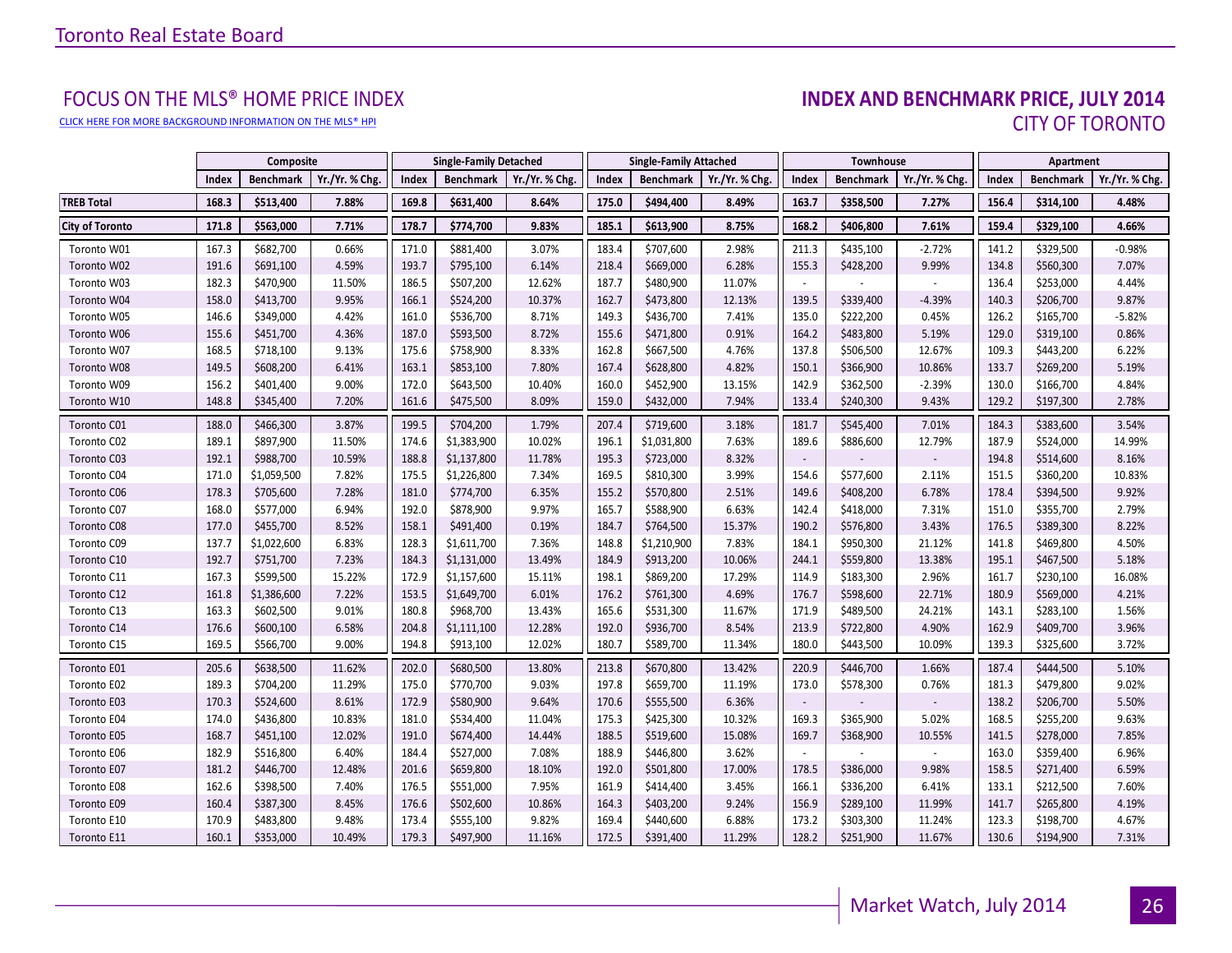Toronto Real Estate Board

## FOCUS ON THE MLS® HOME PRICE INDEX

CLICK HERE FOR MORE BACKGROUND INFORMATION ON THE MLS® HPI

## INDEX AND BENCHMARK PRICE, JULY 2014
### CITY OF TORONTO

| | Composite | | | Single-Family Detached | | | Single-Family Attached | | | Townhouse | | | Apartment | | |
|---|---|---|---|---|---|---|---|---|---|---|---|---|---|---|---|
| | Index | Benchmark | Yr./Yr. % Chg. | Index | Benchmark | Yr./Yr. % Chg. | Index | Benchmark | Yr./Yr. % Chg. | Index | Benchmark | Yr./Yr. % Chg. | Index | Benchmark | Yr./Yr. % Chg. |
| **TREB Total** | **168.3** | **$513,400** | **7.88%** | **169.8** | **$631,400** | **8.64%** | **175.0** | **$494,400** | **8.49%** | **163.7** | **$358,500** | **7.27%** | **156.4** | **$314,100** | **4.48%** |
| **City of Toronto** | **171.8** | **$563,000** | **7.71%** | **178.7** | **$774,700** | **9.83%** | **185.1** | **$613,900** | **8.75%** | **168.2** | **$406,800** | **7.61%** | **159.4** | **$329,100** | **4.66%** |
| Toronto W01 | 167.3 | $682,700 | 0.66% | 171.0 | $881,400 | 3.07% | 183.4 | $707,600 | 2.98% | 211.3 | $435,100 | -2.72% | 141.2 | $329,500 | -0.98% |
| Toronto W02 | 191.6 | $691,100 | 4.59% | 193.7 | $795,100 | 6.14% | 218.4 | $669,000 | 6.28% | 155.3 | $428,200 | 9.99% | 134.8 | $560,300 | 7.07% |
| Toronto W03 | 182.3 | $470,900 | 11.50% | 186.5 | $507,200 | 12.62% | 187.7 | $480,900 | 11.07% | - | - | - | 136.4 | $253,000 | 4.44% |
| Toronto W04 | 158.0 | $413,700 | 9.95% | 166.1 | $524,200 | 10.37% | 162.7 | $473,800 | 12.13% | 139.5 | $339,400 | -4.39% | 140.3 | $206,700 | 9.87% |
| Toronto W05 | 146.6 | $349,000 | 4.42% | 161.0 | $536,700 | 8.71% | 149.3 | $436,700 | 7.41% | 135.0 | $222,200 | 0.45% | 126.2 | $165,700 | -5.82% |
| Toronto W06 | 155.6 | $451,700 | 4.36% | 187.0 | $593,500 | 8.72% | 155.6 | $471,800 | 0.91% | 164.2 | $483,800 | 5.19% | 129.0 | $319,100 | 0.86% |
| Toronto W07 | 168.5 | $718,100 | 9.13% | 175.6 | $758,900 | 8.33% | 162.8 | $667,500 | 4.76% | 137.8 | $506,500 | 12.67% | 109.3 | $443,200 | 6.22% |
| Toronto W08 | 149.5 | $608,200 | 6.41% | 163.1 | $853,100 | 7.80% | 167.4 | $628,800 | 4.82% | 150.1 | $366,900 | 10.86% | 133.7 | $269,200 | 5.19% |
| Toronto W09 | 156.2 | $401,400 | 9.00% | 172.0 | $643,500 | 10.40% | 160.0 | $452,900 | 13.15% | 142.9 | $362,500 | -2.39% | 130.0 | $166,700 | 4.84% |
| Toronto W10 | 148.8 | $345,400 | 7.20% | 161.6 | $475,500 | 8.09% | 159.0 | $432,000 | 7.94% | 133.4 | $240,300 | 9.43% | 129.2 | $197,300 | 2.78% |
| Toronto C01 | 188.0 | $466,300 | 3.87% | 199.5 | $704,200 | 1.79% | 207.4 | $719,600 | 3.18% | 181.7 | $545,400 | 7.01% | 184.3 | $383,600 | 3.54% |
| Toronto C02 | 189.1 | $897,900 | 11.50% | 174.6 | $1,383,900 | 10.02% | 196.1 | $1,031,800 | 7.63% | 189.6 | $886,600 | 12.79% | 187.9 | $524,000 | 14.99% |
| Toronto C03 | 192.1 | $988,700 | 10.59% | 188.8 | $1,137,800 | 11.78% | 195.3 | $723,000 | 8.32% | - | - | - | 194.8 | $514,600 | 8.16% |
| Toronto C04 | 171.0 | $1,059,500 | 7.82% | 175.5 | $1,226,800 | 7.34% | 169.5 | $810,300 | 3.99% | 154.6 | $577,600 | 2.11% | 151.5 | $360,200 | 10.83% |
| Toronto C06 | 178.3 | $705,600 | 7.28% | 181.0 | $774,700 | 6.35% | 155.2 | $570,800 | 2.51% | 149.6 | $408,200 | 6.78% | 178.4 | $394,500 | 9.92% |
| Toronto C07 | 168.0 | $577,000 | 6.94% | 192.0 | $878,900 | 9.97% | 165.7 | $588,900 | 6.63% | 142.4 | $418,000 | 7.31% | 151.0 | $355,700 | 2.79% |
| Toronto C08 | 177.0 | $455,700 | 8.52% | 158.1 | $491,400 | 0.19% | 184.7 | $764,500 | 15.37% | 190.2 | $576,800 | 3.43% | 176.5 | $389,300 | 8.22% |
| Toronto C09 | 137.7 | $1,022,600 | 6.83% | 128.3 | $1,611,700 | 7.36% | 148.8 | $1,210,900 | 7.83% | 184.1 | $950,300 | 21.12% | 141.8 | $469,800 | 4.50% |
| Toronto C10 | 192.7 | $751,700 | 7.23% | 184.3 | $1,131,000 | 13.49% | 184.9 | $913,200 | 10.06% | 244.1 | $559,800 | 13.38% | 195.1 | $467,500 | 5.18% |
| Toronto C11 | 167.3 | $599,500 | 15.22% | 172.9 | $1,157,600 | 15.11% | 198.1 | $869,200 | 17.29% | 114.9 | $183,300 | 2.96% | 161.7 | $230,100 | 16.08% |
| Toronto C12 | 161.8 | $1,386,600 | 7.22% | 153.5 | $1,649,700 | 6.01% | 176.2 | $761,300 | 4.69% | 176.7 | $598,600 | 22.71% | 180.9 | $569,000 | 4.21% |
| Toronto C13 | 163.3 | $602,500 | 9.01% | 180.8 | $968,700 | 13.43% | 165.6 | $531,300 | 11.67% | 171.9 | $489,500 | 24.21% | 143.1 | $283,100 | 1.56% |
| Toronto C14 | 176.6 | $600,100 | 6.58% | 204.8 | $1,111,100 | 12.28% | 192.0 | $936,700 | 8.54% | 213.9 | $722,800 | 4.90% | 162.9 | $409,700 | 3.96% |
| Toronto C15 | 169.5 | $566,700 | 9.00% | 194.8 | $913,100 | 12.02% | 180.7 | $589,700 | 11.34% | 180.0 | $443,500 | 10.09% | 139.3 | $325,600 | 3.72% |
| Toronto E01 | 205.6 | $638,500 | 11.62% | 202.0 | $680,500 | 13.80% | 213.8 | $670,800 | 13.42% | 220.9 | $446,700 | 1.66% | 187.4 | $444,500 | 5.10% |
| Toronto E02 | 189.3 | $704,200 | 11.29% | 175.0 | $770,700 | 9.03% | 197.8 | $659,700 | 11.19% | 173.0 | $578,300 | 0.76% | 181.3 | $479,800 | 9.02% |
| Toronto E03 | 170.3 | $524,600 | 8.61% | 172.9 | $580,900 | 9.64% | 170.6 | $555,500 | 6.36% | - | - | - | 138.2 | $206,700 | 5.50% |
| Toronto E04 | 174.0 | $436,800 | 10.83% | 181.0 | $534,400 | 11.04% | 175.3 | $425,300 | 10.32% | 169.3 | $365,900 | 5.02% | 168.5 | $255,200 | 9.63% |
| Toronto E05 | 168.7 | $451,100 | 12.02% | 191.0 | $674,400 | 14.44% | 188.5 | $519,600 | 15.08% | 169.7 | $368,900 | 10.55% | 141.5 | $278,000 | 7.85% |
| Toronto E06 | 182.9 | $516,800 | 6.40% | 184.4 | $527,000 | 7.08% | 188.9 | $446,800 | 3.62% | - | - | - | 163.0 | $359,400 | 6.96% |
| Toronto E07 | 181.2 | $446,700 | 12.48% | 201.6 | $659,800 | 18.10% | 192.0 | $501,800 | 17.00% | 178.5 | $386,000 | 9.98% | 158.5 | $271,400 | 6.59% |
| Toronto E08 | 162.6 | $398,500 | 7.40% | 176.5 | $551,000 | 7.95% | 161.9 | $414,400 | 3.45% | 166.1 | $336,200 | 6.41% | 133.1 | $212,500 | 7.60% |
| Toronto E09 | 160.4 | $387,300 | 8.45% | 176.6 | $502,600 | 10.86% | 164.3 | $403,200 | 9.24% | 156.9 | $289,100 | 11.99% | 141.7 | $265,800 | 4.19% |
| Toronto E10 | 170.9 | $483,800 | 9.48% | 173.4 | $555,100 | 9.82% | 169.4 | $440,600 | 6.88% | 173.2 | $303,300 | 11.24% | 123.3 | $198,700 | 4.67% |
| Toronto E11 | 160.1 | $353,000 | 10.49% | 179.3 | $497,900 | 11.16% | 172.5 | $391,400 | 11.29% | 128.2 | $251,900 | 11.67% | 130.6 | $194,900 | 7.31% |

Market Watch, July 2014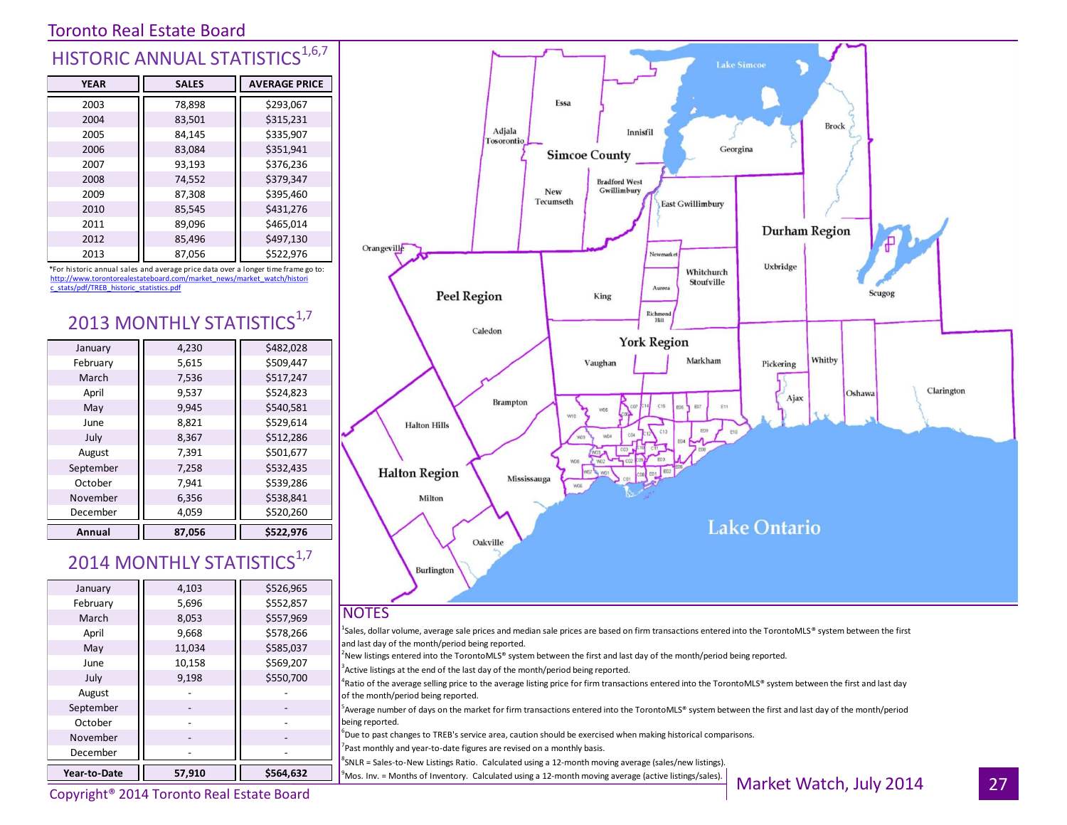## Toronto Real Estate Board

# HISTORIC ANNUAL STATISTICS[1,6,7]

| YEAR | SALES | AVERAGE PRICE |
|---|---|---|
| 2003 | 78,898 | $293,067 |
| 2004 | 83,501 | $315,231 |
| 2005 | 84,145 | $335,907 |
| 2006 | 83,084 | $351,941 |
| 2007 | 93,193 | $376,236 |
| 2008 | 74,552 | $379,347 |
| 2009 | 87,308 | $395,460 |
| 2010 | 85,545 | $431,276 |
| 2011 | 89,096 | $465,014 |
| 2012 | 85,496 | $497,130 |
| 2013 | 87,056 | $522,976 |

*For historic annual sales and average price data over a longer time frame go to: http://www.torontorealestateboard.com/market_news/market_watch/historic_stats/pdf/TREB_historic_statistics.pdf

# 2013 MONTHLY STATISTICS[1,7]

| | | |
|---|---|---|
| January | 4,230 | $482,028 |
| February | 5,615 | $509,447 |
| March | 7,536 | $517,247 |
| April | 9,537 | $524,823 |
| May | 9,945 | $540,581 |
| June | 8,821 | $529,614 |
| July | 8,367 | $512,286 |
| August | 7,391 | $501,677 |
| September | 7,258 | $532,435 |
| October | 7,941 | $539,286 |
| November | 6,356 | $538,841 |
| December | 4,059 | $520,260 |
| **Annual** | **87,056** | **$522,976** |

# 2014 MONTHLY STATISTICS[1,7]

| | | |
|---|---|---|
| January | 4,103 | $526,965 |
| February | 5,696 | $552,857 |
| March | 8,053 | $557,969 |
| April | 9,668 | $578,266 |
| May | 11,034 | $585,037 |
| June | 10,158 | $569,207 |
| July | 9,198 | $550,700 |
| August | - | - |
| September | - | - |
| October | - | - |
| November | - | - |
| December | - | - |
| **Year-to-Date** | **57,910** | **$564,632** |

Lake Simcoe
Essa
Adjala Tosorontio
Innisfil
Simcoe County
Brock
Georgina
Bradford West Gwillimbury
New Tecumseth
East Gwillimbury
Durham Region
Orangeville
Newmarket
Whitchurch Stoufville
Uxbridge
Aurora
Peel Region
King
Scugog
Richmond Hill
Caledon
York Region
Vaughan
Markham
Pickering
Whitby
Ajax
Oshawa
Clarington
Brampton
Halton Hills
Halton Region
Mississauga
Milton
Lake Ontario
Oakville
Burlington

## NOTES

[1]Sales, dollar volume, average sale prices and median sale prices are based on firm transactions entered into the TorontoMLS® system between the first and last day of the month/period being reported.

[2]New listings entered into the TorontoMLS® system between the first and last day of the month/period being reported.

[3]Active listings at the end of the last day of the month/period being reported.

[4]Ratio of the average selling price to the average listing price for firm transactions entered into the TorontoMLS® system between the first and last day of the month/period being reported.

[5]Average number of days on the market for firm transactions entered into the TorontoMLS® system between the first and last day of the month/period being reported.

[6]Due to past changes to TREB's service area, caution should be exercised when making historical comparisons.

[7]Past monthly and year-to-date figures are revised on a monthly basis.

[8]SNLR = Sales-to-New Listings Ratio. Calculated using a 12-month moving average (sales/new listings).

[9]Mos. Inv. = Months of Inventory. Calculated using a 12-month moving average (active listings/sales).

Market Watch, July 2014

Copyright® 2014 Toronto Real Estate Board